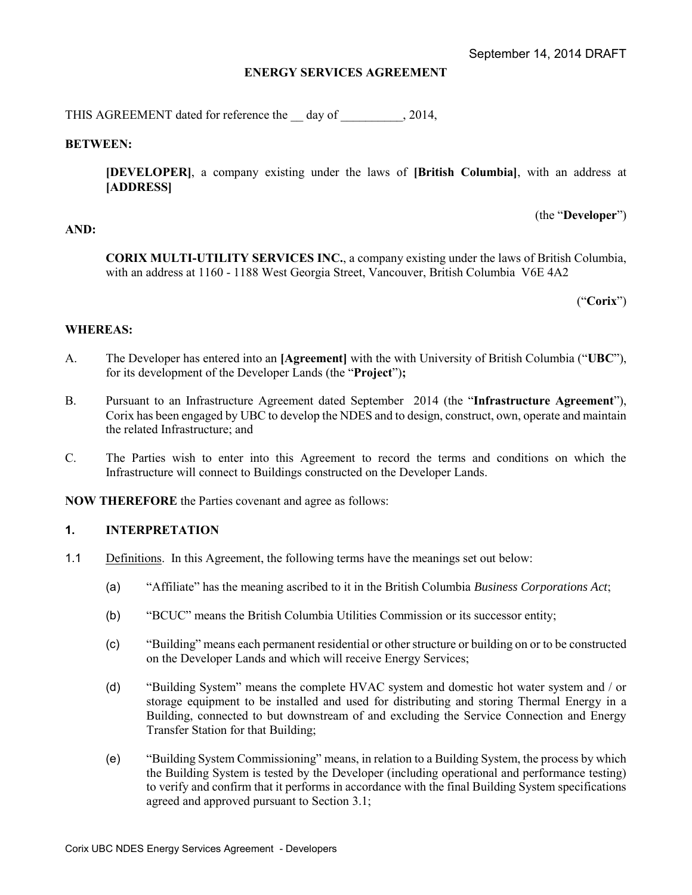September 14, 2014 DRAFT

# ENERGY SERVICES AGREEMENT

THIS AGREEMENT dated for reference the __ day of __________, 2014,

**BETWEEN:**

> **[DEVELOPER]**, a company existing under the laws of **[British Columbia]**, with an address at **[ADDRESS]**
>
> (the "**Developer**")

**AND:**

> **CORIX MULTI-UTILITY SERVICES INC.**, a company existing under the laws of British Columbia, with an address at 1160 - 1188 West Georgia Street, Vancouver, British Columbia V6E 4A2
>
> ("**Corix**")

**WHEREAS:**

A. The Developer has entered into an **[Agreement]** with the with University of British Columbia ("**UBC**"), for its development of the Developer Lands (the "**Project**")**;**

B. Pursuant to an Infrastructure Agreement dated September 2014 (the "**Infrastructure Agreement**"), Corix has been engaged by UBC to develop the NDES and to design, construct, own, operate and maintain the related Infrastructure; and

C. The Parties wish to enter into this Agreement to record the terms and conditions on which the Infrastructure will connect to Buildings constructed on the Developer Lands.

**NOW THEREFORE** the Parties covenant and agree as follows:

## 1. INTERPRETATION

1.1 Definitions. In this Agreement, the following terms have the meanings set out below:

(a) "Affiliate" has the meaning ascribed to it in the British Columbia *Business Corporations Act*;

(b) "BCUC" means the British Columbia Utilities Commission or its successor entity;

(c) "Building" means each permanent residential or other structure or building on or to be constructed on the Developer Lands and which will receive Energy Services;

(d) "Building System" means the complete HVAC system and domestic hot water system and / or storage equipment to be installed and used for distributing and storing Thermal Energy in a Building, connected to but downstream of and excluding the Service Connection and Energy Transfer Station for that Building;

(e) "Building System Commissioning" means, in relation to a Building System, the process by which the Building System is tested by the Developer (including operational and performance testing) to verify and confirm that it performs in accordance with the final Building System specifications agreed and approved pursuant to Section 3.1;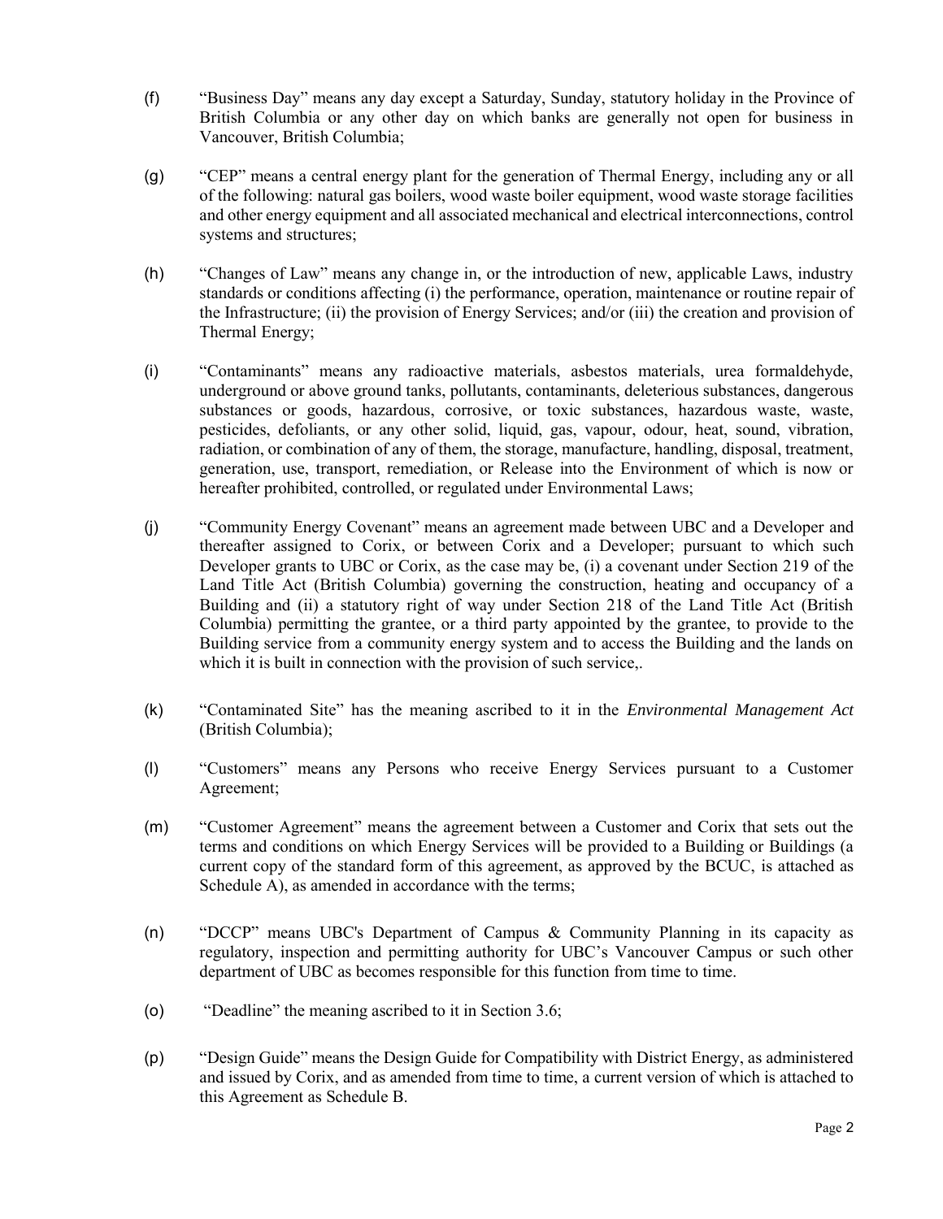(f) "Business Day" means any day except a Saturday, Sunday, statutory holiday in the Province of British Columbia or any other day on which banks are generally not open for business in Vancouver, British Columbia;

(g) "CEP" means a central energy plant for the generation of Thermal Energy, including any or all of the following: natural gas boilers, wood waste boiler equipment, wood waste storage facilities and other energy equipment and all associated mechanical and electrical interconnections, control systems and structures;

(h) "Changes of Law" means any change in, or the introduction of new, applicable Laws, industry standards or conditions affecting (i) the performance, operation, maintenance or routine repair of the Infrastructure; (ii) the provision of Energy Services; and/or (iii) the creation and provision of Thermal Energy;

(i) "Contaminants" means any radioactive materials, asbestos materials, urea formaldehyde, underground or above ground tanks, pollutants, contaminants, deleterious substances, dangerous substances or goods, hazardous, corrosive, or toxic substances, hazardous waste, waste, pesticides, defoliants, or any other solid, liquid, gas, vapour, odour, heat, sound, vibration, radiation, or combination of any of them, the storage, manufacture, handling, disposal, treatment, generation, use, transport, remediation, or Release into the Environment of which is now or hereafter prohibited, controlled, or regulated under Environmental Laws;

(j) "Community Energy Covenant" means an agreement made between UBC and a Developer and thereafter assigned to Corix, or between Corix and a Developer; pursuant to which such Developer grants to UBC or Corix, as the case may be, (i) a covenant under Section 219 of the Land Title Act (British Columbia) governing the construction, heating and occupancy of a Building and (ii) a statutory right of way under Section 218 of the Land Title Act (British Columbia) permitting the grantee, or a third party appointed by the grantee, to provide to the Building service from a community energy system and to access the Building and the lands on which it is built in connection with the provision of such service,.

(k) "Contaminated Site" has the meaning ascribed to it in the *Environmental Management Act* (British Columbia);

(l) "Customers" means any Persons who receive Energy Services pursuant to a Customer Agreement;

(m) "Customer Agreement" means the agreement between a Customer and Corix that sets out the terms and conditions on which Energy Services will be provided to a Building or Buildings (a current copy of the standard form of this agreement, as approved by the BCUC, is attached as Schedule A), as amended in accordance with the terms;

(n) "DCCP" means UBC's Department of Campus & Community Planning in its capacity as regulatory, inspection and permitting authority for UBC's Vancouver Campus or such other department of UBC as becomes responsible for this function from time to time.

(o) "Deadline" the meaning ascribed to it in Section 3.6;

(p) "Design Guide" means the Design Guide for Compatibility with District Energy, as administered and issued by Corix, and as amended from time to time, a current version of which is attached to this Agreement as Schedule B.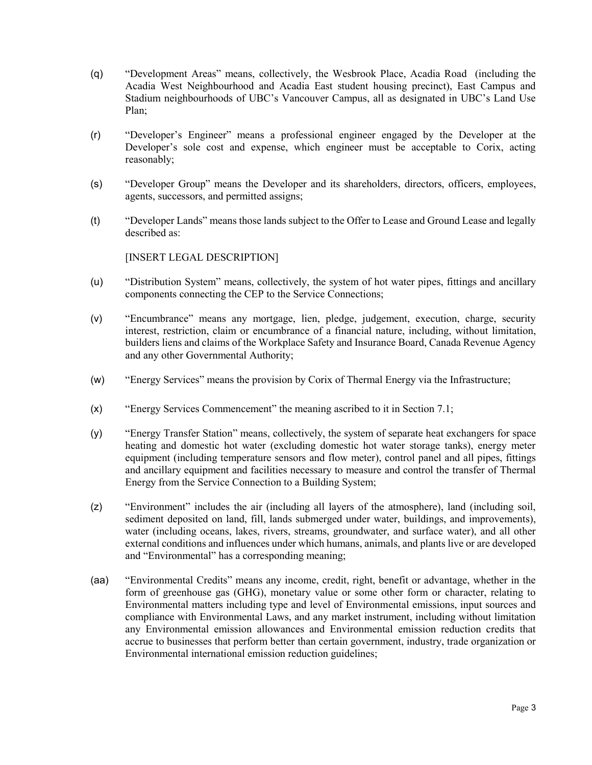(q) "Development Areas" means, collectively, the Wesbrook Place, Acadia Road (including the Acadia West Neighbourhood and Acadia East student housing precinct), East Campus and Stadium neighbourhoods of UBC's Vancouver Campus, all as designated in UBC's Land Use Plan;

(r) "Developer's Engineer" means a professional engineer engaged by the Developer at the Developer's sole cost and expense, which engineer must be acceptable to Corix, acting reasonably;

(s) "Developer Group" means the Developer and its shareholders, directors, officers, employees, agents, successors, and permitted assigns;

(t) "Developer Lands" means those lands subject to the Offer to Lease and Ground Lease and legally described as:

[INSERT LEGAL DESCRIPTION]

(u) "Distribution System" means, collectively, the system of hot water pipes, fittings and ancillary components connecting the CEP to the Service Connections;

(v) "Encumbrance" means any mortgage, lien, pledge, judgement, execution, charge, security interest, restriction, claim or encumbrance of a financial nature, including, without limitation, builders liens and claims of the Workplace Safety and Insurance Board, Canada Revenue Agency and any other Governmental Authority;

(w) "Energy Services" means the provision by Corix of Thermal Energy via the Infrastructure;

(x) "Energy Services Commencement" the meaning ascribed to it in Section 7.1;

(y) "Energy Transfer Station" means, collectively, the system of separate heat exchangers for space heating and domestic hot water (excluding domestic hot water storage tanks), energy meter equipment (including temperature sensors and flow meter), control panel and all pipes, fittings and ancillary equipment and facilities necessary to measure and control the transfer of Thermal Energy from the Service Connection to a Building System;

(z) "Environment" includes the air (including all layers of the atmosphere), land (including soil, sediment deposited on land, fill, lands submerged under water, buildings, and improvements), water (including oceans, lakes, rivers, streams, groundwater, and surface water), and all other external conditions and influences under which humans, animals, and plants live or are developed and "Environmental" has a corresponding meaning;

(aa) "Environmental Credits" means any income, credit, right, benefit or advantage, whether in the form of greenhouse gas (GHG), monetary value or some other form or character, relating to Environmental matters including type and level of Environmental emissions, input sources and compliance with Environmental Laws, and any market instrument, including without limitation any Environmental emission allowances and Environmental emission reduction credits that accrue to businesses that perform better than certain government, industry, trade organization or Environmental international emission reduction guidelines;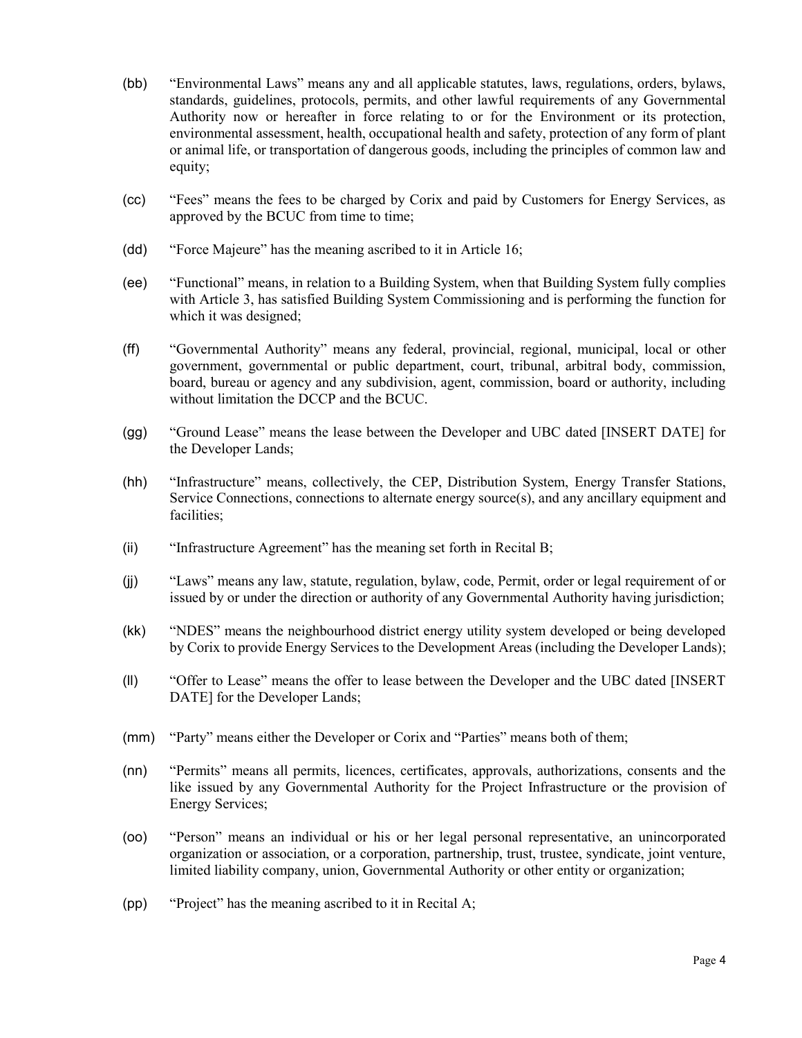(bb) "Environmental Laws" means any and all applicable statutes, laws, regulations, orders, bylaws, standards, guidelines, protocols, permits, and other lawful requirements of any Governmental Authority now or hereafter in force relating to or for the Environment or its protection, environmental assessment, health, occupational health and safety, protection of any form of plant or animal life, or transportation of dangerous goods, including the principles of common law and equity;

(cc) "Fees" means the fees to be charged by Corix and paid by Customers for Energy Services, as approved by the BCUC from time to time;

(dd) "Force Majeure" has the meaning ascribed to it in Article 16;

(ee) "Functional" means, in relation to a Building System, when that Building System fully complies with Article 3, has satisfied Building System Commissioning and is performing the function for which it was designed;

(ff) "Governmental Authority" means any federal, provincial, regional, municipal, local or other government, governmental or public department, court, tribunal, arbitral body, commission, board, bureau or agency and any subdivision, agent, commission, board or authority, including without limitation the DCCP and the BCUC.

(gg) "Ground Lease" means the lease between the Developer and UBC dated [INSERT DATE] for the Developer Lands;

(hh) "Infrastructure" means, collectively, the CEP, Distribution System, Energy Transfer Stations, Service Connections, connections to alternate energy source(s), and any ancillary equipment and facilities;

(ii) "Infrastructure Agreement" has the meaning set forth in Recital B;

(jj) "Laws" means any law, statute, regulation, bylaw, code, Permit, order or legal requirement of or issued by or under the direction or authority of any Governmental Authority having jurisdiction;

(kk) "NDES" means the neighbourhood district energy utility system developed or being developed by Corix to provide Energy Services to the Development Areas (including the Developer Lands);

(ll) "Offer to Lease" means the offer to lease between the Developer and the UBC dated [INSERT DATE] for the Developer Lands;

(mm) "Party" means either the Developer or Corix and "Parties" means both of them;

(nn) "Permits" means all permits, licences, certificates, approvals, authorizations, consents and the like issued by any Governmental Authority for the Project Infrastructure or the provision of Energy Services;

(oo) "Person" means an individual or his or her legal personal representative, an unincorporated organization or association, or a corporation, partnership, trust, trustee, syndicate, joint venture, limited liability company, union, Governmental Authority or other entity or organization;

(pp) "Project" has the meaning ascribed to it in Recital A;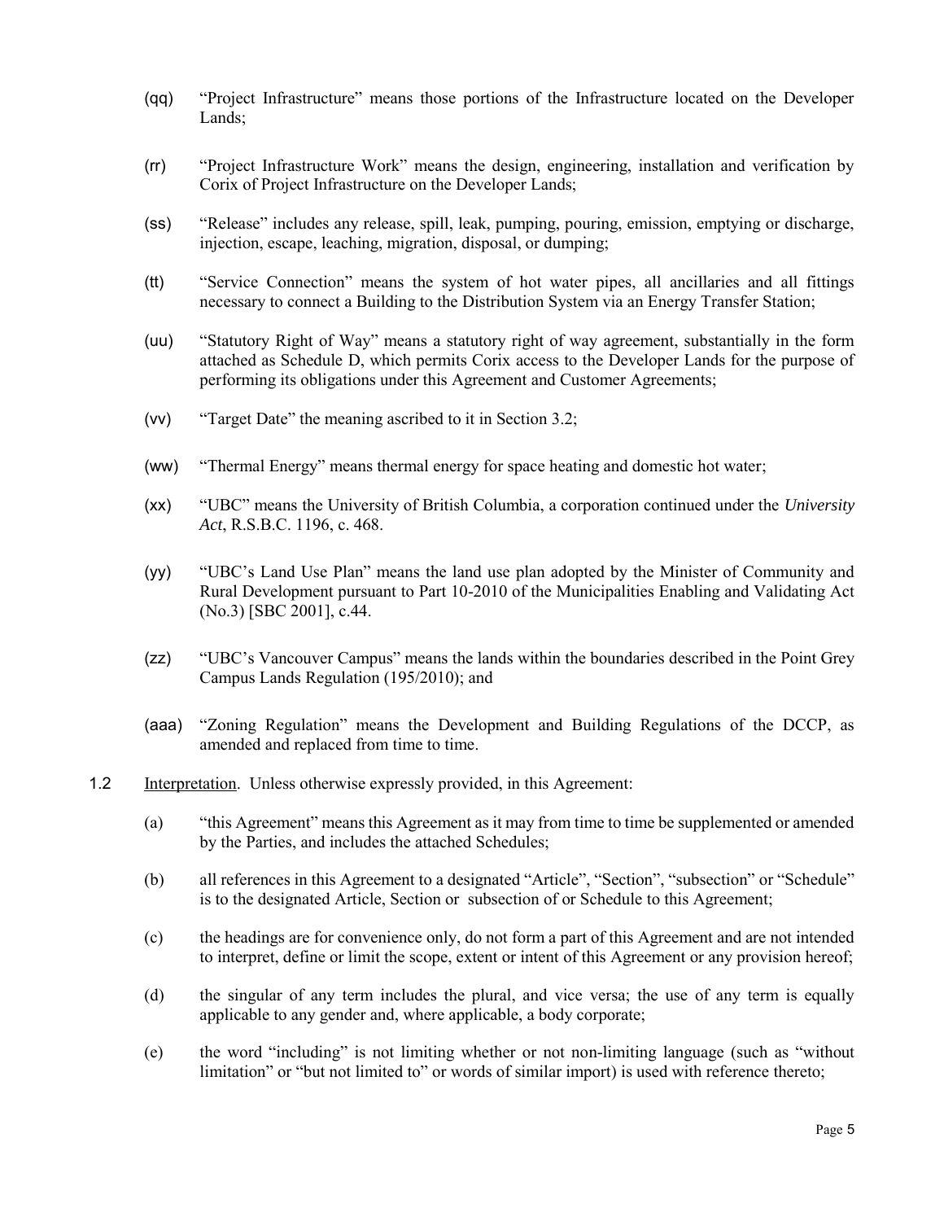(qq) "Project Infrastructure" means those portions of the Infrastructure located on the Developer Lands;

(rr) "Project Infrastructure Work" means the design, engineering, installation and verification by Corix of Project Infrastructure on the Developer Lands;

(ss) "Release" includes any release, spill, leak, pumping, pouring, emission, emptying or discharge, injection, escape, leaching, migration, disposal, or dumping;

(tt) "Service Connection" means the system of hot water pipes, all ancillaries and all fittings necessary to connect a Building to the Distribution System via an Energy Transfer Station;

(uu) "Statutory Right of Way" means a statutory right of way agreement, substantially in the form attached as Schedule D, which permits Corix access to the Developer Lands for the purpose of performing its obligations under this Agreement and Customer Agreements;

(vv) "Target Date" the meaning ascribed to it in Section 3.2;

(ww) "Thermal Energy" means thermal energy for space heating and domestic hot water;

(xx) "UBC" means the University of British Columbia, a corporation continued under the *University Act*, R.S.B.C. 1196, c. 468.

(yy) "UBC's Land Use Plan" means the land use plan adopted by the Minister of Community and Rural Development pursuant to Part 10-2010 of the Municipalities Enabling and Validating Act (No.3) [SBC 2001], c.44.

(zz) "UBC's Vancouver Campus" means the lands within the boundaries described in the Point Grey Campus Lands Regulation (195/2010); and

(aaa) "Zoning Regulation" means the Development and Building Regulations of the DCCP, as amended and replaced from time to time.

1.2 Interpretation. Unless otherwise expressly provided, in this Agreement:

(a) "this Agreement" means this Agreement as it may from time to time be supplemented or amended by the Parties, and includes the attached Schedules;

(b) all references in this Agreement to a designated "Article", "Section", "subsection" or "Schedule" is to the designated Article, Section or subsection of or Schedule to this Agreement;

(c) the headings are for convenience only, do not form a part of this Agreement and are not intended to interpret, define or limit the scope, extent or intent of this Agreement or any provision hereof;

(d) the singular of any term includes the plural, and vice versa; the use of any term is equally applicable to any gender and, where applicable, a body corporate;

(e) the word "including" is not limiting whether or not non-limiting language (such as "without limitation" or "but not limited to" or words of similar import) is used with reference thereto;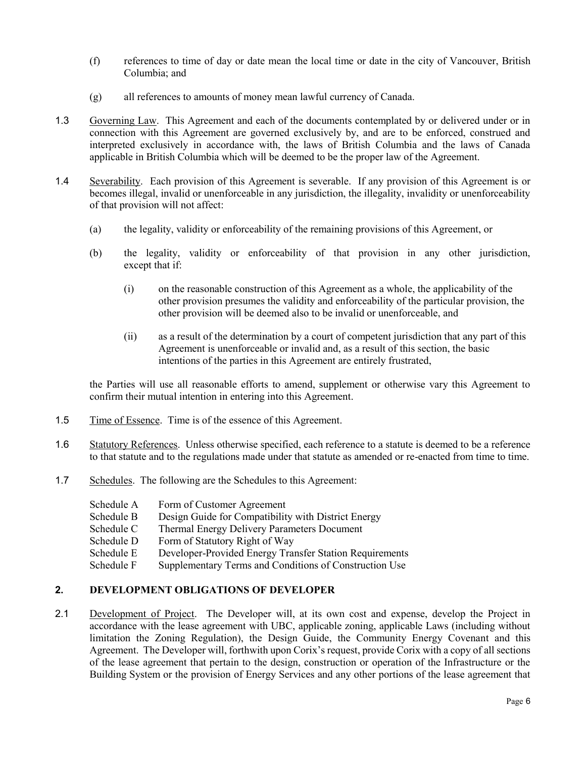(f) references to time of day or date mean the local time or date in the city of Vancouver, British Columbia; and

(g) all references to amounts of money mean lawful currency of Canada.

1.3 Governing Law. This Agreement and each of the documents contemplated by or delivered under or in connection with this Agreement are governed exclusively by, and are to be enforced, construed and interpreted exclusively in accordance with, the laws of British Columbia and the laws of Canada applicable in British Columbia which will be deemed to be the proper law of the Agreement.

1.4 Severability. Each provision of this Agreement is severable. If any provision of this Agreement is or becomes illegal, invalid or unenforceable in any jurisdiction, the illegality, invalidity or unenforceability of that provision will not affect:

(a) the legality, validity or enforceability of the remaining provisions of this Agreement, or

(b) the legality, validity or enforceability of that provision in any other jurisdiction, except that if:

(i) on the reasonable construction of this Agreement as a whole, the applicability of the other provision presumes the validity and enforceability of the particular provision, the other provision will be deemed also to be invalid or unenforceable, and

(ii) as a result of the determination by a court of competent jurisdiction that any part of this Agreement is unenforceable or invalid and, as a result of this section, the basic intentions of the parties in this Agreement are entirely frustrated,

the Parties will use all reasonable efforts to amend, supplement or otherwise vary this Agreement to confirm their mutual intention in entering into this Agreement.

1.5 Time of Essence. Time is of the essence of this Agreement.

1.6 Statutory References. Unless otherwise specified, each reference to a statute is deemed to be a reference to that statute and to the regulations made under that statute as amended or re-enacted from time to time.

1.7 Schedules. The following are the Schedules to this Agreement:

Schedule A Form of Customer Agreement
Schedule B Design Guide for Compatibility with District Energy
Schedule C Thermal Energy Delivery Parameters Document
Schedule D Form of Statutory Right of Way
Schedule E Developer-Provided Energy Transfer Station Requirements
Schedule F Supplementary Terms and Conditions of Construction Use

## 2. DEVELOPMENT OBLIGATIONS OF DEVELOPER

2.1 Development of Project. The Developer will, at its own cost and expense, develop the Project in accordance with the lease agreement with UBC, applicable zoning, applicable Laws (including without limitation the Zoning Regulation), the Design Guide, the Community Energy Covenant and this Agreement. The Developer will, forthwith upon Corix's request, provide Corix with a copy of all sections of the lease agreement that pertain to the design, construction or operation of the Infrastructure or the Building System or the provision of Energy Services and any other portions of the lease agreement that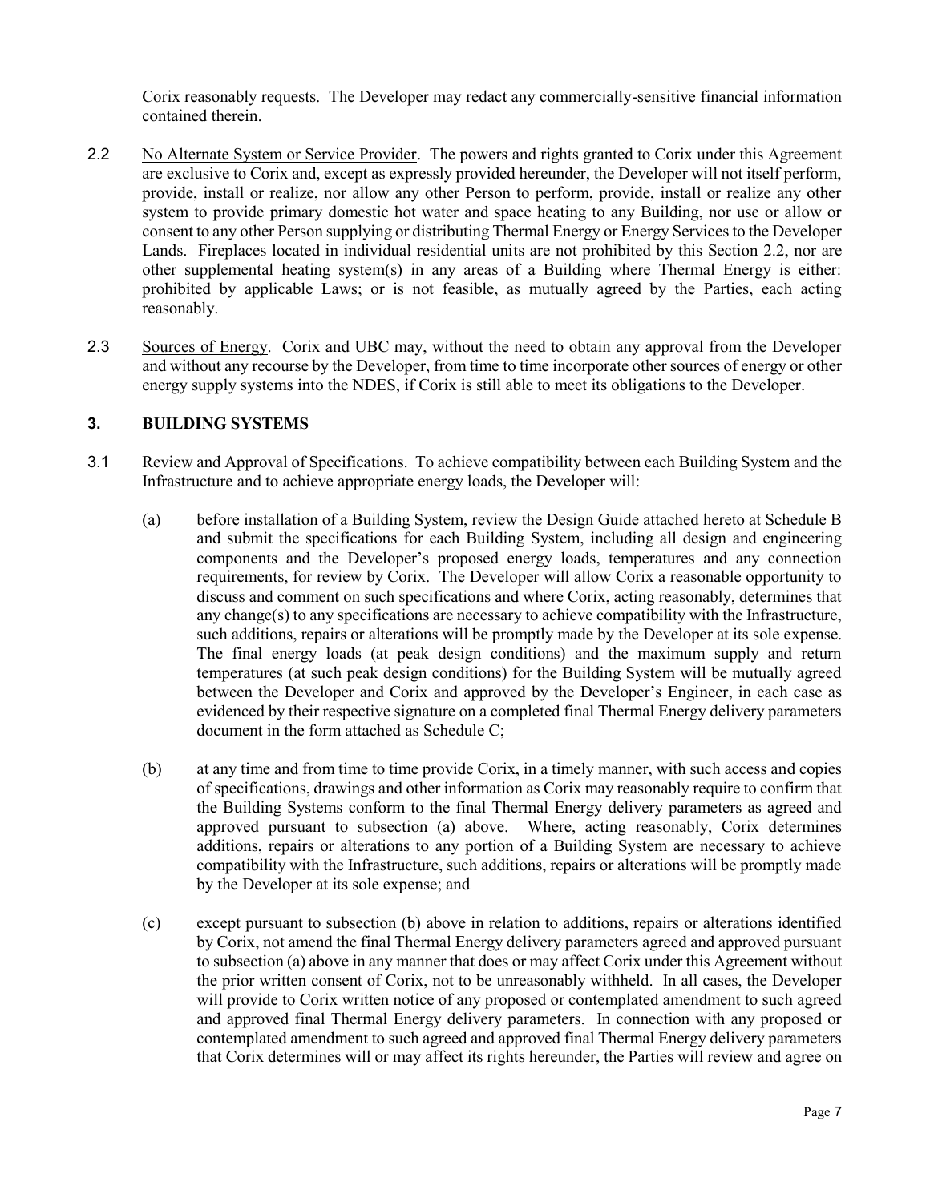Corix reasonably requests. The Developer may redact any commercially-sensitive financial information contained therein.

2.2 No Alternate System or Service Provider. The powers and rights granted to Corix under this Agreement are exclusive to Corix and, except as expressly provided hereunder, the Developer will not itself perform, provide, install or realize, nor allow any other Person to perform, provide, install or realize any other system to provide primary domestic hot water and space heating to any Building, nor use or allow or consent to any other Person supplying or distributing Thermal Energy or Energy Services to the Developer Lands. Fireplaces located in individual residential units are not prohibited by this Section 2.2, nor are other supplemental heating system(s) in any areas of a Building where Thermal Energy is either: prohibited by applicable Laws; or is not feasible, as mutually agreed by the Parties, each acting reasonably.

2.3 Sources of Energy. Corix and UBC may, without the need to obtain any approval from the Developer and without any recourse by the Developer, from time to time incorporate other sources of energy or other energy supply systems into the NDES, if Corix is still able to meet its obligations to the Developer.

## 3. BUILDING SYSTEMS

3.1 Review and Approval of Specifications. To achieve compatibility between each Building System and the Infrastructure and to achieve appropriate energy loads, the Developer will:

(a) before installation of a Building System, review the Design Guide attached hereto at Schedule B and submit the specifications for each Building System, including all design and engineering components and the Developer's proposed energy loads, temperatures and any connection requirements, for review by Corix. The Developer will allow Corix a reasonable opportunity to discuss and comment on such specifications and where Corix, acting reasonably, determines that any change(s) to any specifications are necessary to achieve compatibility with the Infrastructure, such additions, repairs or alterations will be promptly made by the Developer at its sole expense. The final energy loads (at peak design conditions) and the maximum supply and return temperatures (at such peak design conditions) for the Building System will be mutually agreed between the Developer and Corix and approved by the Developer's Engineer, in each case as evidenced by their respective signature on a completed final Thermal Energy delivery parameters document in the form attached as Schedule C;

(b) at any time and from time to time provide Corix, in a timely manner, with such access and copies of specifications, drawings and other information as Corix may reasonably require to confirm that the Building Systems conform to the final Thermal Energy delivery parameters as agreed and approved pursuant to subsection (a) above. Where, acting reasonably, Corix determines additions, repairs or alterations to any portion of a Building System are necessary to achieve compatibility with the Infrastructure, such additions, repairs or alterations will be promptly made by the Developer at its sole expense; and

(c) except pursuant to subsection (b) above in relation to additions, repairs or alterations identified by Corix, not amend the final Thermal Energy delivery parameters agreed and approved pursuant to subsection (a) above in any manner that does or may affect Corix under this Agreement without the prior written consent of Corix, not to be unreasonably withheld. In all cases, the Developer will provide to Corix written notice of any proposed or contemplated amendment to such agreed and approved final Thermal Energy delivery parameters. In connection with any proposed or contemplated amendment to such agreed and approved final Thermal Energy delivery parameters that Corix determines will or may affect its rights hereunder, the Parties will review and agree on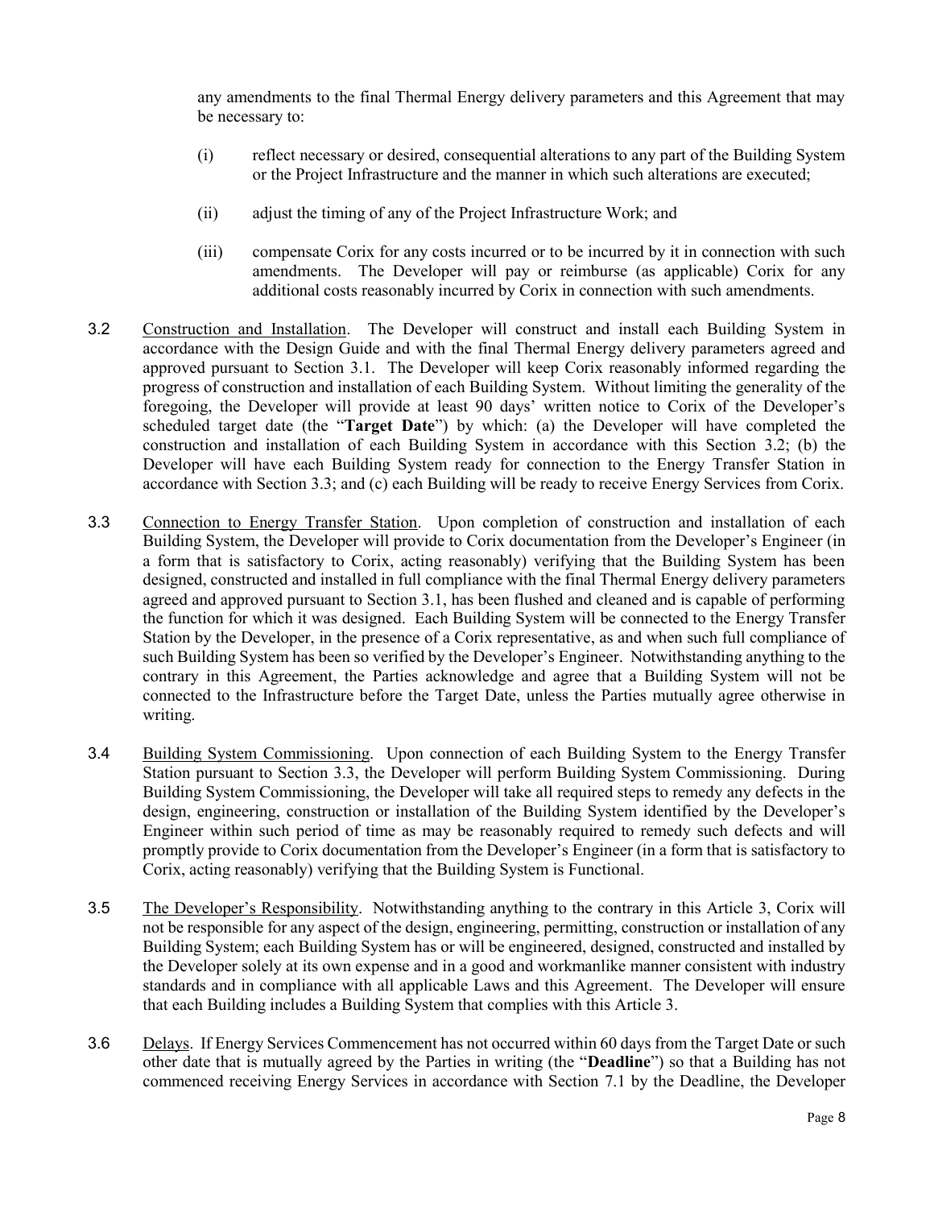any amendments to the final Thermal Energy delivery parameters and this Agreement that may be necessary to:

(i) reflect necessary or desired, consequential alterations to any part of the Building System or the Project Infrastructure and the manner in which such alterations are executed;

(ii) adjust the timing of any of the Project Infrastructure Work; and

(iii) compensate Corix for any costs incurred or to be incurred by it in connection with such amendments. The Developer will pay or reimburse (as applicable) Corix for any additional costs reasonably incurred by Corix in connection with such amendments.

3.2 Construction and Installation. The Developer will construct and install each Building System in accordance with the Design Guide and with the final Thermal Energy delivery parameters agreed and approved pursuant to Section 3.1. The Developer will keep Corix reasonably informed regarding the progress of construction and installation of each Building System. Without limiting the generality of the foregoing, the Developer will provide at least 90 days' written notice to Corix of the Developer's scheduled target date (the "**Target Date**") by which: (a) the Developer will have completed the construction and installation of each Building System in accordance with this Section 3.2; (b) the Developer will have each Building System ready for connection to the Energy Transfer Station in accordance with Section 3.3; and (c) each Building will be ready to receive Energy Services from Corix.

3.3 Connection to Energy Transfer Station. Upon completion of construction and installation of each Building System, the Developer will provide to Corix documentation from the Developer's Engineer (in a form that is satisfactory to Corix, acting reasonably) verifying that the Building System has been designed, constructed and installed in full compliance with the final Thermal Energy delivery parameters agreed and approved pursuant to Section 3.1, has been flushed and cleaned and is capable of performing the function for which it was designed. Each Building System will be connected to the Energy Transfer Station by the Developer, in the presence of a Corix representative, as and when such full compliance of such Building System has been so verified by the Developer's Engineer. Notwithstanding anything to the contrary in this Agreement, the Parties acknowledge and agree that a Building System will not be connected to the Infrastructure before the Target Date, unless the Parties mutually agree otherwise in writing.

3.4 Building System Commissioning. Upon connection of each Building System to the Energy Transfer Station pursuant to Section 3.3, the Developer will perform Building System Commissioning. During Building System Commissioning, the Developer will take all required steps to remedy any defects in the design, engineering, construction or installation of the Building System identified by the Developer's Engineer within such period of time as may be reasonably required to remedy such defects and will promptly provide to Corix documentation from the Developer's Engineer (in a form that is satisfactory to Corix, acting reasonably) verifying that the Building System is Functional.

3.5 The Developer's Responsibility. Notwithstanding anything to the contrary in this Article 3, Corix will not be responsible for any aspect of the design, engineering, permitting, construction or installation of any Building System; each Building System has or will be engineered, designed, constructed and installed by the Developer solely at its own expense and in a good and workmanlike manner consistent with industry standards and in compliance with all applicable Laws and this Agreement. The Developer will ensure that each Building includes a Building System that complies with this Article 3.

3.6 Delays. If Energy Services Commencement has not occurred within 60 days from the Target Date or such other date that is mutually agreed by the Parties in writing (the "**Deadline**") so that a Building has not commenced receiving Energy Services in accordance with Section 7.1 by the Deadline, the Developer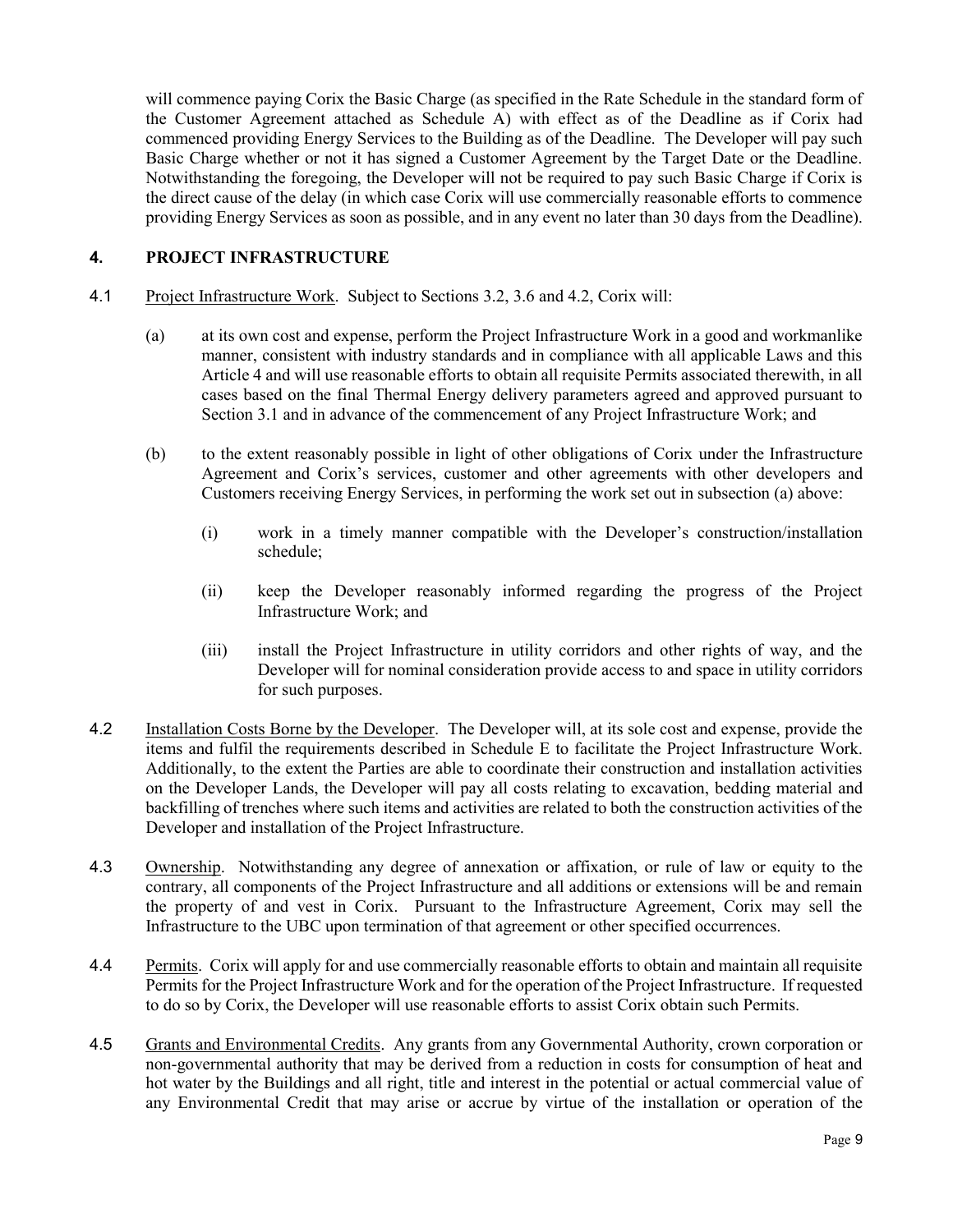will commence paying Corix the Basic Charge (as specified in the Rate Schedule in the standard form of the Customer Agreement attached as Schedule A) with effect as of the Deadline as if Corix had commenced providing Energy Services to the Building as of the Deadline. The Developer will pay such Basic Charge whether or not it has signed a Customer Agreement by the Target Date or the Deadline. Notwithstanding the foregoing, the Developer will not be required to pay such Basic Charge if Corix is the direct cause of the delay (in which case Corix will use commercially reasonable efforts to commence providing Energy Services as soon as possible, and in any event no later than 30 days from the Deadline).

## 4. PROJECT INFRASTRUCTURE

4.1 Project Infrastructure Work. Subject to Sections 3.2, 3.6 and 4.2, Corix will:

(a) at its own cost and expense, perform the Project Infrastructure Work in a good and workmanlike manner, consistent with industry standards and in compliance with all applicable Laws and this Article 4 and will use reasonable efforts to obtain all requisite Permits associated therewith, in all cases based on the final Thermal Energy delivery parameters agreed and approved pursuant to Section 3.1 and in advance of the commencement of any Project Infrastructure Work; and

(b) to the extent reasonably possible in light of other obligations of Corix under the Infrastructure Agreement and Corix's services, customer and other agreements with other developers and Customers receiving Energy Services, in performing the work set out in subsection (a) above:

(i) work in a timely manner compatible with the Developer's construction/installation schedule;

(ii) keep the Developer reasonably informed regarding the progress of the Project Infrastructure Work; and

(iii) install the Project Infrastructure in utility corridors and other rights of way, and the Developer will for nominal consideration provide access to and space in utility corridors for such purposes.

4.2 Installation Costs Borne by the Developer. The Developer will, at its sole cost and expense, provide the items and fulfil the requirements described in Schedule E to facilitate the Project Infrastructure Work. Additionally, to the extent the Parties are able to coordinate their construction and installation activities on the Developer Lands, the Developer will pay all costs relating to excavation, bedding material and backfilling of trenches where such items and activities are related to both the construction activities of the Developer and installation of the Project Infrastructure.

4.3 Ownership. Notwithstanding any degree of annexation or affixation, or rule of law or equity to the contrary, all components of the Project Infrastructure and all additions or extensions will be and remain the property of and vest in Corix. Pursuant to the Infrastructure Agreement, Corix may sell the Infrastructure to the UBC upon termination of that agreement or other specified occurrences.

4.4 Permits. Corix will apply for and use commercially reasonable efforts to obtain and maintain all requisite Permits for the Project Infrastructure Work and for the operation of the Project Infrastructure. If requested to do so by Corix, the Developer will use reasonable efforts to assist Corix obtain such Permits.

4.5 Grants and Environmental Credits. Any grants from any Governmental Authority, crown corporation or non-governmental authority that may be derived from a reduction in costs for consumption of heat and hot water by the Buildings and all right, title and interest in the potential or actual commercial value of any Environmental Credit that may arise or accrue by virtue of the installation or operation of the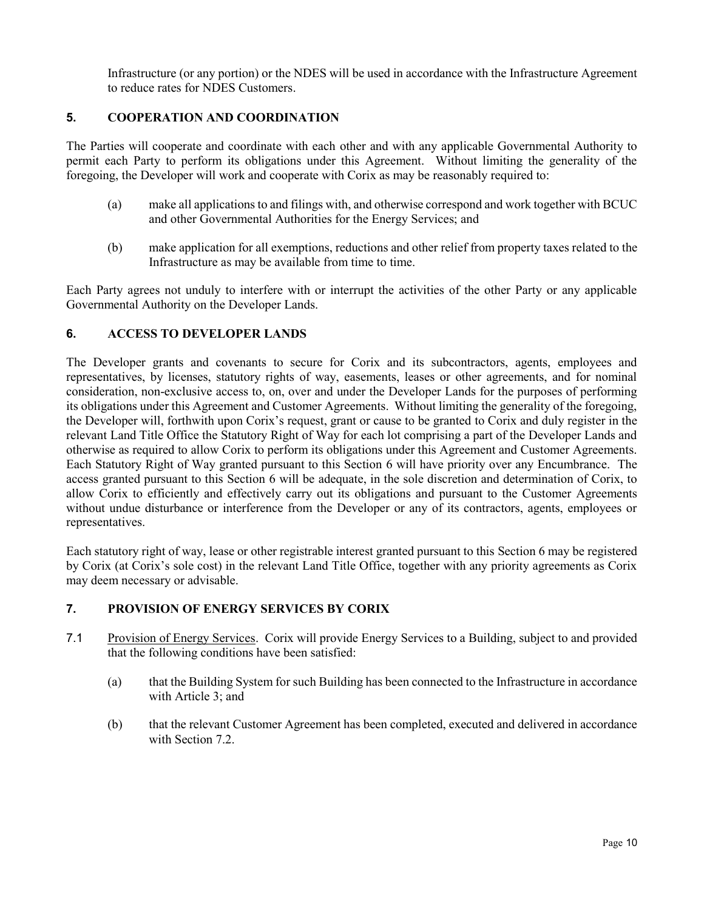Infrastructure (or any portion) or the NDES will be used in accordance with the Infrastructure Agreement to reduce rates for NDES Customers.

## 5. COOPERATION AND COORDINATION

The Parties will cooperate and coordinate with each other and with any applicable Governmental Authority to permit each Party to perform its obligations under this Agreement. Without limiting the generality of the foregoing, the Developer will work and cooperate with Corix as may be reasonably required to:

(a) make all applications to and filings with, and otherwise correspond and work together with BCUC and other Governmental Authorities for the Energy Services; and

(b) make application for all exemptions, reductions and other relief from property taxes related to the Infrastructure as may be available from time to time.

Each Party agrees not unduly to interfere with or interrupt the activities of the other Party or any applicable Governmental Authority on the Developer Lands.

## 6. ACCESS TO DEVELOPER LANDS

The Developer grants and covenants to secure for Corix and its subcontractors, agents, employees and representatives, by licenses, statutory rights of way, easements, leases or other agreements, and for nominal consideration, non-exclusive access to, on, over and under the Developer Lands for the purposes of performing its obligations under this Agreement and Customer Agreements. Without limiting the generality of the foregoing, the Developer will, forthwith upon Corix's request, grant or cause to be granted to Corix and duly register in the relevant Land Title Office the Statutory Right of Way for each lot comprising a part of the Developer Lands and otherwise as required to allow Corix to perform its obligations under this Agreement and Customer Agreements. Each Statutory Right of Way granted pursuant to this Section 6 will have priority over any Encumbrance. The access granted pursuant to this Section 6 will be adequate, in the sole discretion and determination of Corix, to allow Corix to efficiently and effectively carry out its obligations and pursuant to the Customer Agreements without undue disturbance or interference from the Developer or any of its contractors, agents, employees or representatives.

Each statutory right of way, lease or other registrable interest granted pursuant to this Section 6 may be registered by Corix (at Corix's sole cost) in the relevant Land Title Office, together with any priority agreements as Corix may deem necessary or advisable.

## 7. PROVISION OF ENERGY SERVICES BY CORIX

7.1 Provision of Energy Services. Corix will provide Energy Services to a Building, subject to and provided that the following conditions have been satisfied:

(a) that the Building System for such Building has been connected to the Infrastructure in accordance with Article 3; and

(b) that the relevant Customer Agreement has been completed, executed and delivered in accordance with Section 7.2.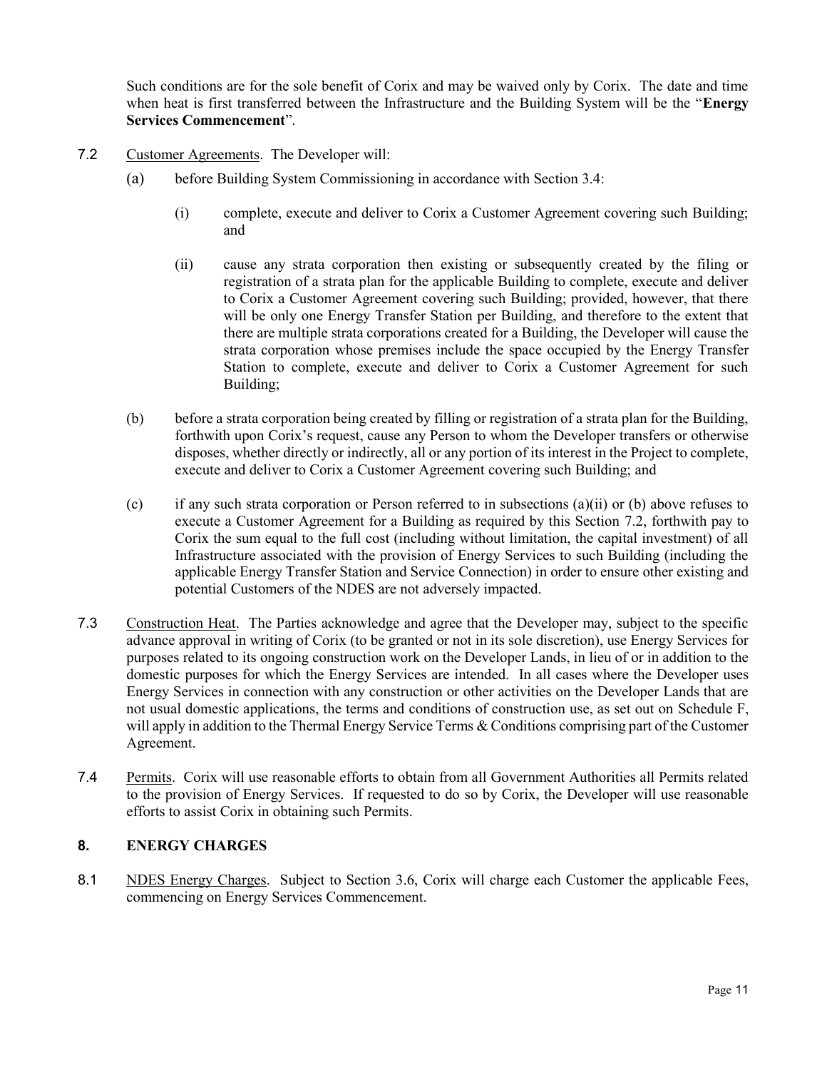Such conditions are for the sole benefit of Corix and may be waived only by Corix. The date and time when heat is first transferred between the Infrastructure and the Building System will be the "**Energy Services Commencement**".

7.2 Customer Agreements. The Developer will:

(a) before Building System Commissioning in accordance with Section 3.4:

(i) complete, execute and deliver to Corix a Customer Agreement covering such Building; and

(ii) cause any strata corporation then existing or subsequently created by the filing or registration of a strata plan for the applicable Building to complete, execute and deliver to Corix a Customer Agreement covering such Building; provided, however, that there will be only one Energy Transfer Station per Building, and therefore to the extent that there are multiple strata corporations created for a Building, the Developer will cause the strata corporation whose premises include the space occupied by the Energy Transfer Station to complete, execute and deliver to Corix a Customer Agreement for such Building;

(b) before a strata corporation being created by filling or registration of a strata plan for the Building, forthwith upon Corix's request, cause any Person to whom the Developer transfers or otherwise disposes, whether directly or indirectly, all or any portion of its interest in the Project to complete, execute and deliver to Corix a Customer Agreement covering such Building; and

(c) if any such strata corporation or Person referred to in subsections (a)(ii) or (b) above refuses to execute a Customer Agreement for a Building as required by this Section 7.2, forthwith pay to Corix the sum equal to the full cost (including without limitation, the capital investment) of all Infrastructure associated with the provision of Energy Services to such Building (including the applicable Energy Transfer Station and Service Connection) in order to ensure other existing and potential Customers of the NDES are not adversely impacted.

7.3 Construction Heat. The Parties acknowledge and agree that the Developer may, subject to the specific advance approval in writing of Corix (to be granted or not in its sole discretion), use Energy Services for purposes related to its ongoing construction work on the Developer Lands, in lieu of or in addition to the domestic purposes for which the Energy Services are intended. In all cases where the Developer uses Energy Services in connection with any construction or other activities on the Developer Lands that are not usual domestic applications, the terms and conditions of construction use, as set out on Schedule F, will apply in addition to the Thermal Energy Service Terms & Conditions comprising part of the Customer Agreement.

7.4 Permits. Corix will use reasonable efforts to obtain from all Government Authorities all Permits related to the provision of Energy Services. If requested to do so by Corix, the Developer will use reasonable efforts to assist Corix in obtaining such Permits.

## 8. ENERGY CHARGES

8.1 NDES Energy Charges. Subject to Section 3.6, Corix will charge each Customer the applicable Fees, commencing on Energy Services Commencement.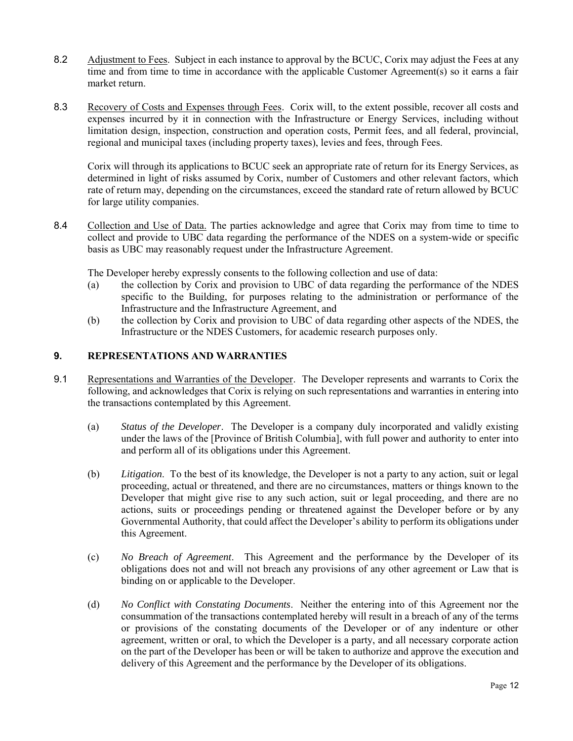8.2 Adjustment to Fees. Subject in each instance to approval by the BCUC, Corix may adjust the Fees at any time and from time to time in accordance with the applicable Customer Agreement(s) so it earns a fair market return.

8.3 Recovery of Costs and Expenses through Fees. Corix will, to the extent possible, recover all costs and expenses incurred by it in connection with the Infrastructure or Energy Services, including without limitation design, inspection, construction and operation costs, Permit fees, and all federal, provincial, regional and municipal taxes (including property taxes), levies and fees, through Fees.

Corix will through its applications to BCUC seek an appropriate rate of return for its Energy Services, as determined in light of risks assumed by Corix, number of Customers and other relevant factors, which rate of return may, depending on the circumstances, exceed the standard rate of return allowed by BCUC for large utility companies.

8.4 Collection and Use of Data. The parties acknowledge and agree that Corix may from time to time to collect and provide to UBC data regarding the performance of the NDES on a system-wide or specific basis as UBC may reasonably request under the Infrastructure Agreement.

The Developer hereby expressly consents to the following collection and use of data:

(a) the collection by Corix and provision to UBC of data regarding the performance of the NDES specific to the Building, for purposes relating to the administration or performance of the Infrastructure and the Infrastructure Agreement, and

(b) the collection by Corix and provision to UBC of data regarding other aspects of the NDES, the Infrastructure or the NDES Customers, for academic research purposes only.

## 9. REPRESENTATIONS AND WARRANTIES

9.1 Representations and Warranties of the Developer. The Developer represents and warrants to Corix the following, and acknowledges that Corix is relying on such representations and warranties in entering into the transactions contemplated by this Agreement.

(a) *Status of the Developer*. The Developer is a company duly incorporated and validly existing under the laws of the [Province of British Columbia], with full power and authority to enter into and perform all of its obligations under this Agreement.

(b) *Litigation*. To the best of its knowledge, the Developer is not a party to any action, suit or legal proceeding, actual or threatened, and there are no circumstances, matters or things known to the Developer that might give rise to any such action, suit or legal proceeding, and there are no actions, suits or proceedings pending or threatened against the Developer before or by any Governmental Authority, that could affect the Developer's ability to perform its obligations under this Agreement.

(c) *No Breach of Agreement*. This Agreement and the performance by the Developer of its obligations does not and will not breach any provisions of any other agreement or Law that is binding on or applicable to the Developer.

(d) *No Conflict with Constating Documents*. Neither the entering into of this Agreement nor the consummation of the transactions contemplated hereby will result in a breach of any of the terms or provisions of the constating documents of the Developer or of any indenture or other agreement, written or oral, to which the Developer is a party, and all necessary corporate action on the part of the Developer has been or will be taken to authorize and approve the execution and delivery of this Agreement and the performance by the Developer of its obligations.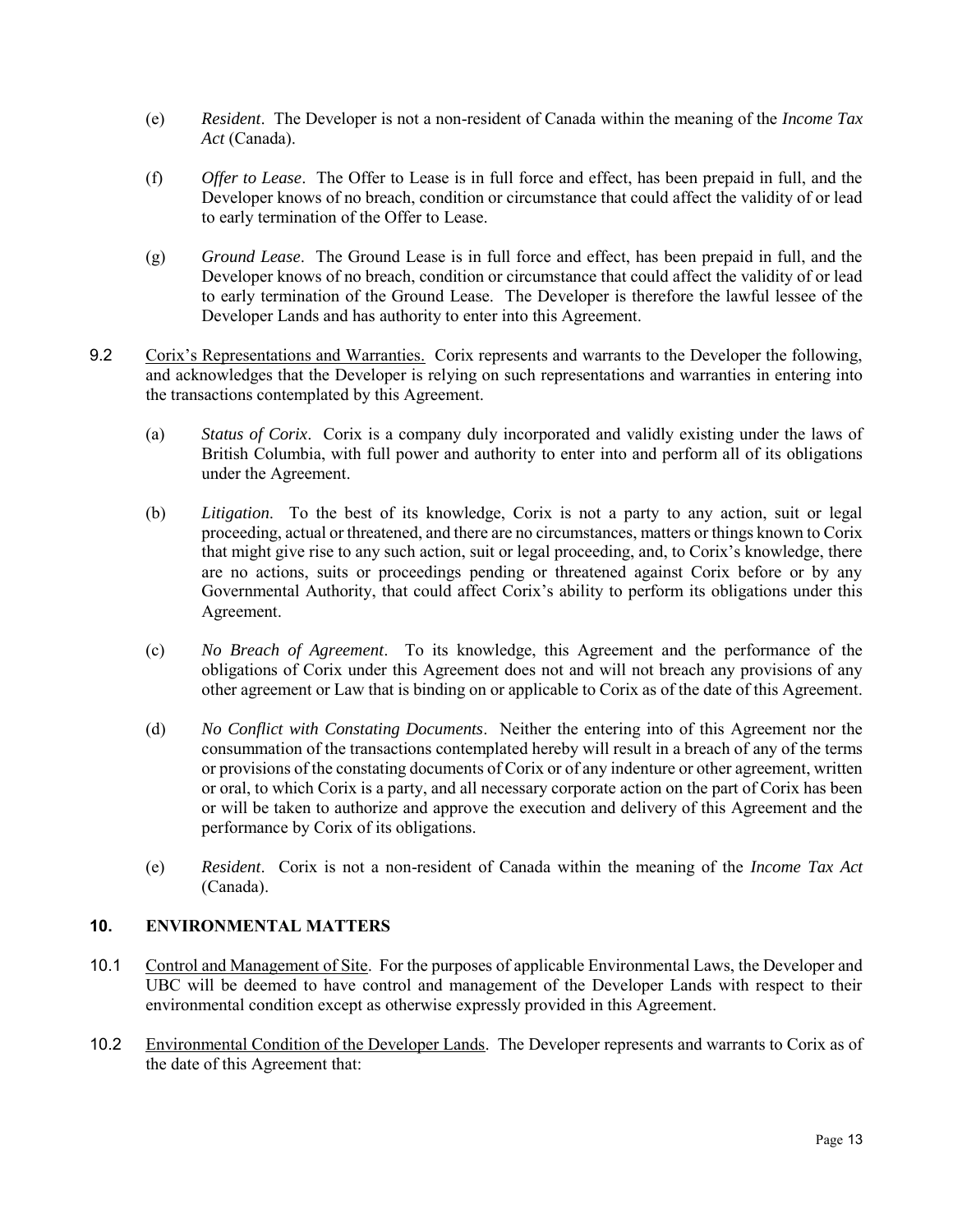(e) *Resident*. The Developer is not a non-resident of Canada within the meaning of the *Income Tax Act* (Canada).

(f) *Offer to Lease*. The Offer to Lease is in full force and effect, has been prepaid in full, and the Developer knows of no breach, condition or circumstance that could affect the validity of or lead to early termination of the Offer to Lease.

(g) *Ground Lease*. The Ground Lease is in full force and effect, has been prepaid in full, and the Developer knows of no breach, condition or circumstance that could affect the validity of or lead to early termination of the Ground Lease. The Developer is therefore the lawful lessee of the Developer Lands and has authority to enter into this Agreement.

9.2 Corix's Representations and Warranties. Corix represents and warrants to the Developer the following, and acknowledges that the Developer is relying on such representations and warranties in entering into the transactions contemplated by this Agreement.

(a) *Status of Corix*. Corix is a company duly incorporated and validly existing under the laws of British Columbia, with full power and authority to enter into and perform all of its obligations under the Agreement.

(b) *Litigation*. To the best of its knowledge, Corix is not a party to any action, suit or legal proceeding, actual or threatened, and there are no circumstances, matters or things known to Corix that might give rise to any such action, suit or legal proceeding, and, to Corix's knowledge, there are no actions, suits or proceedings pending or threatened against Corix before or by any Governmental Authority, that could affect Corix's ability to perform its obligations under this Agreement.

(c) *No Breach of Agreement*. To its knowledge, this Agreement and the performance of the obligations of Corix under this Agreement does not and will not breach any provisions of any other agreement or Law that is binding on or applicable to Corix as of the date of this Agreement.

(d) *No Conflict with Constating Documents*. Neither the entering into of this Agreement nor the consummation of the transactions contemplated hereby will result in a breach of any of the terms or provisions of the constating documents of Corix or of any indenture or other agreement, written or oral, to which Corix is a party, and all necessary corporate action on the part of Corix has been or will be taken to authorize and approve the execution and delivery of this Agreement and the performance by Corix of its obligations.

(e) *Resident*. Corix is not a non-resident of Canada within the meaning of the *Income Tax Act* (Canada).

## 10. ENVIRONMENTAL MATTERS

10.1 Control and Management of Site. For the purposes of applicable Environmental Laws, the Developer and UBC will be deemed to have control and management of the Developer Lands with respect to their environmental condition except as otherwise expressly provided in this Agreement.

10.2 Environmental Condition of the Developer Lands. The Developer represents and warrants to Corix as of the date of this Agreement that: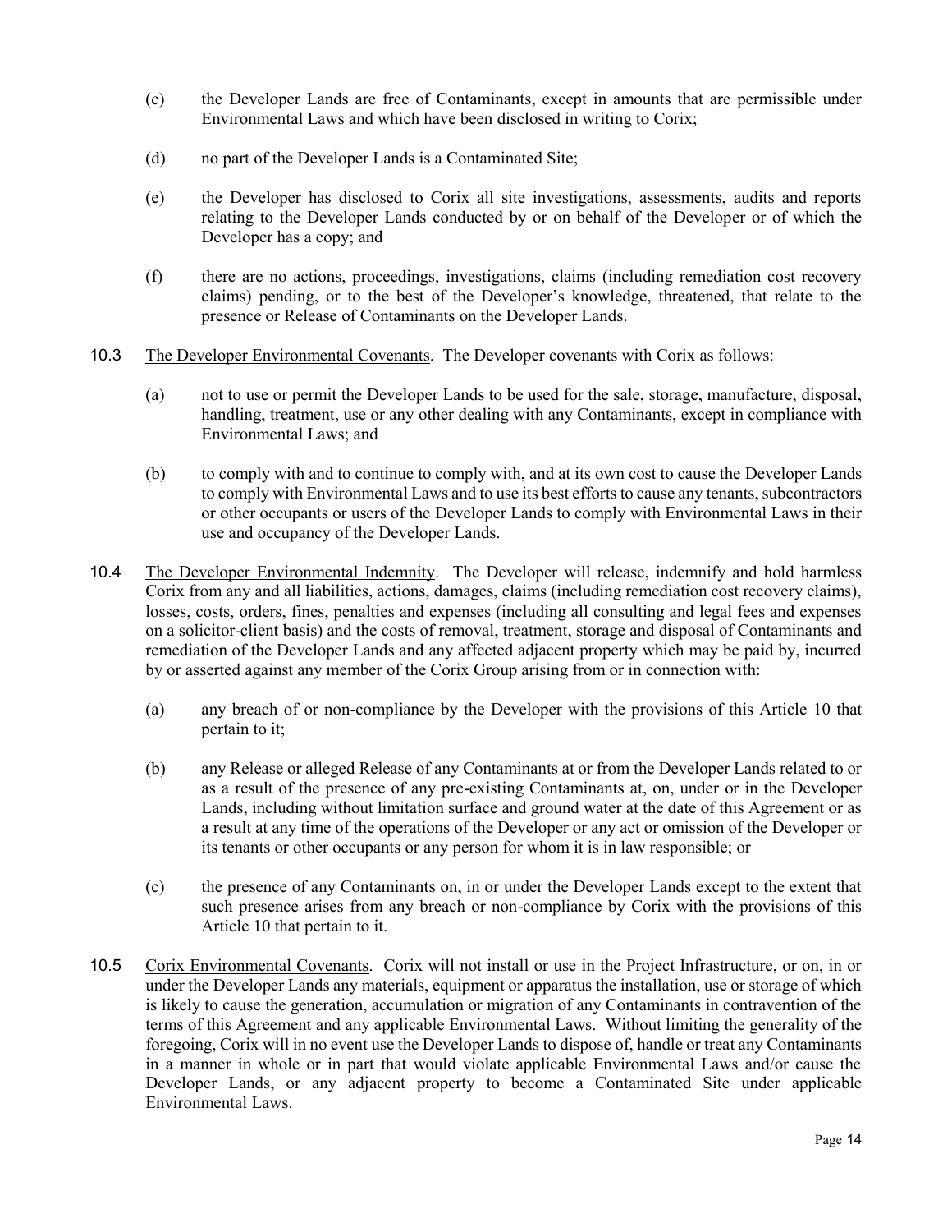(c) the Developer Lands are free of Contaminants, except in amounts that are permissible under Environmental Laws and which have been disclosed in writing to Corix;

(d) no part of the Developer Lands is a Contaminated Site;

(e) the Developer has disclosed to Corix all site investigations, assessments, audits and reports relating to the Developer Lands conducted by or on behalf of the Developer or of which the Developer has a copy; and

(f) there are no actions, proceedings, investigations, claims (including remediation cost recovery claims) pending, or to the best of the Developer's knowledge, threatened, that relate to the presence or Release of Contaminants on the Developer Lands.

10.3 The Developer Environmental Covenants. The Developer covenants with Corix as follows:

(a) not to use or permit the Developer Lands to be used for the sale, storage, manufacture, disposal, handling, treatment, use or any other dealing with any Contaminants, except in compliance with Environmental Laws; and

(b) to comply with and to continue to comply with, and at its own cost to cause the Developer Lands to comply with Environmental Laws and to use its best efforts to cause any tenants, subcontractors or other occupants or users of the Developer Lands to comply with Environmental Laws in their use and occupancy of the Developer Lands.

10.4 The Developer Environmental Indemnity. The Developer will release, indemnify and hold harmless Corix from any and all liabilities, actions, damages, claims (including remediation cost recovery claims), losses, costs, orders, fines, penalties and expenses (including all consulting and legal fees and expenses on a solicitor-client basis) and the costs of removal, treatment, storage and disposal of Contaminants and remediation of the Developer Lands and any affected adjacent property which may be paid by, incurred by or asserted against any member of the Corix Group arising from or in connection with:

(a) any breach of or non-compliance by the Developer with the provisions of this Article 10 that pertain to it;

(b) any Release or alleged Release of any Contaminants at or from the Developer Lands related to or as a result of the presence of any pre-existing Contaminants at, on, under or in the Developer Lands, including without limitation surface and ground water at the date of this Agreement or as a result at any time of the operations of the Developer or any act or omission of the Developer or its tenants or other occupants or any person for whom it is in law responsible; or

(c) the presence of any Contaminants on, in or under the Developer Lands except to the extent that such presence arises from any breach or non-compliance by Corix with the provisions of this Article 10 that pertain to it.

10.5 Corix Environmental Covenants. Corix will not install or use in the Project Infrastructure, or on, in or under the Developer Lands any materials, equipment or apparatus the installation, use or storage of which is likely to cause the generation, accumulation or migration of any Contaminants in contravention of the terms of this Agreement and any applicable Environmental Laws. Without limiting the generality of the foregoing, Corix will in no event use the Developer Lands to dispose of, handle or treat any Contaminants in a manner in whole or in part that would violate applicable Environmental Laws and/or cause the Developer Lands, or any adjacent property to become a Contaminated Site under applicable Environmental Laws.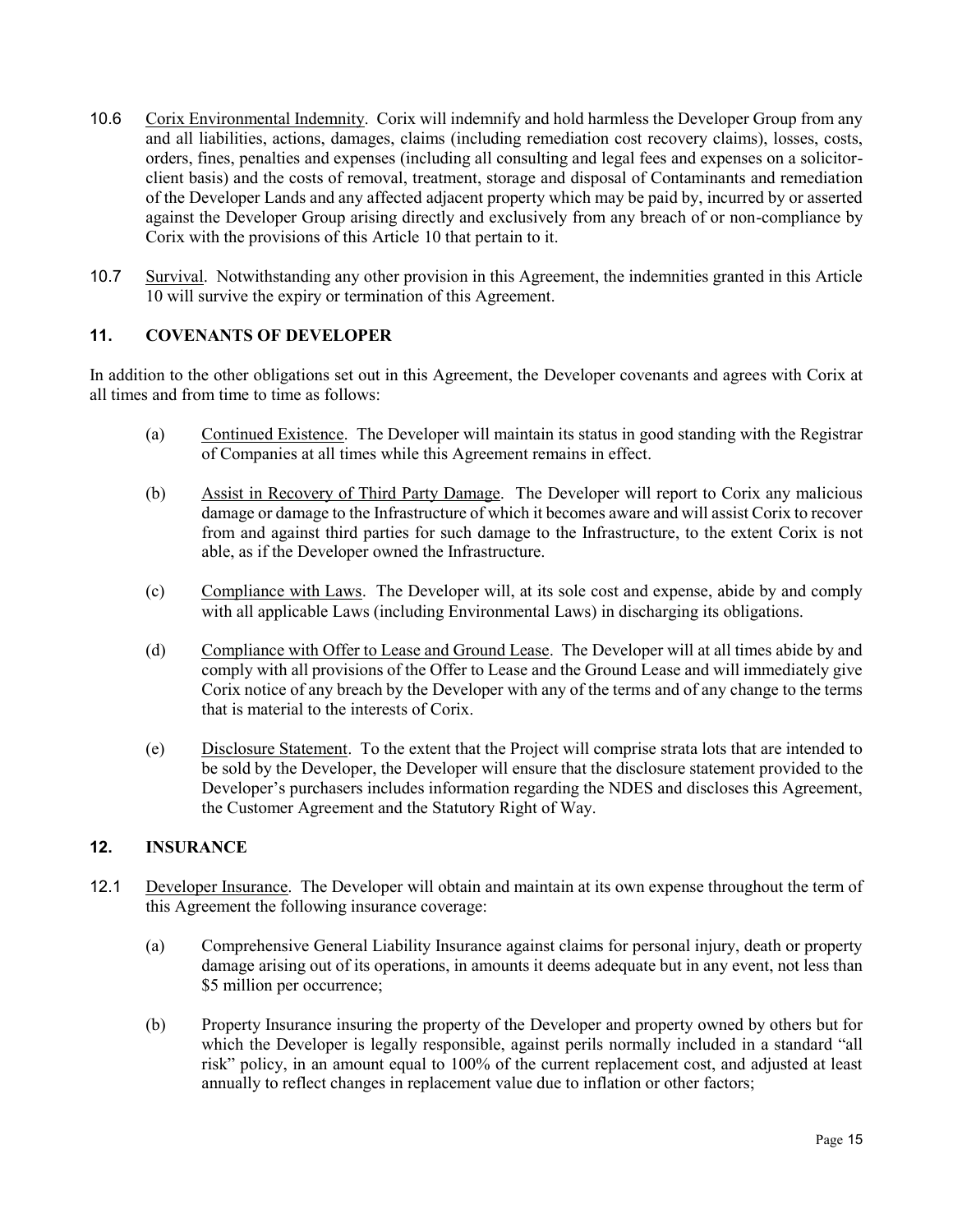10.6 <u>Corix Environmental Indemnity</u>. Corix will indemnify and hold harmless the Developer Group from any and all liabilities, actions, damages, claims (including remediation cost recovery claims), losses, costs, orders, fines, penalties and expenses (including all consulting and legal fees and expenses on a solicitor-client basis) and the costs of removal, treatment, storage and disposal of Contaminants and remediation of the Developer Lands and any affected adjacent property which may be paid by, incurred by or asserted against the Developer Group arising directly and exclusively from any breach of or non-compliance by Corix with the provisions of this Article 10 that pertain to it.

10.7 <u>Survival</u>. Notwithstanding any other provision in this Agreement, the indemnities granted in this Article 10 will survive the expiry or termination of this Agreement.

## 11. COVENANTS OF DEVELOPER

In addition to the other obligations set out in this Agreement, the Developer covenants and agrees with Corix at all times and from time to time as follows:

(a) <u>Continued Existence</u>. The Developer will maintain its status in good standing with the Registrar of Companies at all times while this Agreement remains in effect.

(b) <u>Assist in Recovery of Third Party Damage</u>. The Developer will report to Corix any malicious damage or damage to the Infrastructure of which it becomes aware and will assist Corix to recover from and against third parties for such damage to the Infrastructure, to the extent Corix is not able, as if the Developer owned the Infrastructure.

(c) <u>Compliance with Laws</u>. The Developer will, at its sole cost and expense, abide by and comply with all applicable Laws (including Environmental Laws) in discharging its obligations.

(d) <u>Compliance with Offer to Lease and Ground Lease</u>. The Developer will at all times abide by and comply with all provisions of the Offer to Lease and the Ground Lease and will immediately give Corix notice of any breach by the Developer with any of the terms and of any change to the terms that is material to the interests of Corix.

(e) <u>Disclosure Statement</u>. To the extent that the Project will comprise strata lots that are intended to be sold by the Developer, the Developer will ensure that the disclosure statement provided to the Developer's purchasers includes information regarding the NDES and discloses this Agreement, the Customer Agreement and the Statutory Right of Way.

## 12. INSURANCE

12.1 <u>Developer Insurance</u>. The Developer will obtain and maintain at its own expense throughout the term of this Agreement the following insurance coverage:

(a) Comprehensive General Liability Insurance against claims for personal injury, death or property damage arising out of its operations, in amounts it deems adequate but in any event, not less than \$5 million per occurrence;

(b) Property Insurance insuring the property of the Developer and property owned by others but for which the Developer is legally responsible, against perils normally included in a standard "all risk" policy, in an amount equal to 100% of the current replacement cost, and adjusted at least annually to reflect changes in replacement value due to inflation or other factors;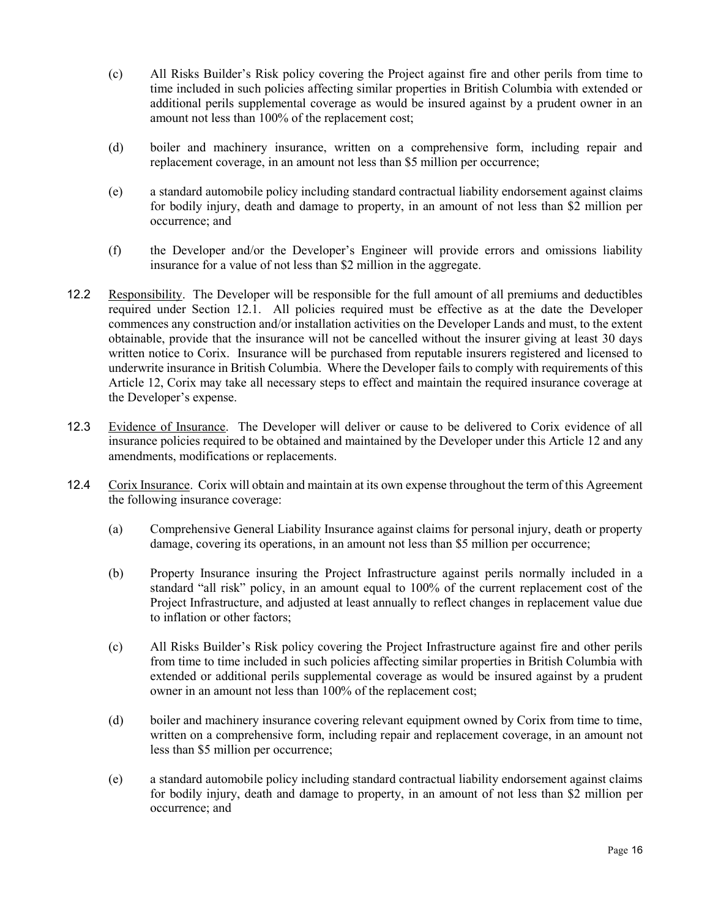(c) All Risks Builder's Risk policy covering the Project against fire and other perils from time to time included in such policies affecting similar properties in British Columbia with extended or additional perils supplemental coverage as would be insured against by a prudent owner in an amount not less than 100% of the replacement cost;

(d) boiler and machinery insurance, written on a comprehensive form, including repair and replacement coverage, in an amount not less than $5 million per occurrence;

(e) a standard automobile policy including standard contractual liability endorsement against claims for bodily injury, death and damage to property, in an amount of not less than $2 million per occurrence; and

(f) the Developer and/or the Developer's Engineer will provide errors and omissions liability insurance for a value of not less than $2 million in the aggregate.

12.2 Responsibility. The Developer will be responsible for the full amount of all premiums and deductibles required under Section 12.1. All policies required must be effective as at the date the Developer commences any construction and/or installation activities on the Developer Lands and must, to the extent obtainable, provide that the insurance will not be cancelled without the insurer giving at least 30 days written notice to Corix. Insurance will be purchased from reputable insurers registered and licensed to underwrite insurance in British Columbia. Where the Developer fails to comply with requirements of this Article 12, Corix may take all necessary steps to effect and maintain the required insurance coverage at the Developer's expense.

12.3 Evidence of Insurance. The Developer will deliver or cause to be delivered to Corix evidence of all insurance policies required to be obtained and maintained by the Developer under this Article 12 and any amendments, modifications or replacements.

12.4 Corix Insurance. Corix will obtain and maintain at its own expense throughout the term of this Agreement the following insurance coverage:

(a) Comprehensive General Liability Insurance against claims for personal injury, death or property damage, covering its operations, in an amount not less than $5 million per occurrence;

(b) Property Insurance insuring the Project Infrastructure against perils normally included in a standard "all risk" policy, in an amount equal to 100% of the current replacement cost of the Project Infrastructure, and adjusted at least annually to reflect changes in replacement value due to inflation or other factors;

(c) All Risks Builder's Risk policy covering the Project Infrastructure against fire and other perils from time to time included in such policies affecting similar properties in British Columbia with extended or additional perils supplemental coverage as would be insured against by a prudent owner in an amount not less than 100% of the replacement cost;

(d) boiler and machinery insurance covering relevant equipment owned by Corix from time to time, written on a comprehensive form, including repair and replacement coverage, in an amount not less than $5 million per occurrence;

(e) a standard automobile policy including standard contractual liability endorsement against claims for bodily injury, death and damage to property, in an amount of not less than $2 million per occurrence; and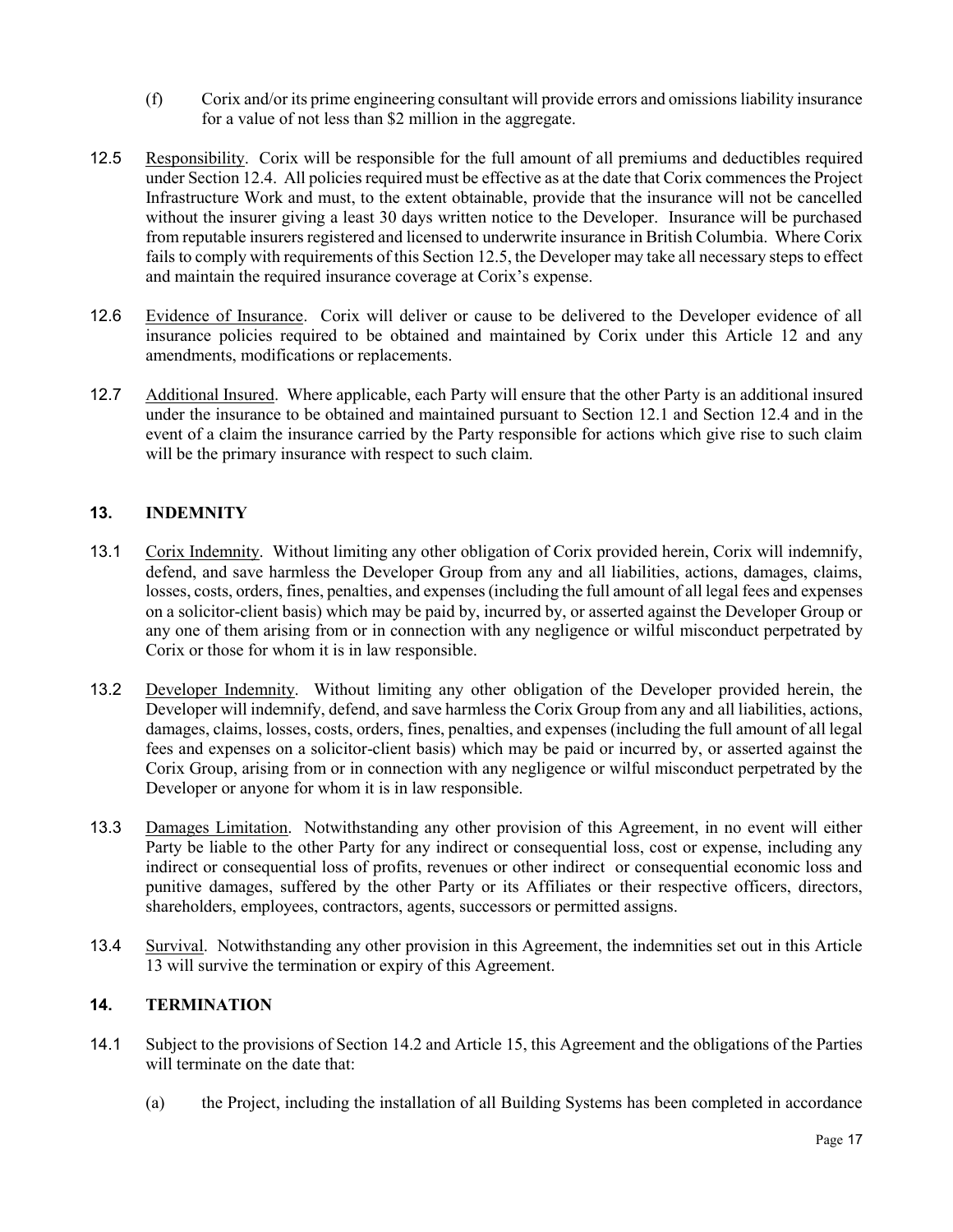(f) Corix and/or its prime engineering consultant will provide errors and omissions liability insurance for a value of not less than $2 million in the aggregate.

12.5 Responsibility. Corix will be responsible for the full amount of all premiums and deductibles required under Section 12.4. All policies required must be effective as at the date that Corix commences the Project Infrastructure Work and must, to the extent obtainable, provide that the insurance will not be cancelled without the insurer giving a least 30 days written notice to the Developer. Insurance will be purchased from reputable insurers registered and licensed to underwrite insurance in British Columbia. Where Corix fails to comply with requirements of this Section 12.5, the Developer may take all necessary steps to effect and maintain the required insurance coverage at Corix's expense.

12.6 Evidence of Insurance. Corix will deliver or cause to be delivered to the Developer evidence of all insurance policies required to be obtained and maintained by Corix under this Article 12 and any amendments, modifications or replacements.

12.7 Additional Insured. Where applicable, each Party will ensure that the other Party is an additional insured under the insurance to be obtained and maintained pursuant to Section 12.1 and Section 12.4 and in the event of a claim the insurance carried by the Party responsible for actions which give rise to such claim will be the primary insurance with respect to such claim.

## 13. INDEMNITY

13.1 Corix Indemnity. Without limiting any other obligation of Corix provided herein, Corix will indemnify, defend, and save harmless the Developer Group from any and all liabilities, actions, damages, claims, losses, costs, orders, fines, penalties, and expenses (including the full amount of all legal fees and expenses on a solicitor-client basis) which may be paid by, incurred by, or asserted against the Developer Group or any one of them arising from or in connection with any negligence or wilful misconduct perpetrated by Corix or those for whom it is in law responsible.

13.2 Developer Indemnity. Without limiting any other obligation of the Developer provided herein, the Developer will indemnify, defend, and save harmless the Corix Group from any and all liabilities, actions, damages, claims, losses, costs, orders, fines, penalties, and expenses (including the full amount of all legal fees and expenses on a solicitor-client basis) which may be paid or incurred by, or asserted against the Corix Group, arising from or in connection with any negligence or wilful misconduct perpetrated by the Developer or anyone for whom it is in law responsible.

13.3 Damages Limitation. Notwithstanding any other provision of this Agreement, in no event will either Party be liable to the other Party for any indirect or consequential loss, cost or expense, including any indirect or consequential loss of profits, revenues or other indirect or consequential economic loss and punitive damages, suffered by the other Party or its Affiliates or their respective officers, directors, shareholders, employees, contractors, agents, successors or permitted assigns.

13.4 Survival. Notwithstanding any other provision in this Agreement, the indemnities set out in this Article 13 will survive the termination or expiry of this Agreement.

## 14. TERMINATION

14.1 Subject to the provisions of Section 14.2 and Article 15, this Agreement and the obligations of the Parties will terminate on the date that:

(a) the Project, including the installation of all Building Systems has been completed in accordance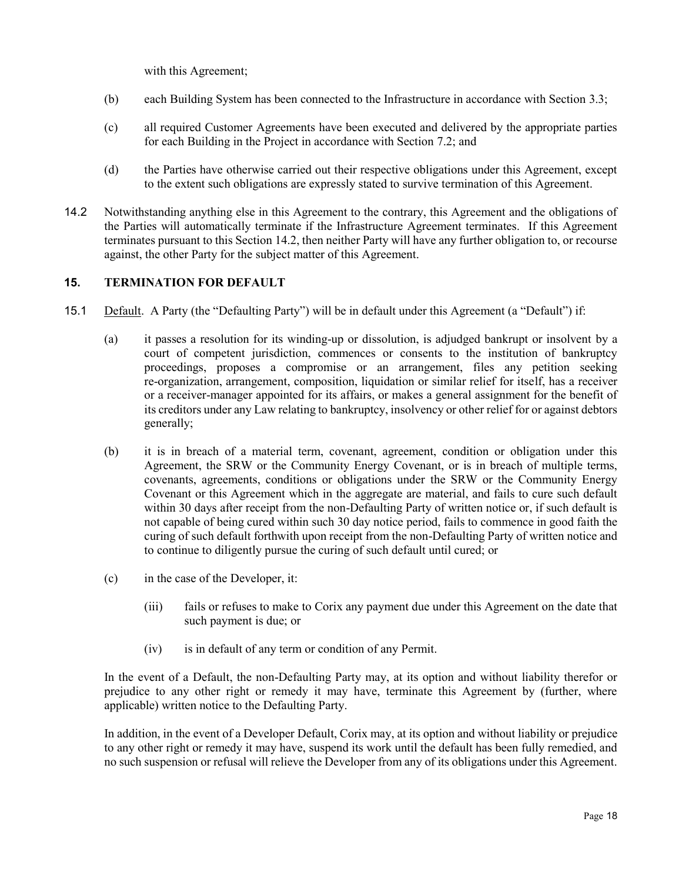with this Agreement;

(b) each Building System has been connected to the Infrastructure in accordance with Section 3.3;

(c) all required Customer Agreements have been executed and delivered by the appropriate parties for each Building in the Project in accordance with Section 7.2; and

(d) the Parties have otherwise carried out their respective obligations under this Agreement, except to the extent such obligations are expressly stated to survive termination of this Agreement.

14.2 Notwithstanding anything else in this Agreement to the contrary, this Agreement and the obligations of the Parties will automatically terminate if the Infrastructure Agreement terminates. If this Agreement terminates pursuant to this Section 14.2, then neither Party will have any further obligation to, or recourse against, the other Party for the subject matter of this Agreement.

## 15. TERMINATION FOR DEFAULT

15.1 Default. A Party (the "Defaulting Party") will be in default under this Agreement (a "Default") if:

(a) it passes a resolution for its winding-up or dissolution, is adjudged bankrupt or insolvent by a court of competent jurisdiction, commences or consents to the institution of bankruptcy proceedings, proposes a compromise or an arrangement, files any petition seeking re-organization, arrangement, composition, liquidation or similar relief for itself, has a receiver or a receiver-manager appointed for its affairs, or makes a general assignment for the benefit of its creditors under any Law relating to bankruptcy, insolvency or other relief for or against debtors generally;

(b) it is in breach of a material term, covenant, agreement, condition or obligation under this Agreement, the SRW or the Community Energy Covenant, or is in breach of multiple terms, covenants, agreements, conditions or obligations under the SRW or the Community Energy Covenant or this Agreement which in the aggregate are material, and fails to cure such default within 30 days after receipt from the non-Defaulting Party of written notice or, if such default is not capable of being cured within such 30 day notice period, fails to commence in good faith the curing of such default forthwith upon receipt from the non-Defaulting Party of written notice and to continue to diligently pursue the curing of such default until cured; or

(c) in the case of the Developer, it:

(iii) fails or refuses to make to Corix any payment due under this Agreement on the date that such payment is due; or

(iv) is in default of any term or condition of any Permit.

In the event of a Default, the non-Defaulting Party may, at its option and without liability therefor or prejudice to any other right or remedy it may have, terminate this Agreement by (further, where applicable) written notice to the Defaulting Party.

In addition, in the event of a Developer Default, Corix may, at its option and without liability or prejudice to any other right or remedy it may have, suspend its work until the default has been fully remedied, and no such suspension or refusal will relieve the Developer from any of its obligations under this Agreement.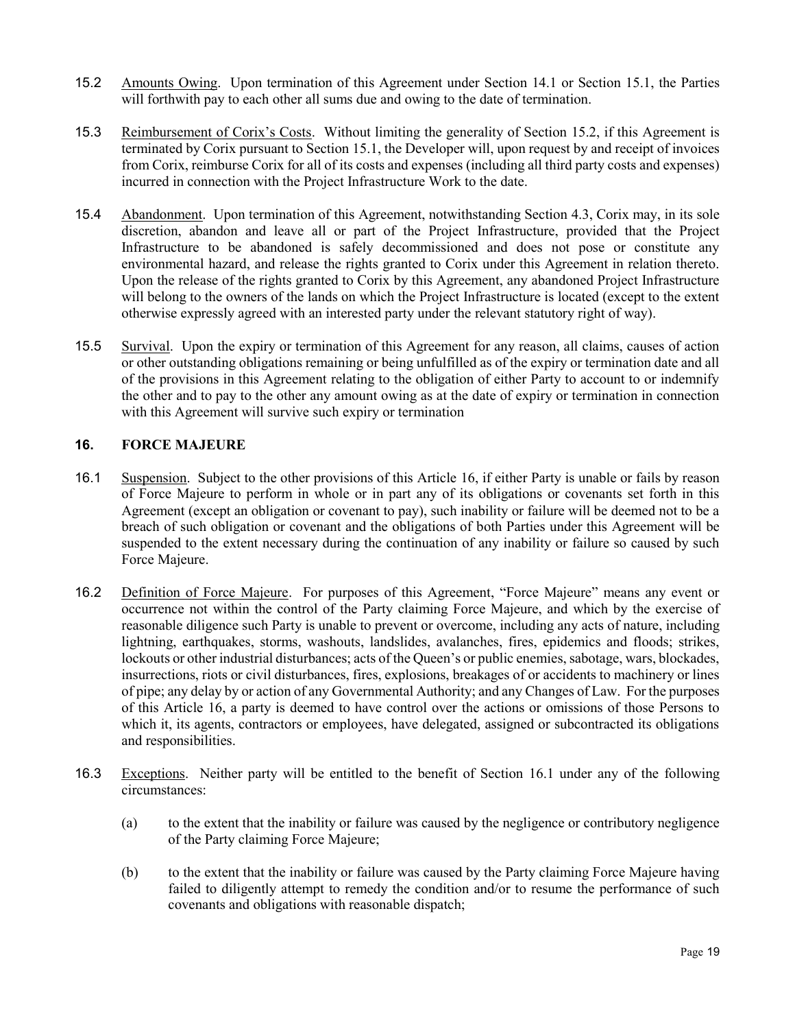15.2 Amounts Owing. Upon termination of this Agreement under Section 14.1 or Section 15.1, the Parties will forthwith pay to each other all sums due and owing to the date of termination.

15.3 Reimbursement of Corix's Costs. Without limiting the generality of Section 15.2, if this Agreement is terminated by Corix pursuant to Section 15.1, the Developer will, upon request by and receipt of invoices from Corix, reimburse Corix for all of its costs and expenses (including all third party costs and expenses) incurred in connection with the Project Infrastructure Work to the date.

15.4 Abandonment. Upon termination of this Agreement, notwithstanding Section 4.3, Corix may, in its sole discretion, abandon and leave all or part of the Project Infrastructure, provided that the Project Infrastructure to be abandoned is safely decommissioned and does not pose or constitute any environmental hazard, and release the rights granted to Corix under this Agreement in relation thereto. Upon the release of the rights granted to Corix by this Agreement, any abandoned Project Infrastructure will belong to the owners of the lands on which the Project Infrastructure is located (except to the extent otherwise expressly agreed with an interested party under the relevant statutory right of way).

15.5 Survival. Upon the expiry or termination of this Agreement for any reason, all claims, causes of action or other outstanding obligations remaining or being unfulfilled as of the expiry or termination date and all of the provisions in this Agreement relating to the obligation of either Party to account to or indemnify the other and to pay to the other any amount owing as at the date of expiry or termination in connection with this Agreement will survive such expiry or termination

## 16. FORCE MAJEURE

16.1 Suspension. Subject to the other provisions of this Article 16, if either Party is unable or fails by reason of Force Majeure to perform in whole or in part any of its obligations or covenants set forth in this Agreement (except an obligation or covenant to pay), such inability or failure will be deemed not to be a breach of such obligation or covenant and the obligations of both Parties under this Agreement will be suspended to the extent necessary during the continuation of any inability or failure so caused by such Force Majeure.

16.2 Definition of Force Majeure. For purposes of this Agreement, "Force Majeure" means any event or occurrence not within the control of the Party claiming Force Majeure, and which by the exercise of reasonable diligence such Party is unable to prevent or overcome, including any acts of nature, including lightning, earthquakes, storms, washouts, landslides, avalanches, fires, epidemics and floods; strikes, lockouts or other industrial disturbances; acts of the Queen's or public enemies, sabotage, wars, blockades, insurrections, riots or civil disturbances, fires, explosions, breakages of or accidents to machinery or lines of pipe; any delay by or action of any Governmental Authority; and any Changes of Law. For the purposes of this Article 16, a party is deemed to have control over the actions or omissions of those Persons to which it, its agents, contractors or employees, have delegated, assigned or subcontracted its obligations and responsibilities.

16.3 Exceptions. Neither party will be entitled to the benefit of Section 16.1 under any of the following circumstances:

(a) to the extent that the inability or failure was caused by the negligence or contributory negligence of the Party claiming Force Majeure;

(b) to the extent that the inability or failure was caused by the Party claiming Force Majeure having failed to diligently attempt to remedy the condition and/or to resume the performance of such covenants and obligations with reasonable dispatch;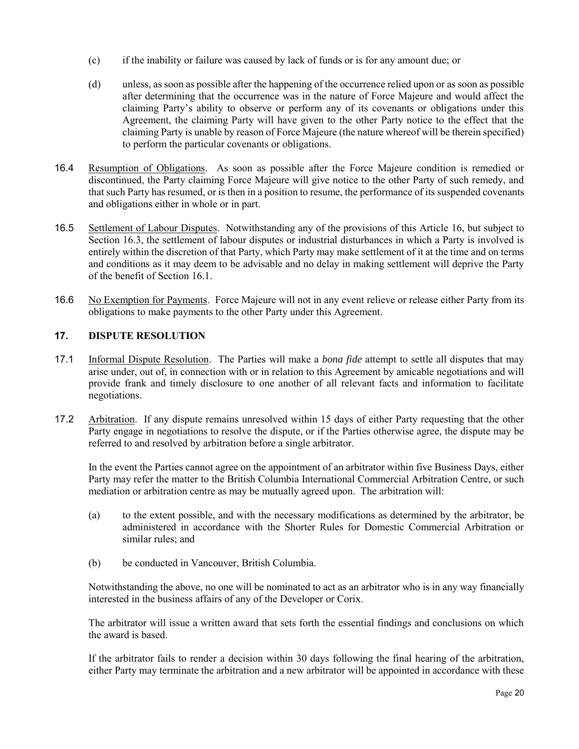(c) if the inability or failure was caused by lack of funds or is for any amount due; or

(d) unless, as soon as possible after the happening of the occurrence relied upon or as soon as possible after determining that the occurrence was in the nature of Force Majeure and would affect the claiming Party's ability to observe or perform any of its covenants or obligations under this Agreement, the claiming Party will have given to the other Party notice to the effect that the claiming Party is unable by reason of Force Majeure (the nature whereof will be therein specified) to perform the particular covenants or obligations.

16.4 Resumption of Obligations. As soon as possible after the Force Majeure condition is remedied or discontinued, the Party claiming Force Majeure will give notice to the other Party of such remedy, and that such Party has resumed, or is then in a position to resume, the performance of its suspended covenants and obligations either in whole or in part.

16.5 Settlement of Labour Disputes. Notwithstanding any of the provisions of this Article 16, but subject to Section 16.3, the settlement of labour disputes or industrial disturbances in which a Party is involved is entirely within the discretion of that Party, which Party may make settlement of it at the time and on terms and conditions as it may deem to be advisable and no delay in making settlement will deprive the Party of the benefit of Section 16.1.

16.6 No Exemption for Payments. Force Majeure will not in any event relieve or release either Party from its obligations to make payments to the other Party under this Agreement.

## 17. DISPUTE RESOLUTION

17.1 Informal Dispute Resolution. The Parties will make a *bona fide* attempt to settle all disputes that may arise under, out of, in connection with or in relation to this Agreement by amicable negotiations and will provide frank and timely disclosure to one another of all relevant facts and information to facilitate negotiations.

17.2 Arbitration. If any dispute remains unresolved within 15 days of either Party requesting that the other Party engage in negotiations to resolve the dispute, or if the Parties otherwise agree, the dispute may be referred to and resolved by arbitration before a single arbitrator.

In the event the Parties cannot agree on the appointment of an arbitrator within five Business Days, either Party may refer the matter to the British Columbia International Commercial Arbitration Centre, or such mediation or arbitration centre as may be mutually agreed upon. The arbitration will:

(a) to the extent possible, and with the necessary modifications as determined by the arbitrator, be administered in accordance with the Shorter Rules for Domestic Commercial Arbitration or similar rules; and

(b) be conducted in Vancouver, British Columbia.

Notwithstanding the above, no one will be nominated to act as an arbitrator who is in any way financially interested in the business affairs of any of the Developer or Corix.

The arbitrator will issue a written award that sets forth the essential findings and conclusions on which the award is based.

If the arbitrator fails to render a decision within 30 days following the final hearing of the arbitration, either Party may terminate the arbitration and a new arbitrator will be appointed in accordance with these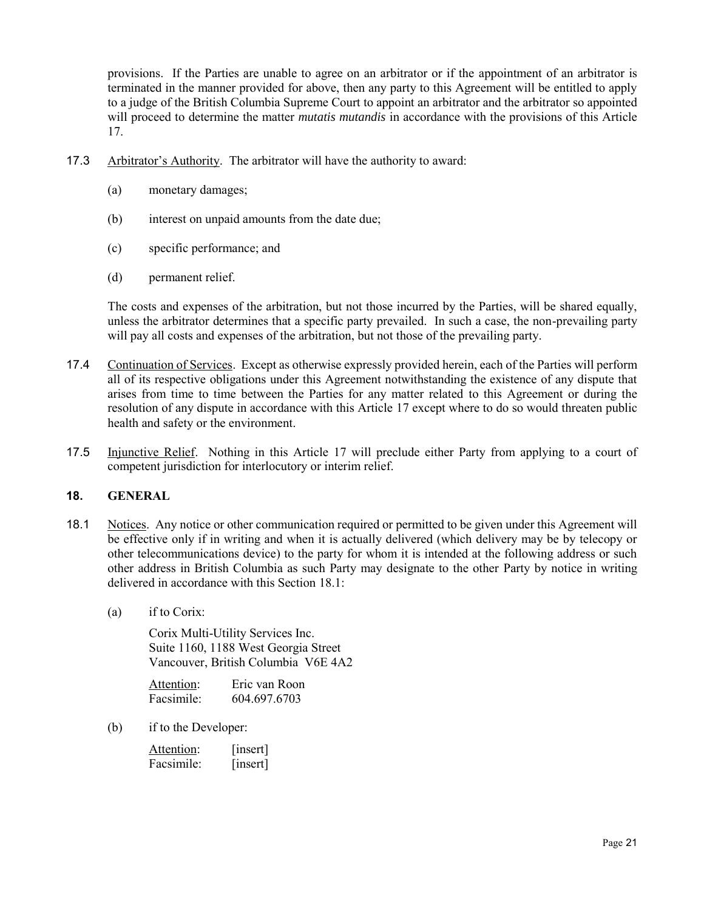provisions. If the Parties are unable to agree on an arbitrator or if the appointment of an arbitrator is terminated in the manner provided for above, then any party to this Agreement will be entitled to apply to a judge of the British Columbia Supreme Court to appoint an arbitrator and the arbitrator so appointed will proceed to determine the matter *mutatis mutandis* in accordance with the provisions of this Article 17.

17.3 Arbitrator's Authority. The arbitrator will have the authority to award:

(a) monetary damages;

(b) interest on unpaid amounts from the date due;

(c) specific performance; and

(d) permanent relief.

The costs and expenses of the arbitration, but not those incurred by the Parties, will be shared equally, unless the arbitrator determines that a specific party prevailed. In such a case, the non-prevailing party will pay all costs and expenses of the arbitration, but not those of the prevailing party.

17.4 Continuation of Services. Except as otherwise expressly provided herein, each of the Parties will perform all of its respective obligations under this Agreement notwithstanding the existence of any dispute that arises from time to time between the Parties for any matter related to this Agreement or during the resolution of any dispute in accordance with this Article 17 except where to do so would threaten public health and safety or the environment.

17.5 Injunctive Relief. Nothing in this Article 17 will preclude either Party from applying to a court of competent jurisdiction for interlocutory or interim relief.

## 18. GENERAL

18.1 Notices. Any notice or other communication required or permitted to be given under this Agreement will be effective only if in writing and when it is actually delivered (which delivery may be by telecopy or other telecommunications device) to the party for whom it is intended at the following address or such other address in British Columbia as such Party may designate to the other Party by notice in writing delivered in accordance with this Section 18.1:

(a) if to Corix:

Corix Multi-Utility Services Inc.
Suite 1160, 1188 West Georgia Street
Vancouver, British Columbia V6E 4A2

Attention: Eric van Roon
Facsimile: 604.697.6703

(b) if to the Developer:

Attention: [insert]
Facsimile: [insert]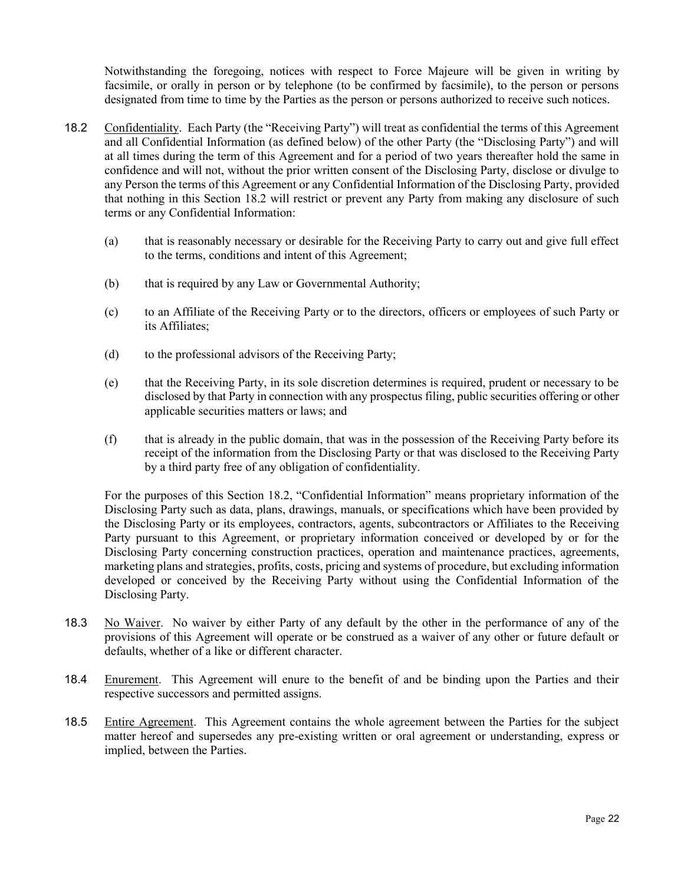Notwithstanding the foregoing, notices with respect to Force Majeure will be given in writing by facsimile, or orally in person or by telephone (to be confirmed by facsimile), to the person or persons designated from time to time by the Parties as the person or persons authorized to receive such notices.

18.2 Confidentiality. Each Party (the "Receiving Party") will treat as confidential the terms of this Agreement and all Confidential Information (as defined below) of the other Party (the "Disclosing Party") and will at all times during the term of this Agreement and for a period of two years thereafter hold the same in confidence and will not, without the prior written consent of the Disclosing Party, disclose or divulge to any Person the terms of this Agreement or any Confidential Information of the Disclosing Party, provided that nothing in this Section 18.2 will restrict or prevent any Party from making any disclosure of such terms or any Confidential Information:

(a) that is reasonably necessary or desirable for the Receiving Party to carry out and give full effect to the terms, conditions and intent of this Agreement;

(b) that is required by any Law or Governmental Authority;

(c) to an Affiliate of the Receiving Party or to the directors, officers or employees of such Party or its Affiliates;

(d) to the professional advisors of the Receiving Party;

(e) that the Receiving Party, in its sole discretion determines is required, prudent or necessary to be disclosed by that Party in connection with any prospectus filing, public securities offering or other applicable securities matters or laws; and

(f) that is already in the public domain, that was in the possession of the Receiving Party before its receipt of the information from the Disclosing Party or that was disclosed to the Receiving Party by a third party free of any obligation of confidentiality.

For the purposes of this Section 18.2, "Confidential Information" means proprietary information of the Disclosing Party such as data, plans, drawings, manuals, or specifications which have been provided by the Disclosing Party or its employees, contractors, agents, subcontractors or Affiliates to the Receiving Party pursuant to this Agreement, or proprietary information conceived or developed by or for the Disclosing Party concerning construction practices, operation and maintenance practices, agreements, marketing plans and strategies, profits, costs, pricing and systems of procedure, but excluding information developed or conceived by the Receiving Party without using the Confidential Information of the Disclosing Party.

18.3 No Waiver. No waiver by either Party of any default by the other in the performance of any of the provisions of this Agreement will operate or be construed as a waiver of any other or future default or defaults, whether of a like or different character.

18.4 Enurement. This Agreement will enure to the benefit of and be binding upon the Parties and their respective successors and permitted assigns.

18.5 Entire Agreement. This Agreement contains the whole agreement between the Parties for the subject matter hereof and supersedes any pre-existing written or oral agreement or understanding, express or implied, between the Parties.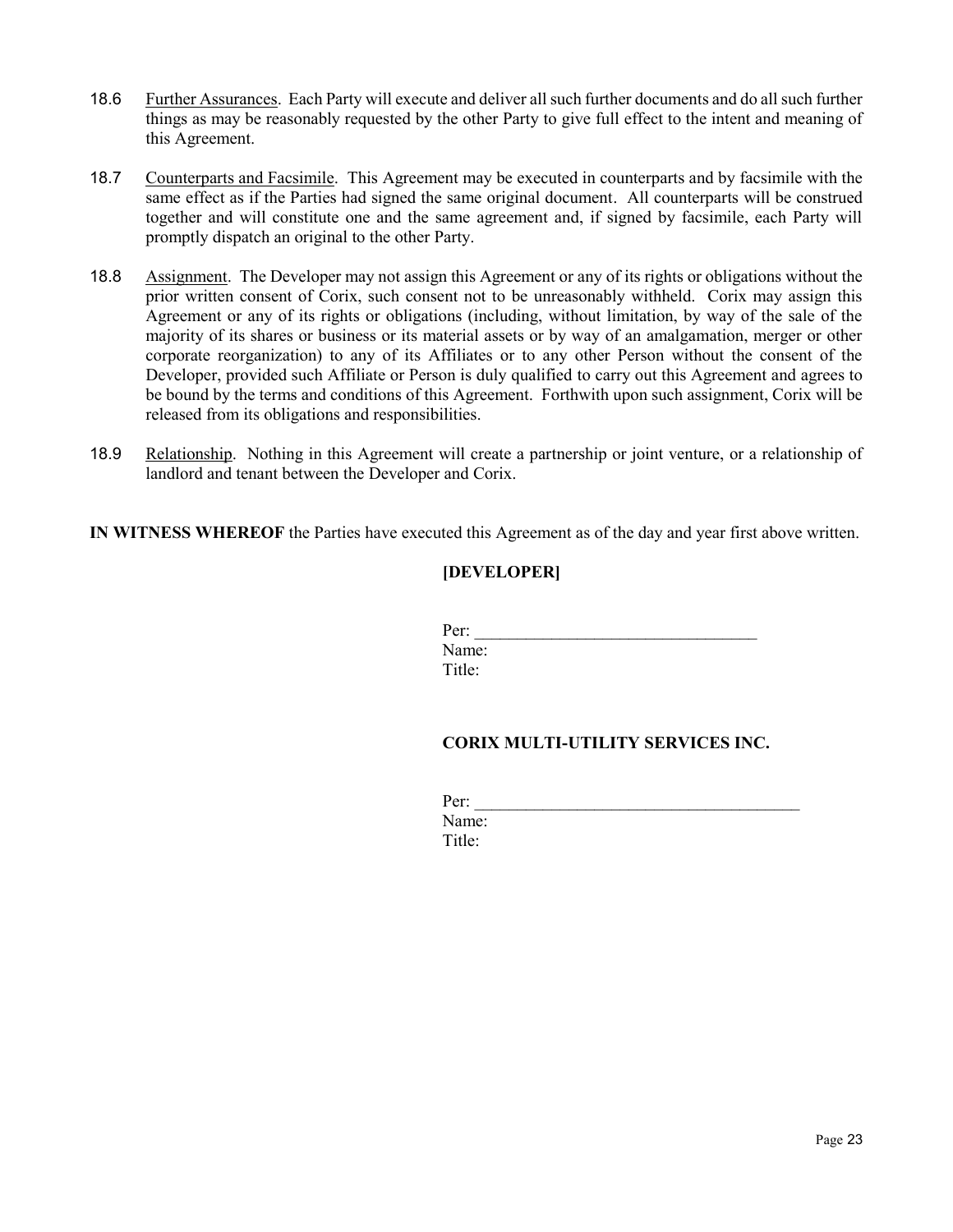18.6 Further Assurances. Each Party will execute and deliver all such further documents and do all such further things as may be reasonably requested by the other Party to give full effect to the intent and meaning of this Agreement.

18.7 Counterparts and Facsimile. This Agreement may be executed in counterparts and by facsimile with the same effect as if the Parties had signed the same original document. All counterparts will be construed together and will constitute one and the same agreement and, if signed by facsimile, each Party will promptly dispatch an original to the other Party.

18.8 Assignment. The Developer may not assign this Agreement or any of its rights or obligations without the prior written consent of Corix, such consent not to be unreasonably withheld. Corix may assign this Agreement or any of its rights or obligations (including, without limitation, by way of the sale of the majority of its shares or business or its material assets or by way of an amalgamation, merger or other corporate reorganization) to any of its Affiliates or to any other Person without the consent of the Developer, provided such Affiliate or Person is duly qualified to carry out this Agreement and agrees to be bound by the terms and conditions of this Agreement. Forthwith upon such assignment, Corix will be released from its obligations and responsibilities.

18.9 Relationship. Nothing in this Agreement will create a partnership or joint venture, or a relationship of landlord and tenant between the Developer and Corix.

**IN WITNESS WHEREOF** the Parties have executed this Agreement as of the day and year first above written.

**[DEVELOPER]**

Per: \_\_\_\_\_\_\_\_\_\_\_\_\_\_\_\_\_\_\_\_\_\_\_\_\_\_\_\_\_\_\_\_\_
Name:
Title:

**CORIX MULTI-UTILITY SERVICES INC.**

Per: \_\_\_\_\_\_\_\_\_\_\_\_\_\_\_\_\_\_\_\_\_\_\_\_\_\_\_\_\_\_\_\_\_\_\_\_\_\_
Name:
Title: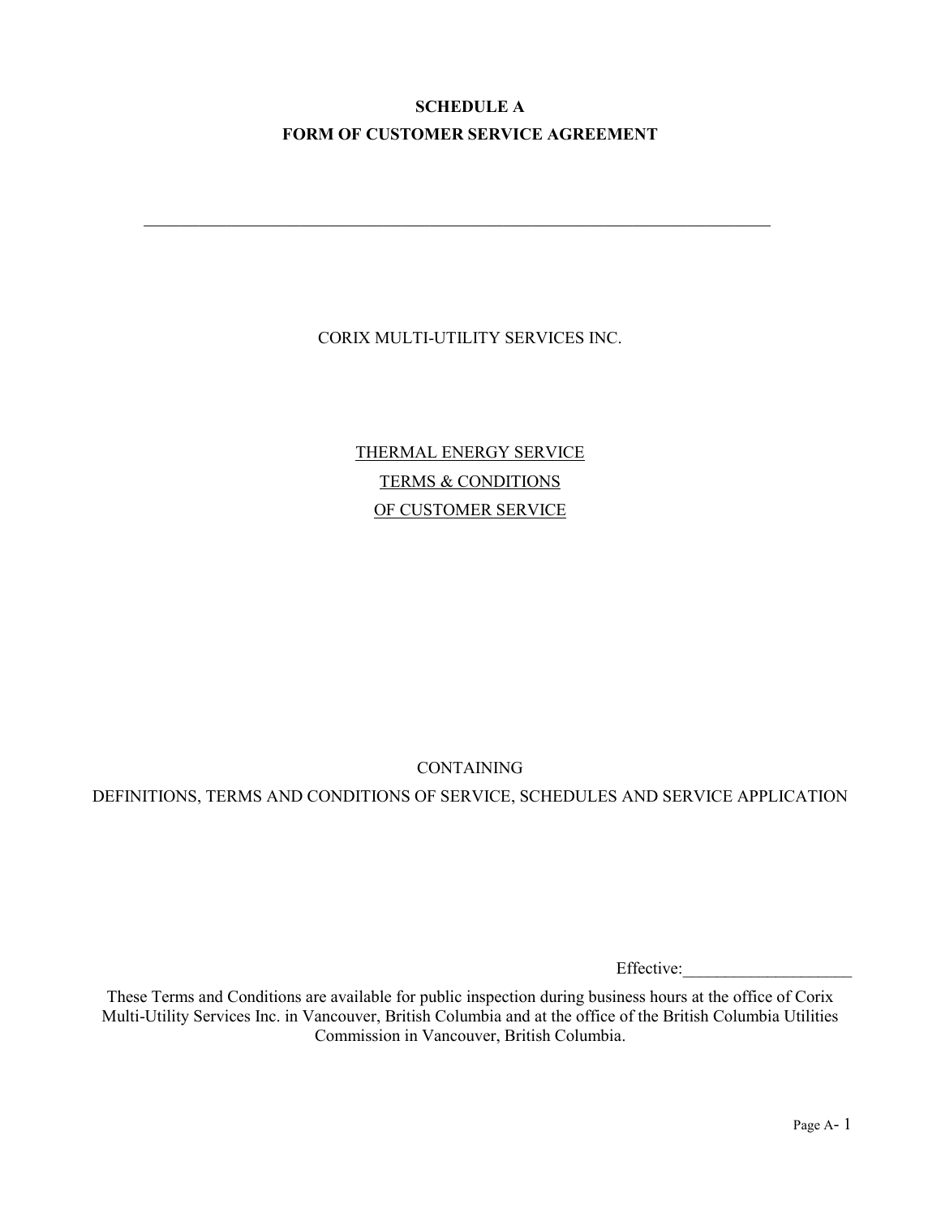**SCHEDULE A**

**FORM OF CUSTOMER SERVICE AGREEMENT**

---

CORIX MULTI-UTILITY SERVICES INC.

THERMAL ENERGY SERVICE

TERMS & CONDITIONS

OF CUSTOMER SERVICE

CONTAINING

DEFINITIONS, TERMS AND CONDITIONS OF SERVICE, SCHEDULES AND SERVICE APPLICATION

Effective:____________________

These Terms and Conditions are available for public inspection during business hours at the office of Corix Multi-Utility Services Inc. in Vancouver, British Columbia and at the office of the British Columbia Utilities Commission in Vancouver, British Columbia.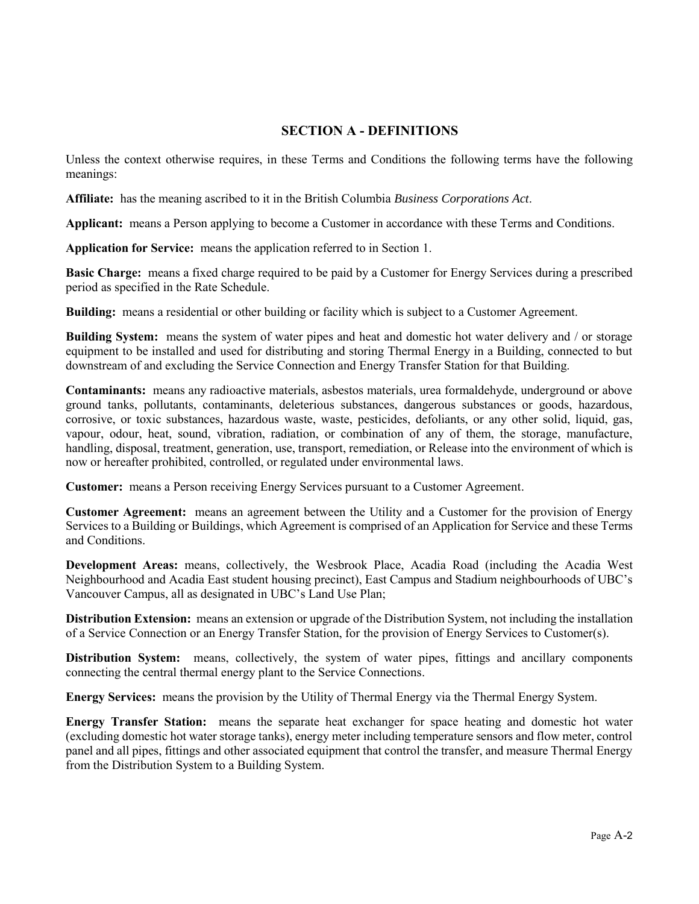## SECTION A - DEFINITIONS

Unless the context otherwise requires, in these Terms and Conditions the following terms have the following meanings:

**Affiliate:** has the meaning ascribed to it in the British Columbia *Business Corporations Act*.

**Applicant:** means a Person applying to become a Customer in accordance with these Terms and Conditions.

**Application for Service:** means the application referred to in Section 1.

**Basic Charge:** means a fixed charge required to be paid by a Customer for Energy Services during a prescribed period as specified in the Rate Schedule.

**Building:** means a residential or other building or facility which is subject to a Customer Agreement.

**Building System:** means the system of water pipes and heat and domestic hot water delivery and / or storage equipment to be installed and used for distributing and storing Thermal Energy in a Building, connected to but downstream of and excluding the Service Connection and Energy Transfer Station for that Building.

**Contaminants:** means any radioactive materials, asbestos materials, urea formaldehyde, underground or above ground tanks, pollutants, contaminants, deleterious substances, dangerous substances or goods, hazardous, corrosive, or toxic substances, hazardous waste, waste, pesticides, defoliants, or any other solid, liquid, gas, vapour, odour, heat, sound, vibration, radiation, or combination of any of them, the storage, manufacture, handling, disposal, treatment, generation, use, transport, remediation, or Release into the environment of which is now or hereafter prohibited, controlled, or regulated under environmental laws.

**Customer:** means a Person receiving Energy Services pursuant to a Customer Agreement.

**Customer Agreement:** means an agreement between the Utility and a Customer for the provision of Energy Services to a Building or Buildings, which Agreement is comprised of an Application for Service and these Terms and Conditions.

**Development Areas:** means, collectively, the Wesbrook Place, Acadia Road (including the Acadia West Neighbourhood and Acadia East student housing precinct), East Campus and Stadium neighbourhoods of UBC's Vancouver Campus, all as designated in UBC's Land Use Plan;

**Distribution Extension:** means an extension or upgrade of the Distribution System, not including the installation of a Service Connection or an Energy Transfer Station, for the provision of Energy Services to Customer(s).

**Distribution System:** means, collectively, the system of water pipes, fittings and ancillary components connecting the central thermal energy plant to the Service Connections.

**Energy Services:** means the provision by the Utility of Thermal Energy via the Thermal Energy System.

**Energy Transfer Station:** means the separate heat exchanger for space heating and domestic hot water (excluding domestic hot water storage tanks), energy meter including temperature sensors and flow meter, control panel and all pipes, fittings and other associated equipment that control the transfer, and measure Thermal Energy from the Distribution System to a Building System.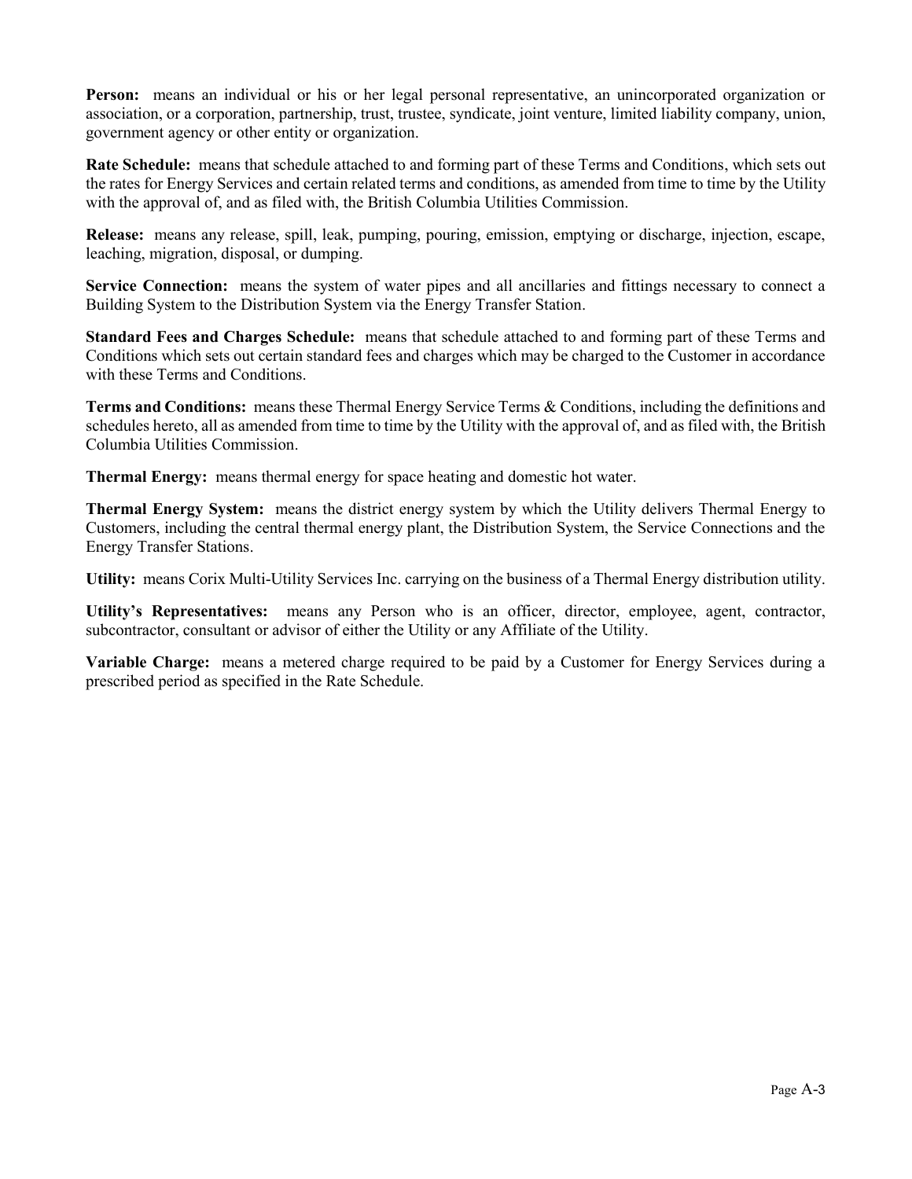**Person:** means an individual or his or her legal personal representative, an unincorporated organization or association, or a corporation, partnership, trust, trustee, syndicate, joint venture, limited liability company, union, government agency or other entity or organization.

**Rate Schedule:** means that schedule attached to and forming part of these Terms and Conditions, which sets out the rates for Energy Services and certain related terms and conditions, as amended from time to time by the Utility with the approval of, and as filed with, the British Columbia Utilities Commission.

**Release:** means any release, spill, leak, pumping, pouring, emission, emptying or discharge, injection, escape, leaching, migration, disposal, or dumping.

**Service Connection:** means the system of water pipes and all ancillaries and fittings necessary to connect a Building System to the Distribution System via the Energy Transfer Station.

**Standard Fees and Charges Schedule:** means that schedule attached to and forming part of these Terms and Conditions which sets out certain standard fees and charges which may be charged to the Customer in accordance with these Terms and Conditions.

**Terms and Conditions:** means these Thermal Energy Service Terms & Conditions, including the definitions and schedules hereto, all as amended from time to time by the Utility with the approval of, and as filed with, the British Columbia Utilities Commission.

**Thermal Energy:** means thermal energy for space heating and domestic hot water.

**Thermal Energy System:** means the district energy system by which the Utility delivers Thermal Energy to Customers, including the central thermal energy plant, the Distribution System, the Service Connections and the Energy Transfer Stations.

**Utility:** means Corix Multi-Utility Services Inc. carrying on the business of a Thermal Energy distribution utility.

**Utility's Representatives:** means any Person who is an officer, director, employee, agent, contractor, subcontractor, consultant or advisor of either the Utility or any Affiliate of the Utility.

**Variable Charge:** means a metered charge required to be paid by a Customer for Energy Services during a prescribed period as specified in the Rate Schedule.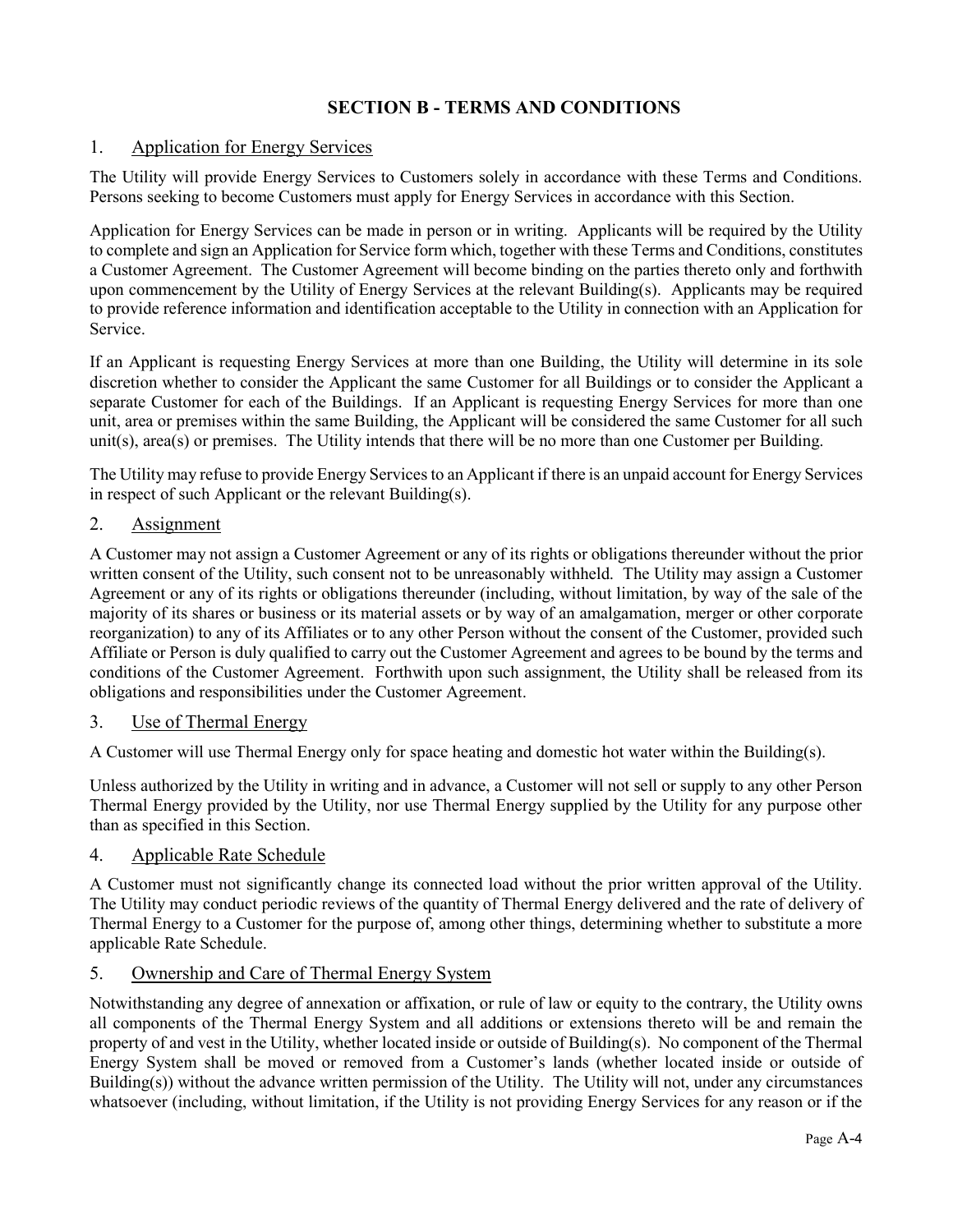## SECTION B - TERMS AND CONDITIONS

### 1. Application for Energy Services

The Utility will provide Energy Services to Customers solely in accordance with these Terms and Conditions. Persons seeking to become Customers must apply for Energy Services in accordance with this Section.

Application for Energy Services can be made in person or in writing. Applicants will be required by the Utility to complete and sign an Application for Service form which, together with these Terms and Conditions, constitutes a Customer Agreement. The Customer Agreement will become binding on the parties thereto only and forthwith upon commencement by the Utility of Energy Services at the relevant Building(s). Applicants may be required to provide reference information and identification acceptable to the Utility in connection with an Application for Service.

If an Applicant is requesting Energy Services at more than one Building, the Utility will determine in its sole discretion whether to consider the Applicant the same Customer for all Buildings or to consider the Applicant a separate Customer for each of the Buildings. If an Applicant is requesting Energy Services for more than one unit, area or premises within the same Building, the Applicant will be considered the same Customer for all such unit(s), area(s) or premises. The Utility intends that there will be no more than one Customer per Building.

The Utility may refuse to provide Energy Services to an Applicant if there is an unpaid account for Energy Services in respect of such Applicant or the relevant Building(s).

### 2. Assignment

A Customer may not assign a Customer Agreement or any of its rights or obligations thereunder without the prior written consent of the Utility, such consent not to be unreasonably withheld. The Utility may assign a Customer Agreement or any of its rights or obligations thereunder (including, without limitation, by way of the sale of the majority of its shares or business or its material assets or by way of an amalgamation, merger or other corporate reorganization) to any of its Affiliates or to any other Person without the consent of the Customer, provided such Affiliate or Person is duly qualified to carry out the Customer Agreement and agrees to be bound by the terms and conditions of the Customer Agreement. Forthwith upon such assignment, the Utility shall be released from its obligations and responsibilities under the Customer Agreement.

### 3. Use of Thermal Energy

A Customer will use Thermal Energy only for space heating and domestic hot water within the Building(s).

Unless authorized by the Utility in writing and in advance, a Customer will not sell or supply to any other Person Thermal Energy provided by the Utility, nor use Thermal Energy supplied by the Utility for any purpose other than as specified in this Section.

### 4. Applicable Rate Schedule

A Customer must not significantly change its connected load without the prior written approval of the Utility. The Utility may conduct periodic reviews of the quantity of Thermal Energy delivered and the rate of delivery of Thermal Energy to a Customer for the purpose of, among other things, determining whether to substitute a more applicable Rate Schedule.

### 5. Ownership and Care of Thermal Energy System

Notwithstanding any degree of annexation or affixation, or rule of law or equity to the contrary, the Utility owns all components of the Thermal Energy System and all additions or extensions thereto will be and remain the property of and vest in the Utility, whether located inside or outside of Building(s). No component of the Thermal Energy System shall be moved or removed from a Customer's lands (whether located inside or outside of Building(s)) without the advance written permission of the Utility. The Utility will not, under any circumstances whatsoever (including, without limitation, if the Utility is not providing Energy Services for any reason or if the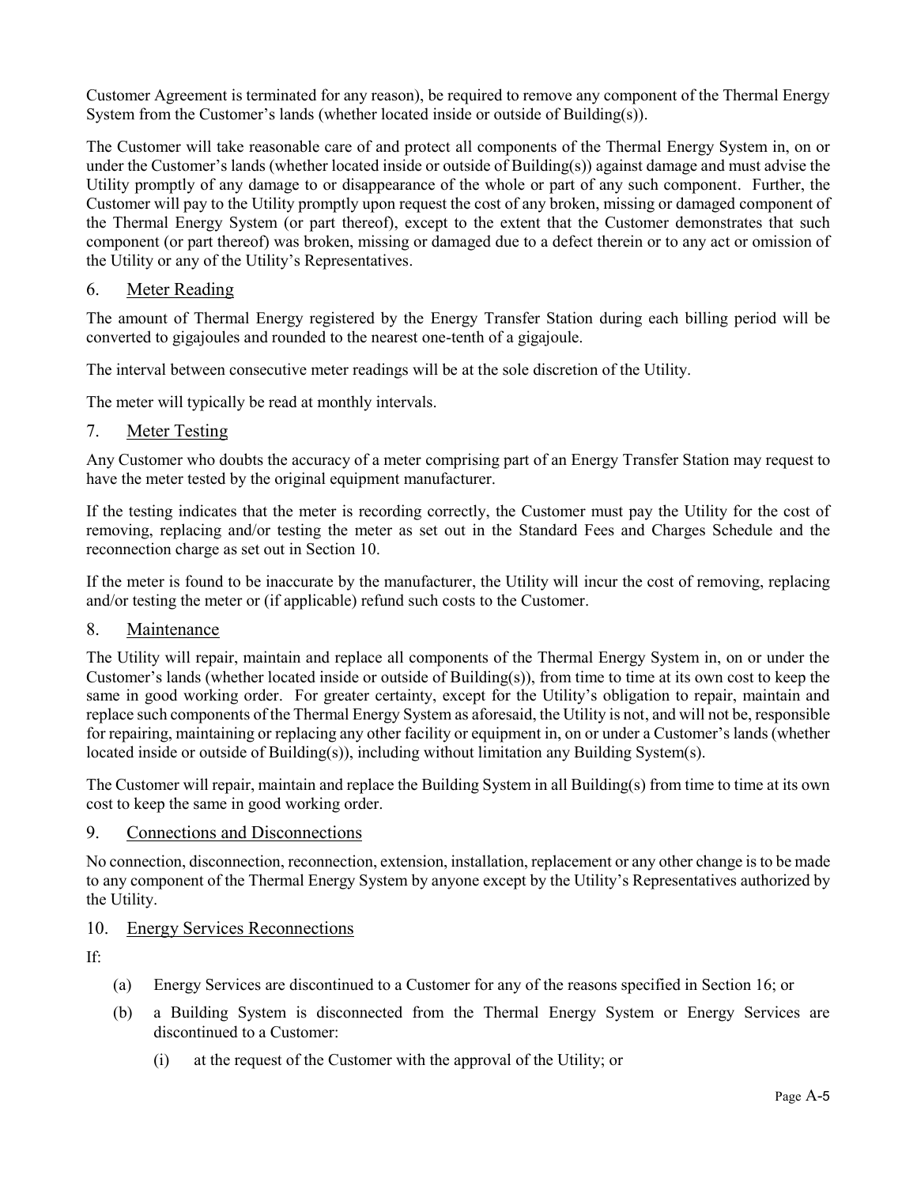Customer Agreement is terminated for any reason), be required to remove any component of the Thermal Energy System from the Customer's lands (whether located inside or outside of Building(s)).

The Customer will take reasonable care of and protect all components of the Thermal Energy System in, on or under the Customer's lands (whether located inside or outside of Building(s)) against damage and must advise the Utility promptly of any damage to or disappearance of the whole or part of any such component. Further, the Customer will pay to the Utility promptly upon request the cost of any broken, missing or damaged component of the Thermal Energy System (or part thereof), except to the extent that the Customer demonstrates that such component (or part thereof) was broken, missing or damaged due to a defect therein or to any act or omission of the Utility or any of the Utility's Representatives.

## 6. Meter Reading

The amount of Thermal Energy registered by the Energy Transfer Station during each billing period will be converted to gigajoules and rounded to the nearest one-tenth of a gigajoule.

The interval between consecutive meter readings will be at the sole discretion of the Utility.

The meter will typically be read at monthly intervals.

## 7. Meter Testing

Any Customer who doubts the accuracy of a meter comprising part of an Energy Transfer Station may request to have the meter tested by the original equipment manufacturer.

If the testing indicates that the meter is recording correctly, the Customer must pay the Utility for the cost of removing, replacing and/or testing the meter as set out in the Standard Fees and Charges Schedule and the reconnection charge as set out in Section 10.

If the meter is found to be inaccurate by the manufacturer, the Utility will incur the cost of removing, replacing and/or testing the meter or (if applicable) refund such costs to the Customer.

## 8. Maintenance

The Utility will repair, maintain and replace all components of the Thermal Energy System in, on or under the Customer's lands (whether located inside or outside of Building(s)), from time to time at its own cost to keep the same in good working order. For greater certainty, except for the Utility's obligation to repair, maintain and replace such components of the Thermal Energy System as aforesaid, the Utility is not, and will not be, responsible for repairing, maintaining or replacing any other facility or equipment in, on or under a Customer's lands (whether located inside or outside of Building(s)), including without limitation any Building System(s).

The Customer will repair, maintain and replace the Building System in all Building(s) from time to time at its own cost to keep the same in good working order.

## 9. Connections and Disconnections

No connection, disconnection, reconnection, extension, installation, replacement or any other change is to be made to any component of the Thermal Energy System by anyone except by the Utility's Representatives authorized by the Utility.

## 10. Energy Services Reconnections

If:

- (a) Energy Services are discontinued to a Customer for any of the reasons specified in Section 16; or
- (b) a Building System is disconnected from the Thermal Energy System or Energy Services are discontinued to a Customer:
  - (i) at the request of the Customer with the approval of the Utility; or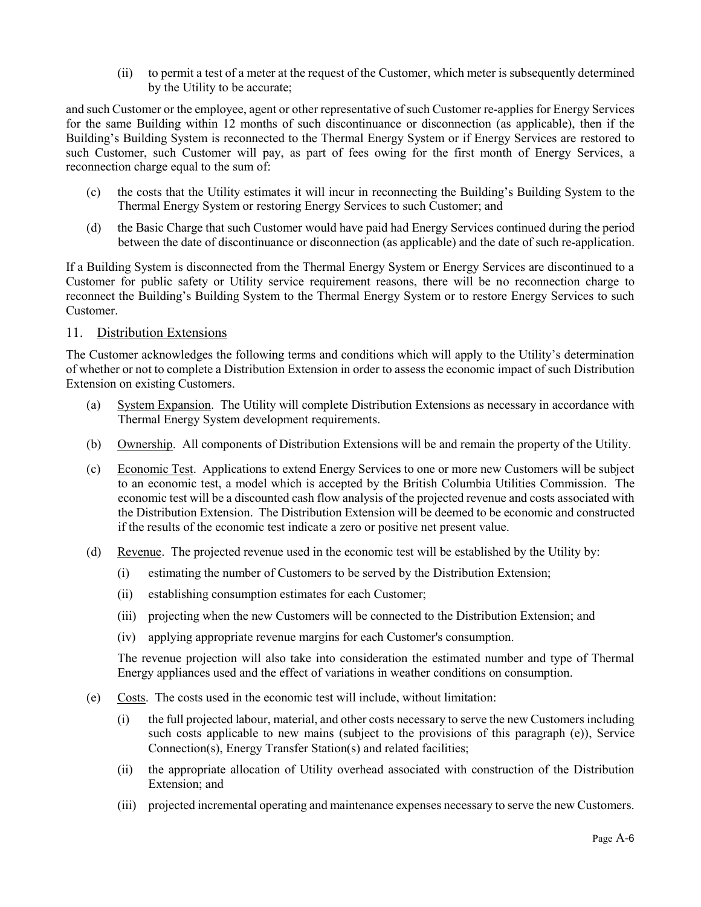(ii) to permit a test of a meter at the request of the Customer, which meter is subsequently determined by the Utility to be accurate;

and such Customer or the employee, agent or other representative of such Customer re-applies for Energy Services for the same Building within 12 months of such discontinuance or disconnection (as applicable), then if the Building's Building System is reconnected to the Thermal Energy System or if Energy Services are restored to such Customer, such Customer will pay, as part of fees owing for the first month of Energy Services, a reconnection charge equal to the sum of:

(c) the costs that the Utility estimates it will incur in reconnecting the Building's Building System to the Thermal Energy System or restoring Energy Services to such Customer; and

(d) the Basic Charge that such Customer would have paid had Energy Services continued during the period between the date of discontinuance or disconnection (as applicable) and the date of such re-application.

If a Building System is disconnected from the Thermal Energy System or Energy Services are discontinued to a Customer for public safety or Utility service requirement reasons, there will be no reconnection charge to reconnect the Building's Building System to the Thermal Energy System or to restore Energy Services to such Customer.

## 11. Distribution Extensions

The Customer acknowledges the following terms and conditions which will apply to the Utility's determination of whether or not to complete a Distribution Extension in order to assess the economic impact of such Distribution Extension on existing Customers.

(a) System Expansion. The Utility will complete Distribution Extensions as necessary in accordance with Thermal Energy System development requirements.

(b) Ownership. All components of Distribution Extensions will be and remain the property of the Utility.

(c) Economic Test. Applications to extend Energy Services to one or more new Customers will be subject to an economic test, a model which is accepted by the British Columbia Utilities Commission. The economic test will be a discounted cash flow analysis of the projected revenue and costs associated with the Distribution Extension. The Distribution Extension will be deemed to be economic and constructed if the results of the economic test indicate a zero or positive net present value.

(d) Revenue. The projected revenue used in the economic test will be established by the Utility by:

(i) estimating the number of Customers to be served by the Distribution Extension;

(ii) establishing consumption estimates for each Customer;

(iii) projecting when the new Customers will be connected to the Distribution Extension; and

(iv) applying appropriate revenue margins for each Customer's consumption.

The revenue projection will also take into consideration the estimated number and type of Thermal Energy appliances used and the effect of variations in weather conditions on consumption.

(e) Costs. The costs used in the economic test will include, without limitation:

(i) the full projected labour, material, and other costs necessary to serve the new Customers including such costs applicable to new mains (subject to the provisions of this paragraph (e)), Service Connection(s), Energy Transfer Station(s) and related facilities;

(ii) the appropriate allocation of Utility overhead associated with construction of the Distribution Extension; and

(iii) projected incremental operating and maintenance expenses necessary to serve the new Customers.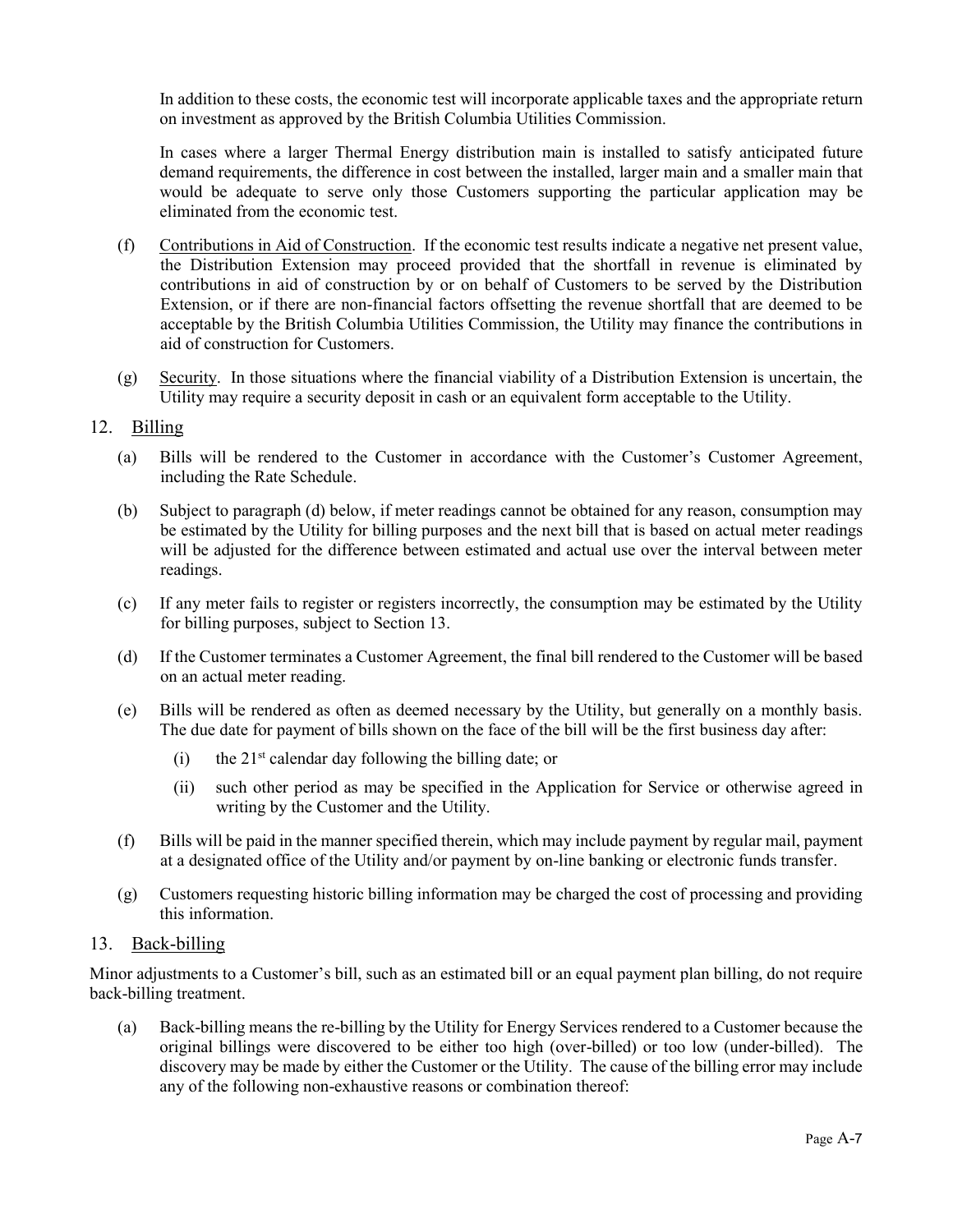In addition to these costs, the economic test will incorporate applicable taxes and the appropriate return on investment as approved by the British Columbia Utilities Commission.

In cases where a larger Thermal Energy distribution main is installed to satisfy anticipated future demand requirements, the difference in cost between the installed, larger main and a smaller main that would be adequate to serve only those Customers supporting the particular application may be eliminated from the economic test.

(f) Contributions in Aid of Construction. If the economic test results indicate a negative net present value, the Distribution Extension may proceed provided that the shortfall in revenue is eliminated by contributions in aid of construction by or on behalf of Customers to be served by the Distribution Extension, or if there are non-financial factors offsetting the revenue shortfall that are deemed to be acceptable by the British Columbia Utilities Commission, the Utility may finance the contributions in aid of construction for Customers.

(g) Security. In those situations where the financial viability of a Distribution Extension is uncertain, the Utility may require a security deposit in cash or an equivalent form acceptable to the Utility.

## 12. Billing

(a) Bills will be rendered to the Customer in accordance with the Customer's Customer Agreement, including the Rate Schedule.

(b) Subject to paragraph (d) below, if meter readings cannot be obtained for any reason, consumption may be estimated by the Utility for billing purposes and the next bill that is based on actual meter readings will be adjusted for the difference between estimated and actual use over the interval between meter readings.

(c) If any meter fails to register or registers incorrectly, the consumption may be estimated by the Utility for billing purposes, subject to Section 13.

(d) If the Customer terminates a Customer Agreement, the final bill rendered to the Customer will be based on an actual meter reading.

(e) Bills will be rendered as often as deemed necessary by the Utility, but generally on a monthly basis. The due date for payment of bills shown on the face of the bill will be the first business day after:

  (i) the 21st calendar day following the billing date; or

  (ii) such other period as may be specified in the Application for Service or otherwise agreed in writing by the Customer and the Utility.

(f) Bills will be paid in the manner specified therein, which may include payment by regular mail, payment at a designated office of the Utility and/or payment by on-line banking or electronic funds transfer.

(g) Customers requesting historic billing information may be charged the cost of processing and providing this information.

## 13. Back-billing

Minor adjustments to a Customer's bill, such as an estimated bill or an equal payment plan billing, do not require back-billing treatment.

(a) Back-billing means the re-billing by the Utility for Energy Services rendered to a Customer because the original billings were discovered to be either too high (over-billed) or too low (under-billed). The discovery may be made by either the Customer or the Utility. The cause of the billing error may include any of the following non-exhaustive reasons or combination thereof: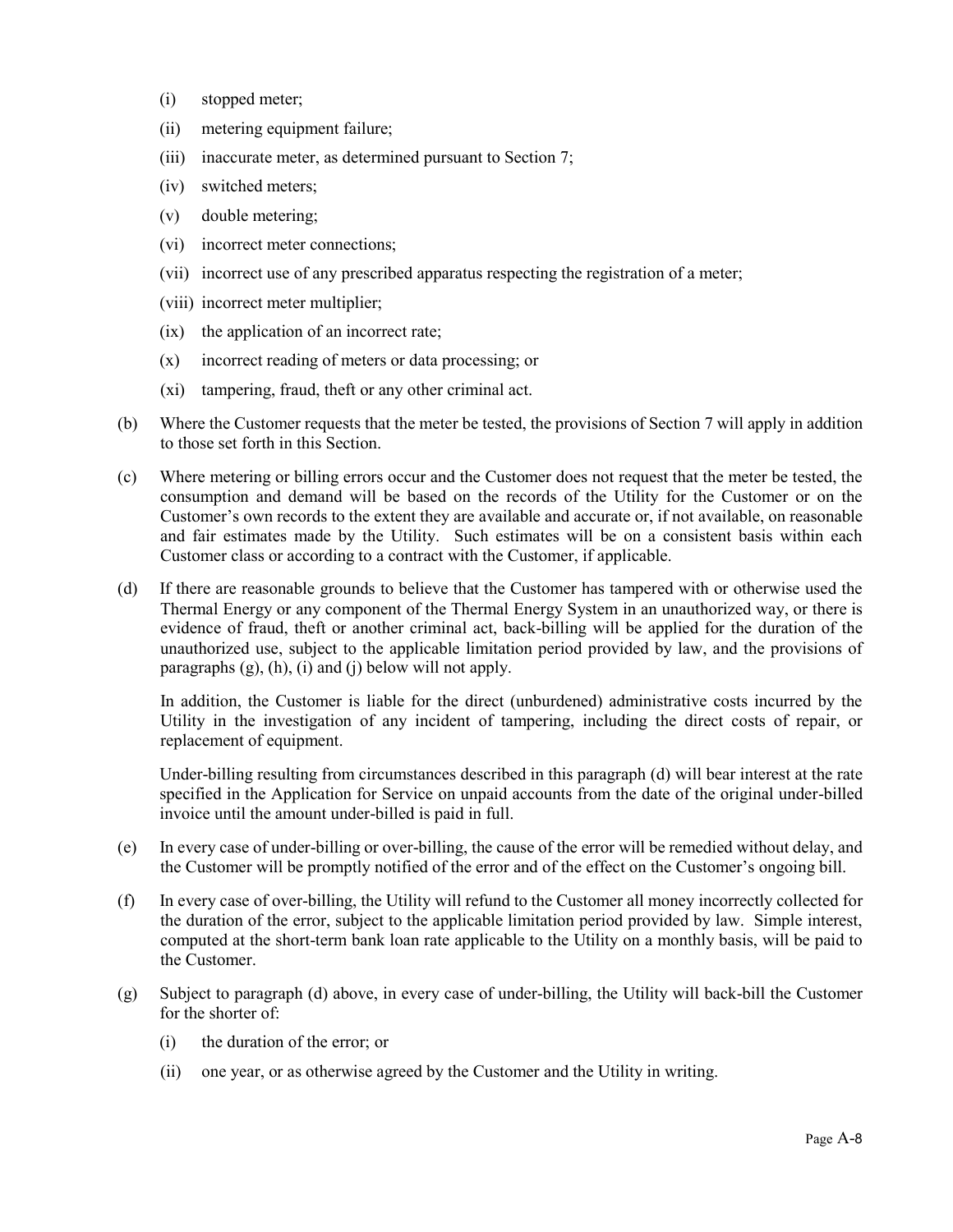- (i) stopped meter;
- (ii) metering equipment failure;
- (iii) inaccurate meter, as determined pursuant to Section 7;
- (iv) switched meters;
- (v) double metering;
- (vi) incorrect meter connections;
- (vii) incorrect use of any prescribed apparatus respecting the registration of a meter;
- (viii) incorrect meter multiplier;
- (ix) the application of an incorrect rate;
- (x) incorrect reading of meters or data processing; or
- (xi) tampering, fraud, theft or any other criminal act.

(b) Where the Customer requests that the meter be tested, the provisions of Section 7 will apply in addition to those set forth in this Section.

(c) Where metering or billing errors occur and the Customer does not request that the meter be tested, the consumption and demand will be based on the records of the Utility for the Customer or on the Customer's own records to the extent they are available and accurate or, if not available, on reasonable and fair estimates made by the Utility. Such estimates will be on a consistent basis within each Customer class or according to a contract with the Customer, if applicable.

(d) If there are reasonable grounds to believe that the Customer has tampered with or otherwise used the Thermal Energy or any component of the Thermal Energy System in an unauthorized way, or there is evidence of fraud, theft or another criminal act, back-billing will be applied for the duration of the unauthorized use, subject to the applicable limitation period provided by law, and the provisions of paragraphs (g), (h), (i) and (j) below will not apply.

In addition, the Customer is liable for the direct (unburdened) administrative costs incurred by the Utility in the investigation of any incident of tampering, including the direct costs of repair, or replacement of equipment.

Under-billing resulting from circumstances described in this paragraph (d) will bear interest at the rate specified in the Application for Service on unpaid accounts from the date of the original under-billed invoice until the amount under-billed is paid in full.

(e) In every case of under-billing or over-billing, the cause of the error will be remedied without delay, and the Customer will be promptly notified of the error and of the effect on the Customer's ongoing bill.

(f) In every case of over-billing, the Utility will refund to the Customer all money incorrectly collected for the duration of the error, subject to the applicable limitation period provided by law. Simple interest, computed at the short-term bank loan rate applicable to the Utility on a monthly basis, will be paid to the Customer.

(g) Subject to paragraph (d) above, in every case of under-billing, the Utility will back-bill the Customer for the shorter of:

- (i) the duration of the error; or
- (ii) one year, or as otherwise agreed by the Customer and the Utility in writing.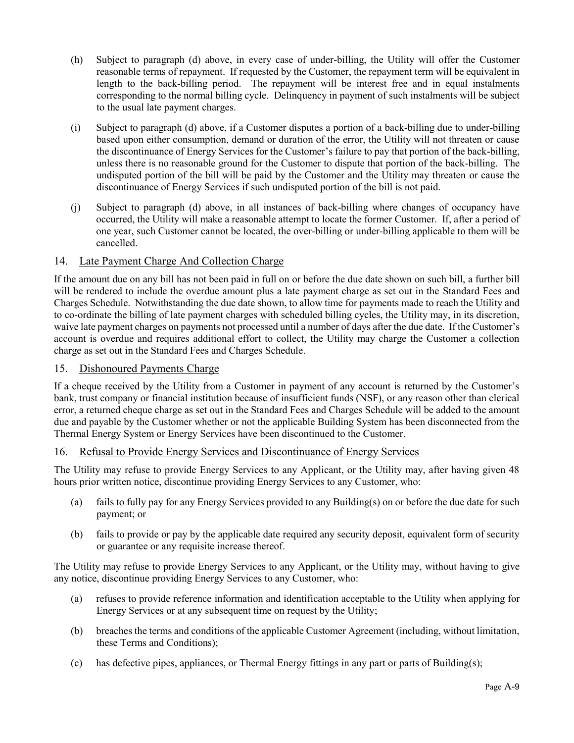(h) Subject to paragraph (d) above, in every case of under-billing, the Utility will offer the Customer reasonable terms of repayment. If requested by the Customer, the repayment term will be equivalent in length to the back-billing period. The repayment will be interest free and in equal instalments corresponding to the normal billing cycle. Delinquency in payment of such instalments will be subject to the usual late payment charges.

(i) Subject to paragraph (d) above, if a Customer disputes a portion of a back-billing due to under-billing based upon either consumption, demand or duration of the error, the Utility will not threaten or cause the discontinuance of Energy Services for the Customer's failure to pay that portion of the back-billing, unless there is no reasonable ground for the Customer to dispute that portion of the back-billing. The undisputed portion of the bill will be paid by the Customer and the Utility may threaten or cause the discontinuance of Energy Services if such undisputed portion of the bill is not paid.

(j) Subject to paragraph (d) above, in all instances of back-billing where changes of occupancy have occurred, the Utility will make a reasonable attempt to locate the former Customer. If, after a period of one year, such Customer cannot be located, the over-billing or under-billing applicable to them will be cancelled.

## 14. Late Payment Charge And Collection Charge

If the amount due on any bill has not been paid in full on or before the due date shown on such bill, a further bill will be rendered to include the overdue amount plus a late payment charge as set out in the Standard Fees and Charges Schedule. Notwithstanding the due date shown, to allow time for payments made to reach the Utility and to co-ordinate the billing of late payment charges with scheduled billing cycles, the Utility may, in its discretion, waive late payment charges on payments not processed until a number of days after the due date. If the Customer's account is overdue and requires additional effort to collect, the Utility may charge the Customer a collection charge as set out in the Standard Fees and Charges Schedule.

## 15. Dishonoured Payments Charge

If a cheque received by the Utility from a Customer in payment of any account is returned by the Customer's bank, trust company or financial institution because of insufficient funds (NSF), or any reason other than clerical error, a returned cheque charge as set out in the Standard Fees and Charges Schedule will be added to the amount due and payable by the Customer whether or not the applicable Building System has been disconnected from the Thermal Energy System or Energy Services have been discontinued to the Customer.

## 16. Refusal to Provide Energy Services and Discontinuance of Energy Services

The Utility may refuse to provide Energy Services to any Applicant, or the Utility may, after having given 48 hours prior written notice, discontinue providing Energy Services to any Customer, who:

(a) fails to fully pay for any Energy Services provided to any Building(s) on or before the due date for such payment; or

(b) fails to provide or pay by the applicable date required any security deposit, equivalent form of security or guarantee or any requisite increase thereof.

The Utility may refuse to provide Energy Services to any Applicant, or the Utility may, without having to give any notice, discontinue providing Energy Services to any Customer, who:

(a) refuses to provide reference information and identification acceptable to the Utility when applying for Energy Services or at any subsequent time on request by the Utility;

(b) breaches the terms and conditions of the applicable Customer Agreement (including, without limitation, these Terms and Conditions);

(c) has defective pipes, appliances, or Thermal Energy fittings in any part or parts of Building(s);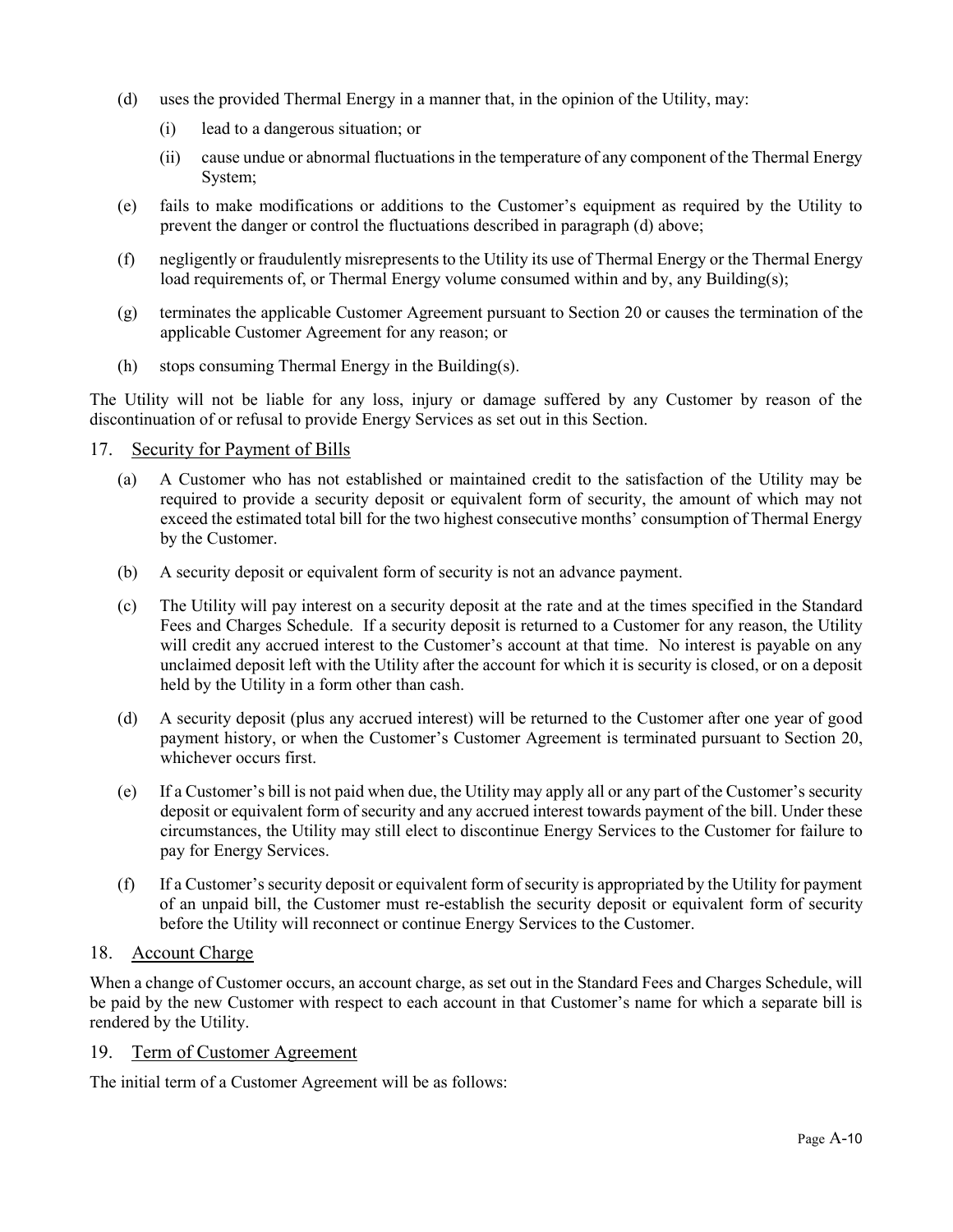(d) uses the provided Thermal Energy in a manner that, in the opinion of the Utility, may:

    (i) lead to a dangerous situation; or

    (ii) cause undue or abnormal fluctuations in the temperature of any component of the Thermal Energy System;

(e) fails to make modifications or additions to the Customer's equipment as required by the Utility to prevent the danger or control the fluctuations described in paragraph (d) above;

(f) negligently or fraudulently misrepresents to the Utility its use of Thermal Energy or the Thermal Energy load requirements of, or Thermal Energy volume consumed within and by, any Building(s);

(g) terminates the applicable Customer Agreement pursuant to Section 20 or causes the termination of the applicable Customer Agreement for any reason; or

(h) stops consuming Thermal Energy in the Building(s).

The Utility will not be liable for any loss, injury or damage suffered by any Customer by reason of the discontinuation of or refusal to provide Energy Services as set out in this Section.

## 17. Security for Payment of Bills

(a) A Customer who has not established or maintained credit to the satisfaction of the Utility may be required to provide a security deposit or equivalent form of security, the amount of which may not exceed the estimated total bill for the two highest consecutive months' consumption of Thermal Energy by the Customer.

(b) A security deposit or equivalent form of security is not an advance payment.

(c) The Utility will pay interest on a security deposit at the rate and at the times specified in the Standard Fees and Charges Schedule. If a security deposit is returned to a Customer for any reason, the Utility will credit any accrued interest to the Customer's account at that time. No interest is payable on any unclaimed deposit left with the Utility after the account for which it is security is closed, or on a deposit held by the Utility in a form other than cash.

(d) A security deposit (plus any accrued interest) will be returned to the Customer after one year of good payment history, or when the Customer's Customer Agreement is terminated pursuant to Section 20, whichever occurs first.

(e) If a Customer's bill is not paid when due, the Utility may apply all or any part of the Customer's security deposit or equivalent form of security and any accrued interest towards payment of the bill. Under these circumstances, the Utility may still elect to discontinue Energy Services to the Customer for failure to pay for Energy Services.

(f) If a Customer's security deposit or equivalent form of security is appropriated by the Utility for payment of an unpaid bill, the Customer must re-establish the security deposit or equivalent form of security before the Utility will reconnect or continue Energy Services to the Customer.

## 18. Account Charge

When a change of Customer occurs, an account charge, as set out in the Standard Fees and Charges Schedule, will be paid by the new Customer with respect to each account in that Customer's name for which a separate bill is rendered by the Utility.

## 19. Term of Customer Agreement

The initial term of a Customer Agreement will be as follows: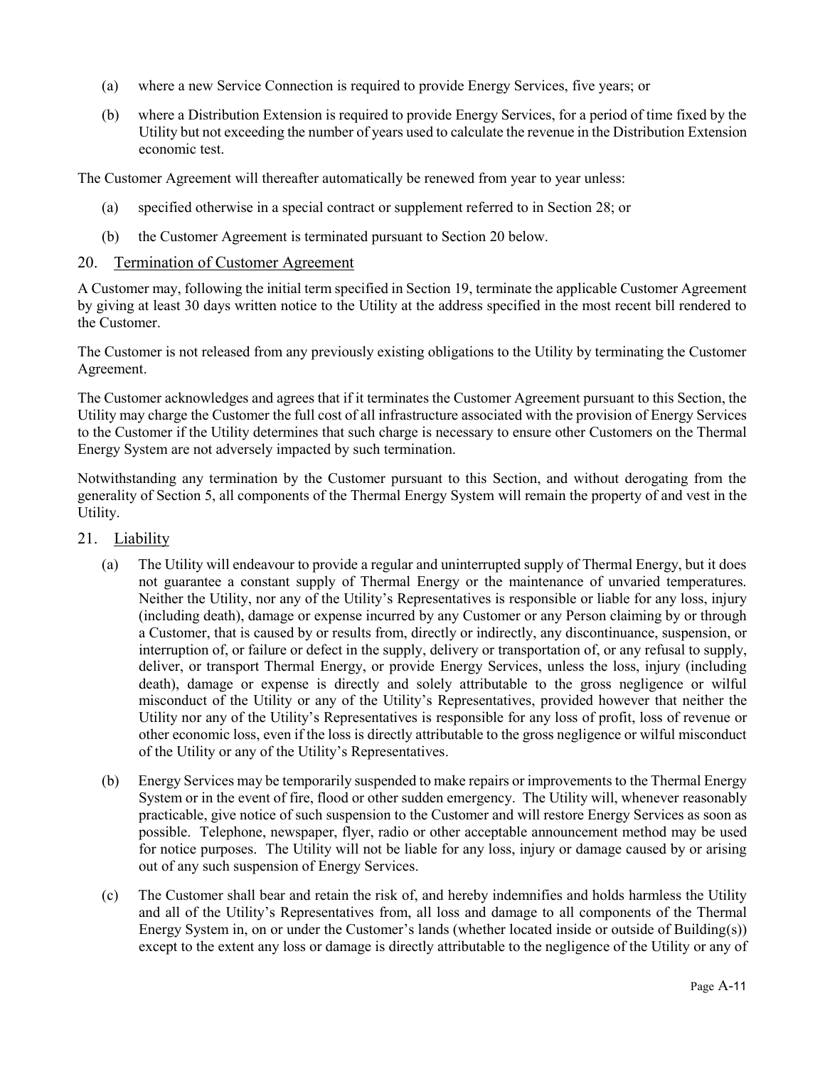(a) where a new Service Connection is required to provide Energy Services, five years; or

(b) where a Distribution Extension is required to provide Energy Services, for a period of time fixed by the Utility but not exceeding the number of years used to calculate the revenue in the Distribution Extension economic test.

The Customer Agreement will thereafter automatically be renewed from year to year unless:

(a) specified otherwise in a special contract or supplement referred to in Section 28; or

(b) the Customer Agreement is terminated pursuant to Section 20 below.

## 20. Termination of Customer Agreement

A Customer may, following the initial term specified in Section 19, terminate the applicable Customer Agreement by giving at least 30 days written notice to the Utility at the address specified in the most recent bill rendered to the Customer.

The Customer is not released from any previously existing obligations to the Utility by terminating the Customer Agreement.

The Customer acknowledges and agrees that if it terminates the Customer Agreement pursuant to this Section, the Utility may charge the Customer the full cost of all infrastructure associated with the provision of Energy Services to the Customer if the Utility determines that such charge is necessary to ensure other Customers on the Thermal Energy System are not adversely impacted by such termination.

Notwithstanding any termination by the Customer pursuant to this Section, and without derogating from the generality of Section 5, all components of the Thermal Energy System will remain the property of and vest in the Utility.

## 21. Liability

(a) The Utility will endeavour to provide a regular and uninterrupted supply of Thermal Energy, but it does not guarantee a constant supply of Thermal Energy or the maintenance of unvaried temperatures. Neither the Utility, nor any of the Utility's Representatives is responsible or liable for any loss, injury (including death), damage or expense incurred by any Customer or any Person claiming by or through a Customer, that is caused by or results from, directly or indirectly, any discontinuance, suspension, or interruption of, or failure or defect in the supply, delivery or transportation of, or any refusal to supply, deliver, or transport Thermal Energy, or provide Energy Services, unless the loss, injury (including death), damage or expense is directly and solely attributable to the gross negligence or wilful misconduct of the Utility or any of the Utility's Representatives, provided however that neither the Utility nor any of the Utility's Representatives is responsible for any loss of profit, loss of revenue or other economic loss, even if the loss is directly attributable to the gross negligence or wilful misconduct of the Utility or any of the Utility's Representatives.

(b) Energy Services may be temporarily suspended to make repairs or improvements to the Thermal Energy System or in the event of fire, flood or other sudden emergency. The Utility will, whenever reasonably practicable, give notice of such suspension to the Customer and will restore Energy Services as soon as possible. Telephone, newspaper, flyer, radio or other acceptable announcement method may be used for notice purposes. The Utility will not be liable for any loss, injury or damage caused by or arising out of any such suspension of Energy Services.

(c) The Customer shall bear and retain the risk of, and hereby indemnifies and holds harmless the Utility and all of the Utility's Representatives from, all loss and damage to all components of the Thermal Energy System in, on or under the Customer's lands (whether located inside or outside of Building(s)) except to the extent any loss or damage is directly attributable to the negligence of the Utility or any of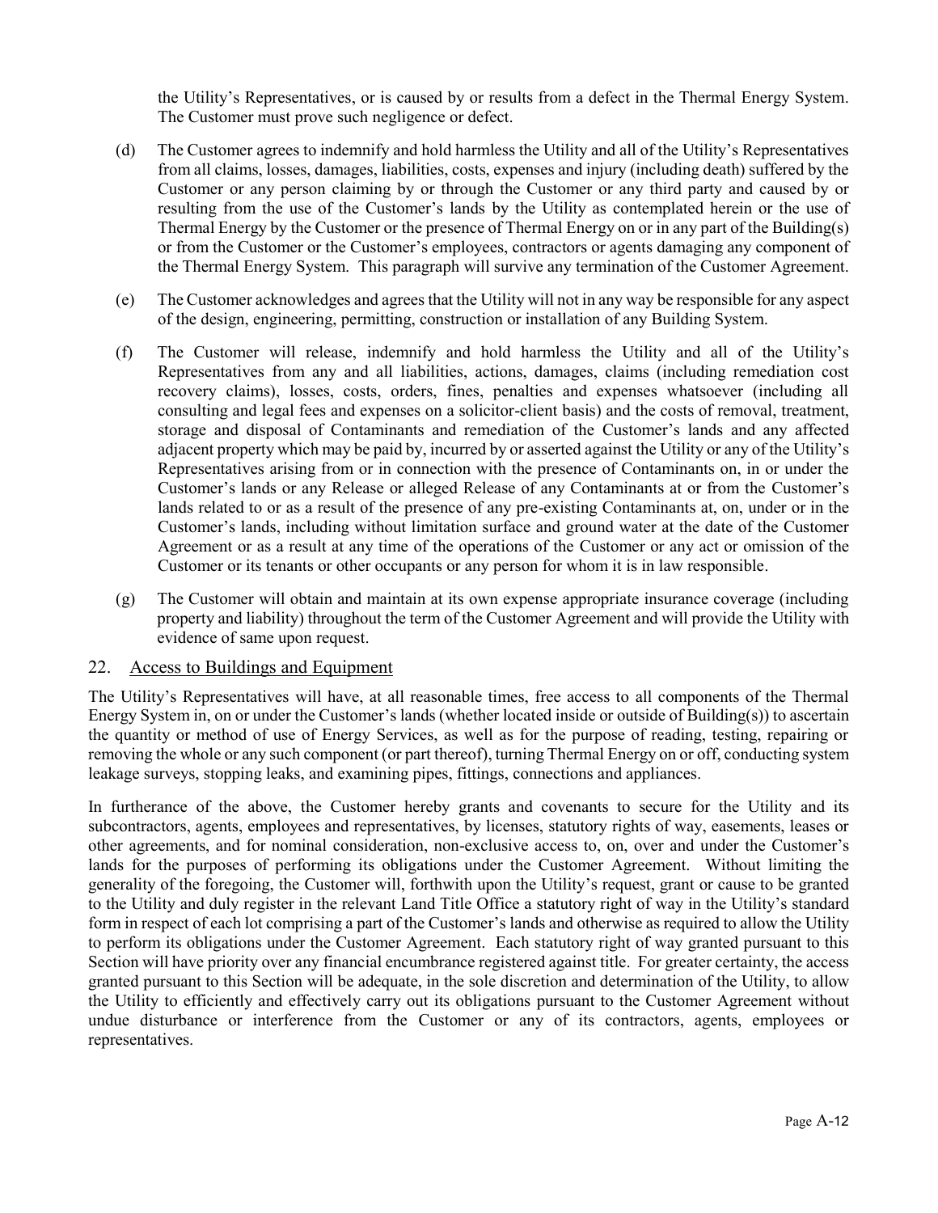the Utility's Representatives, or is caused by or results from a defect in the Thermal Energy System. The Customer must prove such negligence or defect.

(d) The Customer agrees to indemnify and hold harmless the Utility and all of the Utility's Representatives from all claims, losses, damages, liabilities, costs, expenses and injury (including death) suffered by the Customer or any person claiming by or through the Customer or any third party and caused by or resulting from the use of the Customer's lands by the Utility as contemplated herein or the use of Thermal Energy by the Customer or the presence of Thermal Energy on or in any part of the Building(s) or from the Customer or the Customer's employees, contractors or agents damaging any component of the Thermal Energy System. This paragraph will survive any termination of the Customer Agreement.

(e) The Customer acknowledges and agrees that the Utility will not in any way be responsible for any aspect of the design, engineering, permitting, construction or installation of any Building System.

(f) The Customer will release, indemnify and hold harmless the Utility and all of the Utility's Representatives from any and all liabilities, actions, damages, claims (including remediation cost recovery claims), losses, costs, orders, fines, penalties and expenses whatsoever (including all consulting and legal fees and expenses on a solicitor-client basis) and the costs of removal, treatment, storage and disposal of Contaminants and remediation of the Customer's lands and any affected adjacent property which may be paid by, incurred by or asserted against the Utility or any of the Utility's Representatives arising from or in connection with the presence of Contaminants on, in or under the Customer's lands or any Release or alleged Release of any Contaminants at or from the Customer's lands related to or as a result of the presence of any pre-existing Contaminants at, on, under or in the Customer's lands, including without limitation surface and ground water at the date of the Customer Agreement or as a result at any time of the operations of the Customer or any act or omission of the Customer or its tenants or other occupants or any person for whom it is in law responsible.

(g) The Customer will obtain and maintain at its own expense appropriate insurance coverage (including property and liability) throughout the term of the Customer Agreement and will provide the Utility with evidence of same upon request.

## 22. Access to Buildings and Equipment

The Utility's Representatives will have, at all reasonable times, free access to all components of the Thermal Energy System in, on or under the Customer's lands (whether located inside or outside of Building(s)) to ascertain the quantity or method of use of Energy Services, as well as for the purpose of reading, testing, repairing or removing the whole or any such component (or part thereof), turning Thermal Energy on or off, conducting system leakage surveys, stopping leaks, and examining pipes, fittings, connections and appliances.

In furtherance of the above, the Customer hereby grants and covenants to secure for the Utility and its subcontractors, agents, employees and representatives, by licenses, statutory rights of way, easements, leases or other agreements, and for nominal consideration, non-exclusive access to, on, over and under the Customer's lands for the purposes of performing its obligations under the Customer Agreement. Without limiting the generality of the foregoing, the Customer will, forthwith upon the Utility's request, grant or cause to be granted to the Utility and duly register in the relevant Land Title Office a statutory right of way in the Utility's standard form in respect of each lot comprising a part of the Customer's lands and otherwise as required to allow the Utility to perform its obligations under the Customer Agreement. Each statutory right of way granted pursuant to this Section will have priority over any financial encumbrance registered against title. For greater certainty, the access granted pursuant to this Section will be adequate, in the sole discretion and determination of the Utility, to allow the Utility to efficiently and effectively carry out its obligations pursuant to the Customer Agreement without undue disturbance or interference from the Customer or any of its contractors, agents, employees or representatives.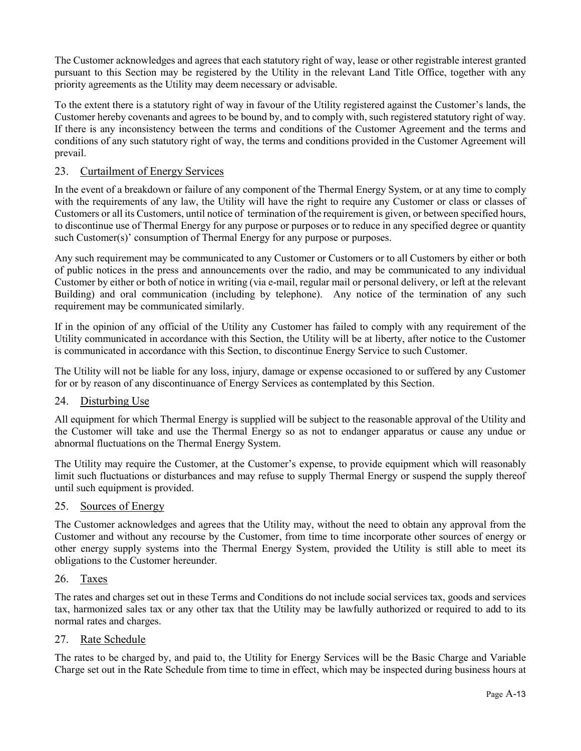The Customer acknowledges and agrees that each statutory right of way, lease or other registrable interest granted pursuant to this Section may be registered by the Utility in the relevant Land Title Office, together with any priority agreements as the Utility may deem necessary or advisable.

To the extent there is a statutory right of way in favour of the Utility registered against the Customer's lands, the Customer hereby covenants and agrees to be bound by, and to comply with, such registered statutory right of way. If there is any inconsistency between the terms and conditions of the Customer Agreement and the terms and conditions of any such statutory right of way, the terms and conditions provided in the Customer Agreement will prevail.

## 23. Curtailment of Energy Services

In the event of a breakdown or failure of any component of the Thermal Energy System, or at any time to comply with the requirements of any law, the Utility will have the right to require any Customer or class or classes of Customers or all its Customers, until notice of termination of the requirement is given, or between specified hours, to discontinue use of Thermal Energy for any purpose or purposes or to reduce in any specified degree or quantity such Customer(s)' consumption of Thermal Energy for any purpose or purposes.

Any such requirement may be communicated to any Customer or Customers or to all Customers by either or both of public notices in the press and announcements over the radio, and may be communicated to any individual Customer by either or both of notice in writing (via e-mail, regular mail or personal delivery, or left at the relevant Building) and oral communication (including by telephone). Any notice of the termination of any such requirement may be communicated similarly.

If in the opinion of any official of the Utility any Customer has failed to comply with any requirement of the Utility communicated in accordance with this Section, the Utility will be at liberty, after notice to the Customer is communicated in accordance with this Section, to discontinue Energy Service to such Customer.

The Utility will not be liable for any loss, injury, damage or expense occasioned to or suffered by any Customer for or by reason of any discontinuance of Energy Services as contemplated by this Section.

## 24. Disturbing Use

All equipment for which Thermal Energy is supplied will be subject to the reasonable approval of the Utility and the Customer will take and use the Thermal Energy so as not to endanger apparatus or cause any undue or abnormal fluctuations on the Thermal Energy System.

The Utility may require the Customer, at the Customer's expense, to provide equipment which will reasonably limit such fluctuations or disturbances and may refuse to supply Thermal Energy or suspend the supply thereof until such equipment is provided.

## 25. Sources of Energy

The Customer acknowledges and agrees that the Utility may, without the need to obtain any approval from the Customer and without any recourse by the Customer, from time to time incorporate other sources of energy or other energy supply systems into the Thermal Energy System, provided the Utility is still able to meet its obligations to the Customer hereunder.

## 26. Taxes

The rates and charges set out in these Terms and Conditions do not include social services tax, goods and services tax, harmonized sales tax or any other tax that the Utility may be lawfully authorized or required to add to its normal rates and charges.

## 27. Rate Schedule

The rates to be charged by, and paid to, the Utility for Energy Services will be the Basic Charge and Variable Charge set out in the Rate Schedule from time to time in effect, which may be inspected during business hours at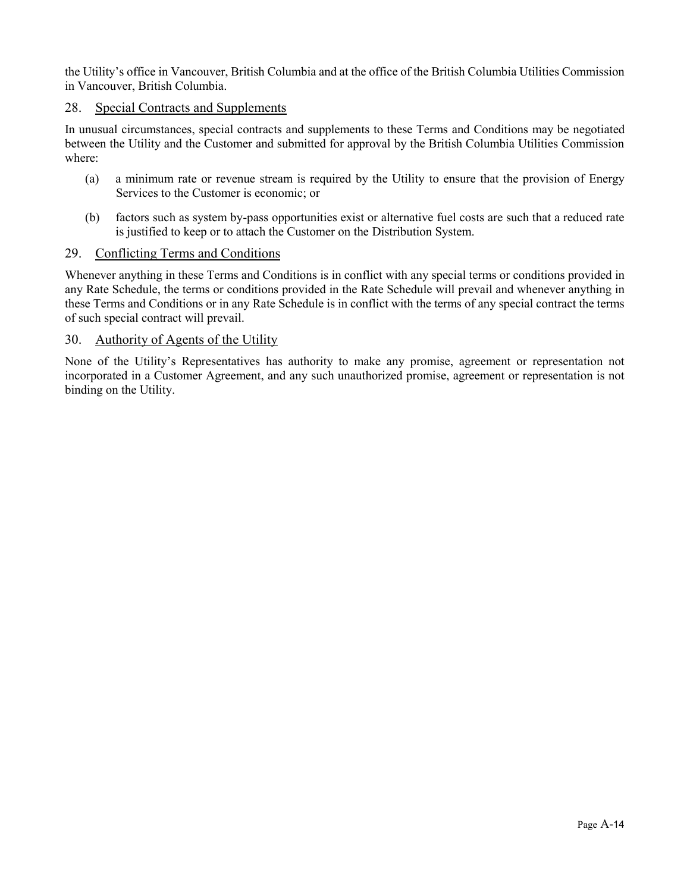the Utility's office in Vancouver, British Columbia and at the office of the British Columbia Utilities Commission in Vancouver, British Columbia.

## 28. Special Contracts and Supplements

In unusual circumstances, special contracts and supplements to these Terms and Conditions may be negotiated between the Utility and the Customer and submitted for approval by the British Columbia Utilities Commission where:

(a) a minimum rate or revenue stream is required by the Utility to ensure that the provision of Energy Services to the Customer is economic; or

(b) factors such as system by-pass opportunities exist or alternative fuel costs are such that a reduced rate is justified to keep or to attach the Customer on the Distribution System.

## 29. Conflicting Terms and Conditions

Whenever anything in these Terms and Conditions is in conflict with any special terms or conditions provided in any Rate Schedule, the terms or conditions provided in the Rate Schedule will prevail and whenever anything in these Terms and Conditions or in any Rate Schedule is in conflict with the terms of any special contract the terms of such special contract will prevail.

## 30. Authority of Agents of the Utility

None of the Utility's Representatives has authority to make any promise, agreement or representation not incorporated in a Customer Agreement, and any such unauthorized promise, agreement or representation is not binding on the Utility.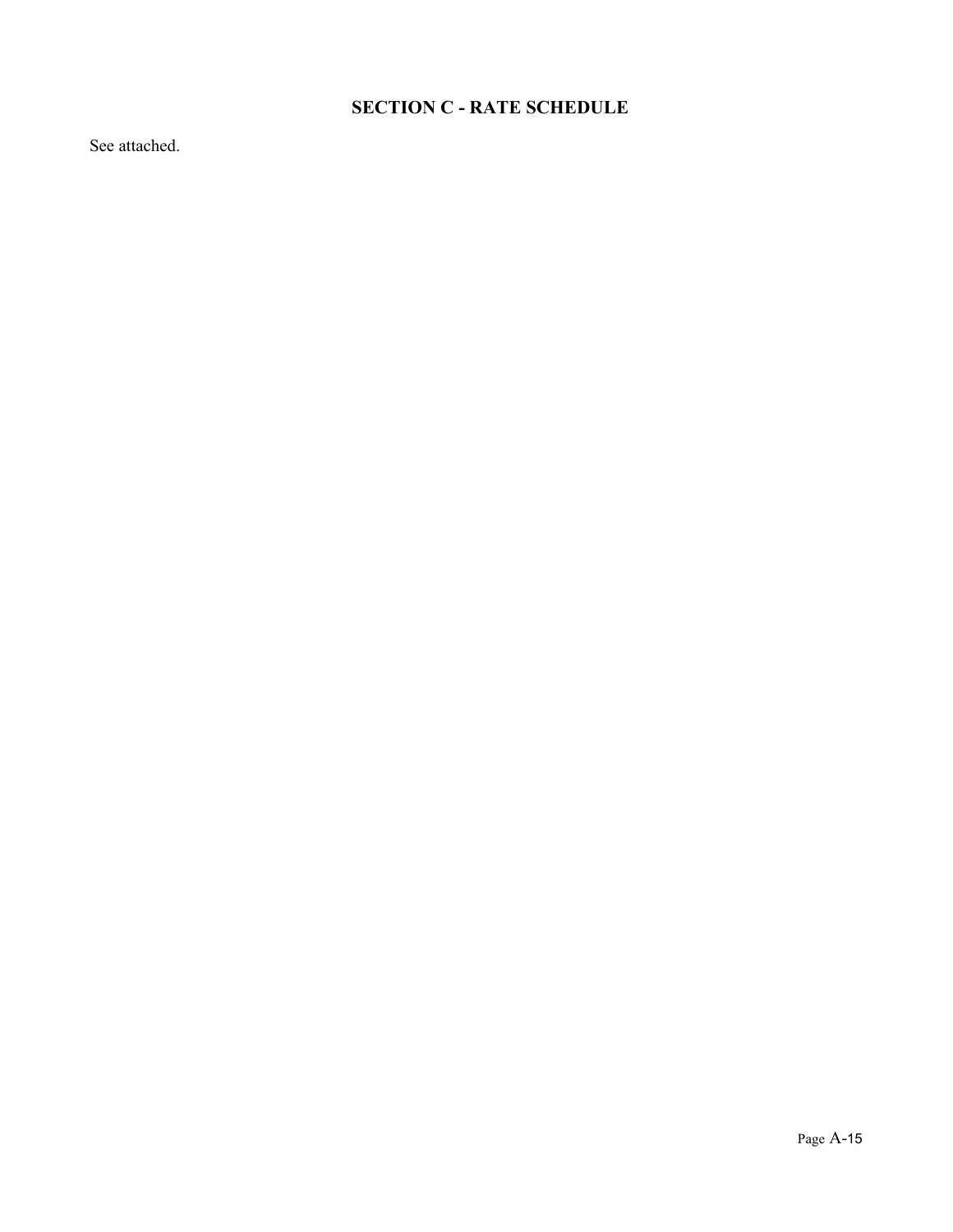## SECTION C - RATE SCHEDULE

See attached.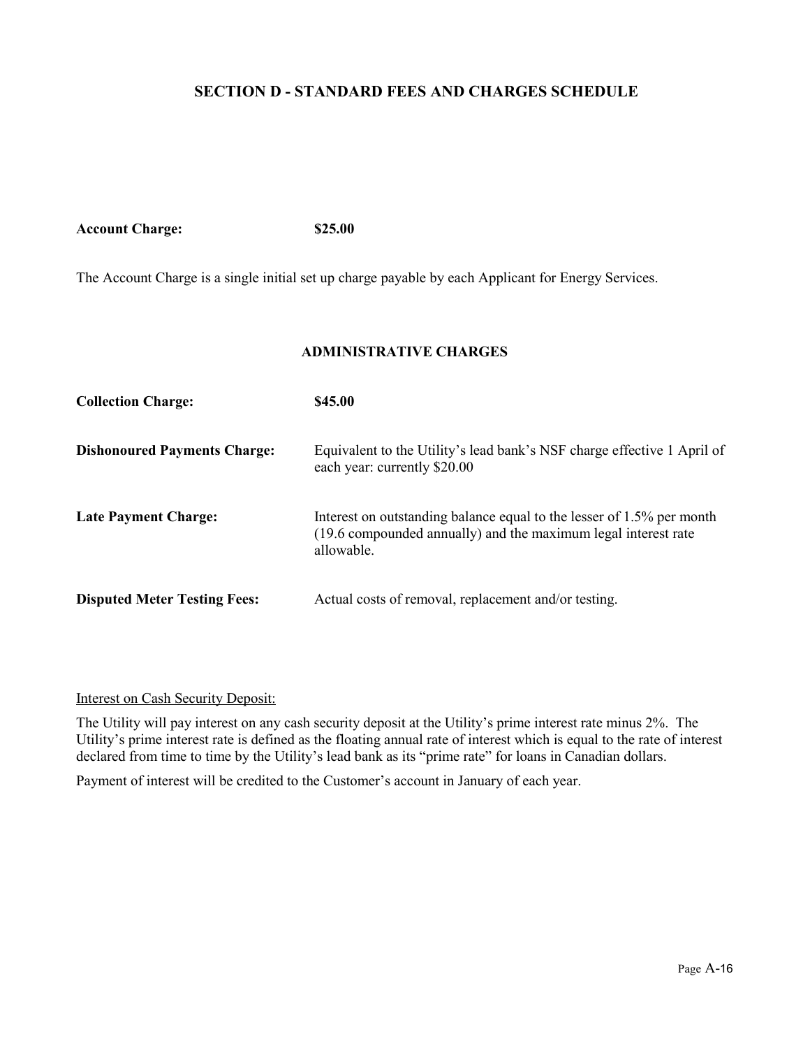## SECTION D - STANDARD FEES AND CHARGES SCHEDULE

**Account Charge:** **$25.00**

The Account Charge is a single initial set up charge payable by each Applicant for Energy Services.

### ADMINISTRATIVE CHARGES

| | |
|---|---|
| **Collection Charge:** | **$45.00** |
| **Dishonoured Payments Charge:** | Equivalent to the Utility's lead bank's NSF charge effective 1 April of each year: currently $20.00 |
| **Late Payment Charge:** | Interest on outstanding balance equal to the lesser of 1.5% per month (19.6 compounded annually) and the maximum legal interest rate allowable. |
| **Disputed Meter Testing Fees:** | Actual costs of removal, replacement and/or testing. |

<u>Interest on Cash Security Deposit:</u>

The Utility will pay interest on any cash security deposit at the Utility's prime interest rate minus 2%. The Utility's prime interest rate is defined as the floating annual rate of interest which is equal to the rate of interest declared from time to time by the Utility's lead bank as its "prime rate" for loans in Canadian dollars.

Payment of interest will be credited to the Customer's account in January of each year.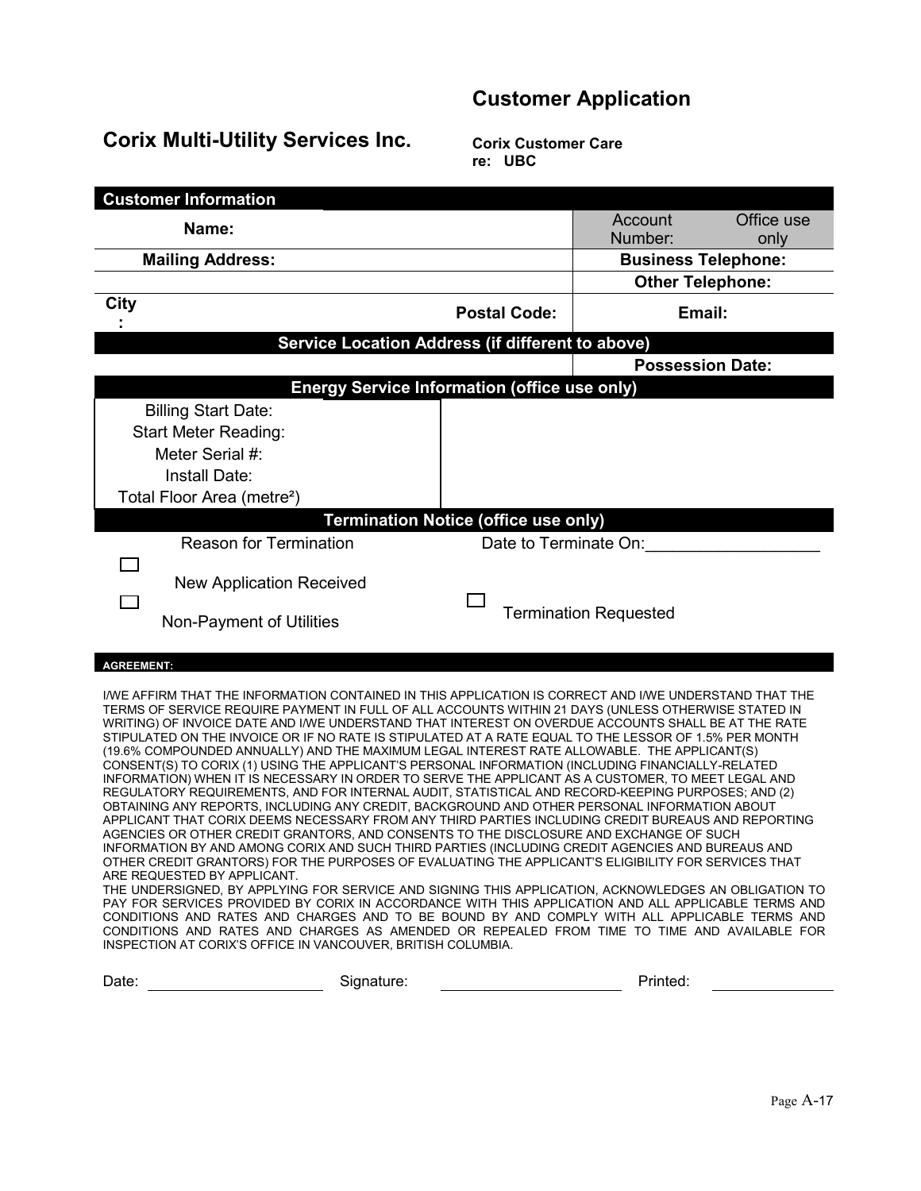# Customer Application

## Corix Multi-Utility Services Inc.

**Corix Customer Care**
**re: UBC**

| **Customer Information** | | |
|---|---|---|
| **Name:** | | Account Number: Office use only |
| **Mailing Address:** | | **Business Telephone:** |
| | | **Other Telephone:** |
| **City:** | **Postal Code:** | **Email:** |
| **Service Location Address (if different to above)** | | |
| | | **Possession Date:** |

| **Energy Service Information (office use only)** | |
|---|---|
| Billing Start Date: | |
| Start Meter Reading: | |
| Meter Serial #: | |
| Install Date: | |
| Total Floor Area (metre²) | |

| **Termination Notice (office use only)** | |
|---|---|
| Reason for Termination | Date to Terminate On:__________________ |
| ☐ New Application Received | |
| ☐ Non-Payment of Utilities | ☐ Termination Requested |

**AGREEMENT:**

I/WE AFFIRM THAT THE INFORMATION CONTAINED IN THIS APPLICATION IS CORRECT AND I/WE UNDERSTAND THAT THE TERMS OF SERVICE REQUIRE PAYMENT IN FULL OF ALL ACCOUNTS WITHIN 21 DAYS (UNLESS OTHERWISE STATED IN WRITING) OF INVOICE DATE AND I/WE UNDERSTAND THAT INTEREST ON OVERDUE ACCOUNTS SHALL BE AT THE RATE STIPULATED ON THE INVOICE OR IF NO RATE IS STIPULATED AT A RATE EQUAL TO THE LESSOR OF 1.5% PER MONTH (19.6% COMPOUNDED ANNUALLY) AND THE MAXIMUM LEGAL INTEREST RATE ALLOWABLE. THE APPLICANT(S) CONSENT(S) TO CORIX (1) USING THE APPLICANT'S PERSONAL INFORMATION (INCLUDING FINANCIALLY-RELATED INFORMATION) WHEN IT IS NECESSARY IN ORDER TO SERVE THE APPLICANT AS A CUSTOMER, TO MEET LEGAL AND REGULATORY REQUIREMENTS, AND FOR INTERNAL AUDIT, STATISTICAL AND RECORD-KEEPING PURPOSES; AND (2) OBTAINING ANY REPORTS, INCLUDING ANY CREDIT, BACKGROUND AND OTHER PERSONAL INFORMATION ABOUT APPLICANT THAT CORIX DEEMS NECESSARY FROM ANY THIRD PARTIES INCLUDING CREDIT BUREAUS AND REPORTING AGENCIES OR OTHER CREDIT GRANTORS, AND CONSENTS TO THE DISCLOSURE AND EXCHANGE OF SUCH INFORMATION BY AND AMONG CORIX AND SUCH THIRD PARTIES (INCLUDING CREDIT AGENCIES AND BUREAUS AND OTHER CREDIT GRANTORS) FOR THE PURPOSES OF EVALUATING THE APPLICANT'S ELIGIBILITY FOR SERVICES THAT ARE REQUESTED BY APPLICANT.

THE UNDERSIGNED, BY APPLYING FOR SERVICE AND SIGNING THIS APPLICATION, ACKNOWLEDGES AN OBLIGATION TO PAY FOR SERVICES PROVIDED BY CORIX IN ACCORDANCE WITH THIS APPLICATION AND ALL APPLICABLE TERMS AND CONDITIONS AND RATES AND CHARGES AND TO BE BOUND BY AND COMPLY WITH ALL APPLICABLE TERMS AND CONDITIONS AND RATES AND CHARGES AS AMENDED OR REPEALED FROM TIME TO TIME AND AVAILABLE FOR INSPECTION AT CORIX'S OFFICE IN VANCOUVER, BRITISH COLUMBIA.

Date: ____________________ Signature: ____________________ Printed: ______________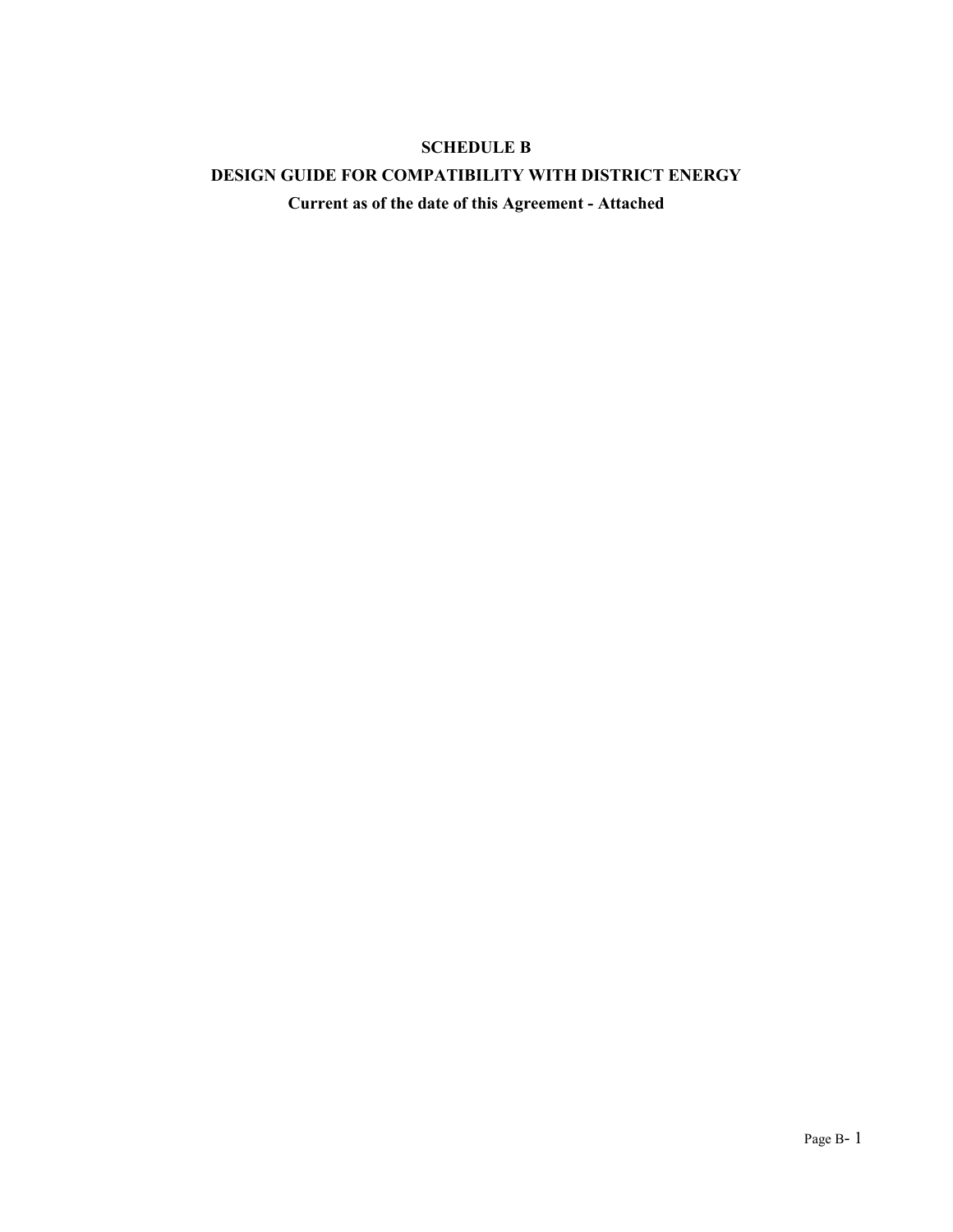# SCHEDULE B

## DESIGN GUIDE FOR COMPATIBILITY WITH DISTRICT ENERGY

**Current as of the date of this Agreement - Attached**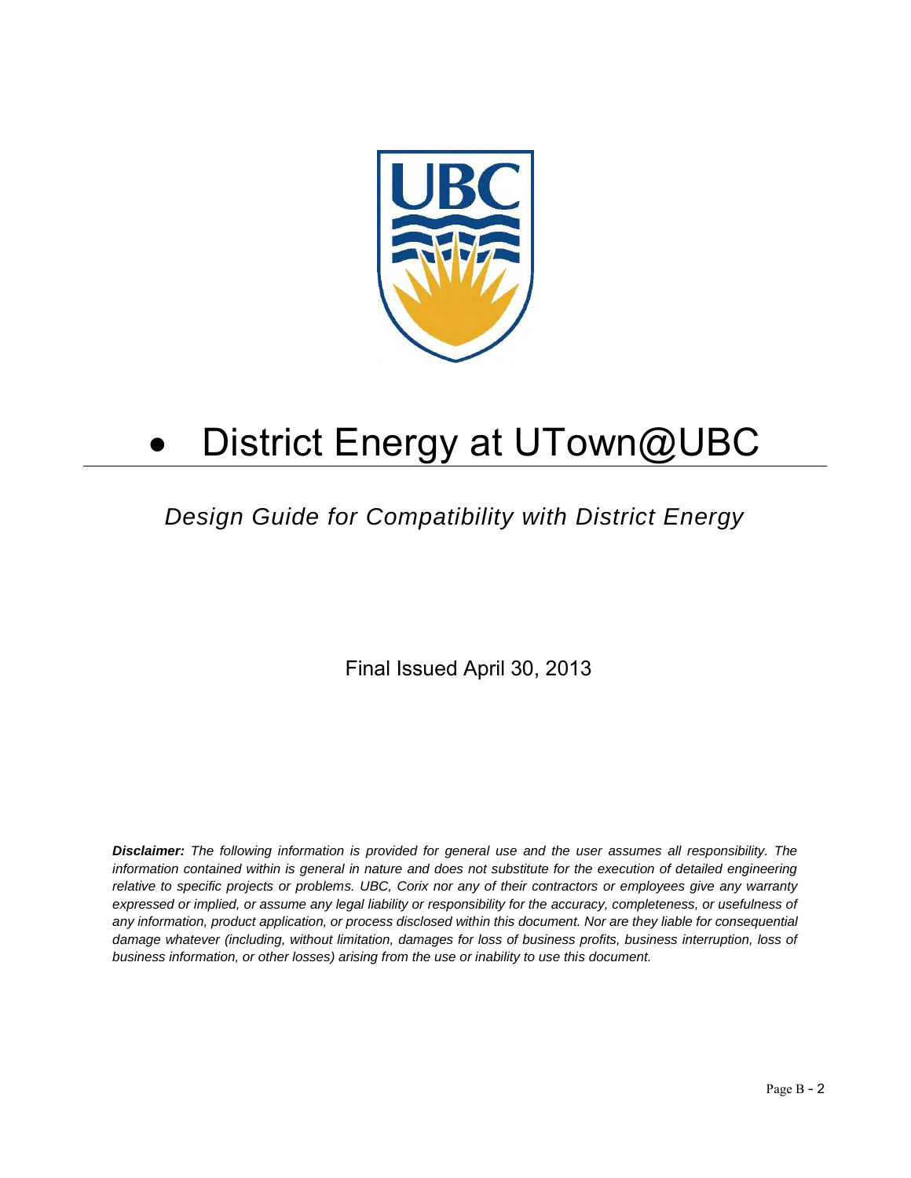# District Energy at UTown@UBC

*Design Guide for Compatibility with District Energy*

Final Issued April 30, 2013

***Disclaimer:*** *The following information is provided for general use and the user assumes all responsibility. The information contained within is general in nature and does not substitute for the execution of detailed engineering relative to specific projects or problems. UBC, Corix nor any of their contractors or employees give any warranty expressed or implied, or assume any legal liability or responsibility for the accuracy, completeness, or usefulness of any information, product application, or process disclosed within this document. Nor are they liable for consequential damage whatever (including, without limitation, damages for loss of business profits, business interruption, loss of business information, or other losses) arising from the use or inability to use this document.*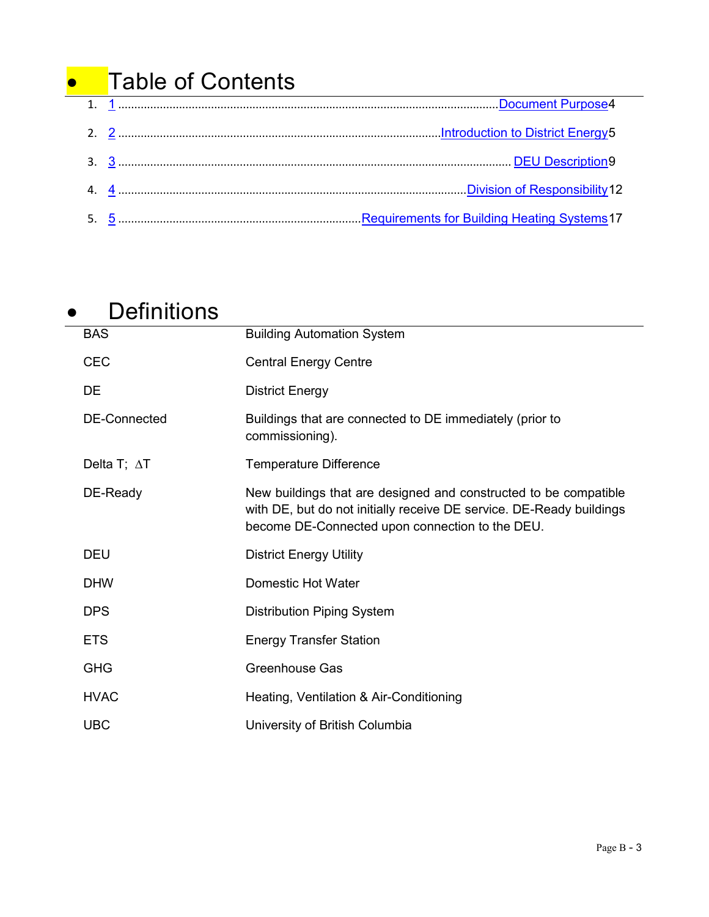# Table of Contents

1. 1 ....................................................................................................................Document Purpose 4
2. 2 ...................................................................................................Introduction to District Energy 5
3. 3 ........................................................................................................................ DEU Description 9
4. 4 ..........................................................................................................Division of Responsibility 12
5. 5 ...........................................................................Requirements for Building Heating Systems 17

# Definitions

| | |
|---|---|
| BAS | Building Automation System |
| CEC | Central Energy Centre |
| DE | District Energy |
| DE-Connected | Buildings that are connected to DE immediately (prior to commissioning). |
| Delta T; $\Delta$T | Temperature Difference |
| DE-Ready | New buildings that are designed and constructed to be compatible with DE, but do not initially receive DE service. DE-Ready buildings become DE-Connected upon connection to the DEU. |
| DEU | District Energy Utility |
| DHW | Domestic Hot Water |
| DPS | Distribution Piping System |
| ETS | Energy Transfer Station |
| GHG | Greenhouse Gas |
| HVAC | Heating, Ventilation & Air-Conditioning |
| UBC | University of British Columbia |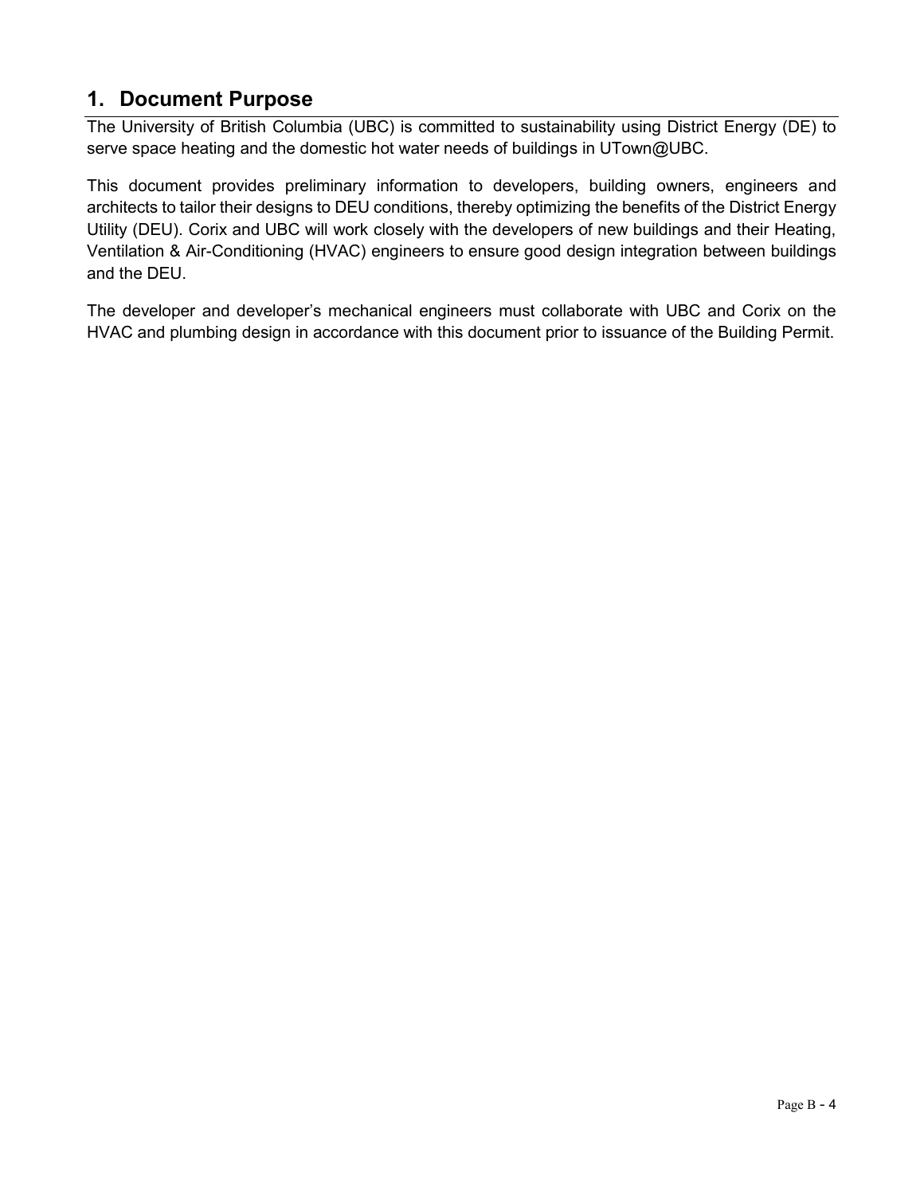## 1. Document Purpose

The University of British Columbia (UBC) is committed to sustainability using District Energy (DE) to serve space heating and the domestic hot water needs of buildings in UTown@UBC.

This document provides preliminary information to developers, building owners, engineers and architects to tailor their designs to DEU conditions, thereby optimizing the benefits of the District Energy Utility (DEU). Corix and UBC will work closely with the developers of new buildings and their Heating, Ventilation & Air-Conditioning (HVAC) engineers to ensure good design integration between buildings and the DEU.

The developer and developer's mechanical engineers must collaborate with UBC and Corix on the HVAC and plumbing design in accordance with this document prior to issuance of the Building Permit.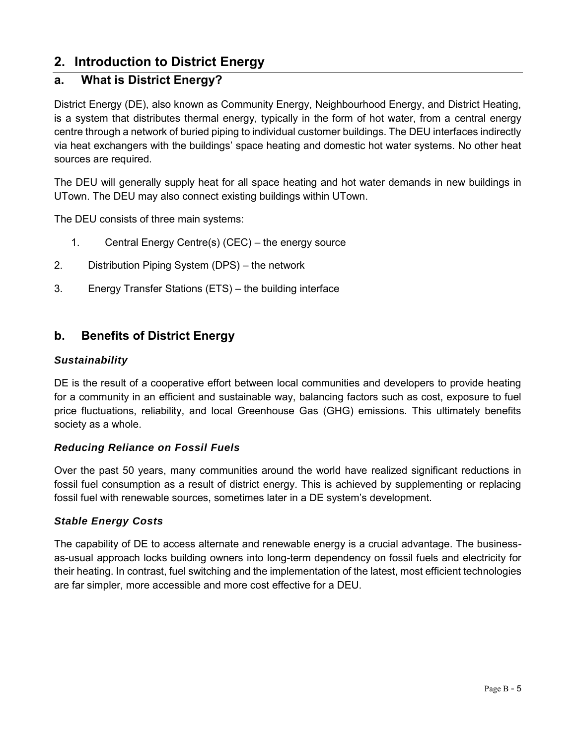## 2. Introduction to District Energy

### a. What is District Energy?

District Energy (DE), also known as Community Energy, Neighbourhood Energy, and District Heating, is a system that distributes thermal energy, typically in the form of hot water, from a central energy centre through a network of buried piping to individual customer buildings. The DEU interfaces indirectly via heat exchangers with the buildings' space heating and domestic hot water systems. No other heat sources are required.

The DEU will generally supply heat for all space heating and hot water demands in new buildings in UTown. The DEU may also connect existing buildings within UTown.

The DEU consists of three main systems:

1. Central Energy Centre(s) (CEC) – the energy source
2. Distribution Piping System (DPS) – the network
3. Energy Transfer Stations (ETS) – the building interface

### b. Benefits of District Energy

***Sustainability***

DE is the result of a cooperative effort between local communities and developers to provide heating for a community in an efficient and sustainable way, balancing factors such as cost, exposure to fuel price fluctuations, reliability, and local Greenhouse Gas (GHG) emissions. This ultimately benefits society as a whole.

***Reducing Reliance on Fossil Fuels***

Over the past 50 years, many communities around the world have realized significant reductions in fossil fuel consumption as a result of district energy. This is achieved by supplementing or replacing fossil fuel with renewable sources, sometimes later in a DE system's development.

***Stable Energy Costs***

The capability of DE to access alternate and renewable energy is a crucial advantage. The business-as-usual approach locks building owners into long-term dependency on fossil fuels and electricity for their heating. In contrast, fuel switching and the implementation of the latest, most efficient technologies are far simpler, more accessible and more cost effective for a DEU.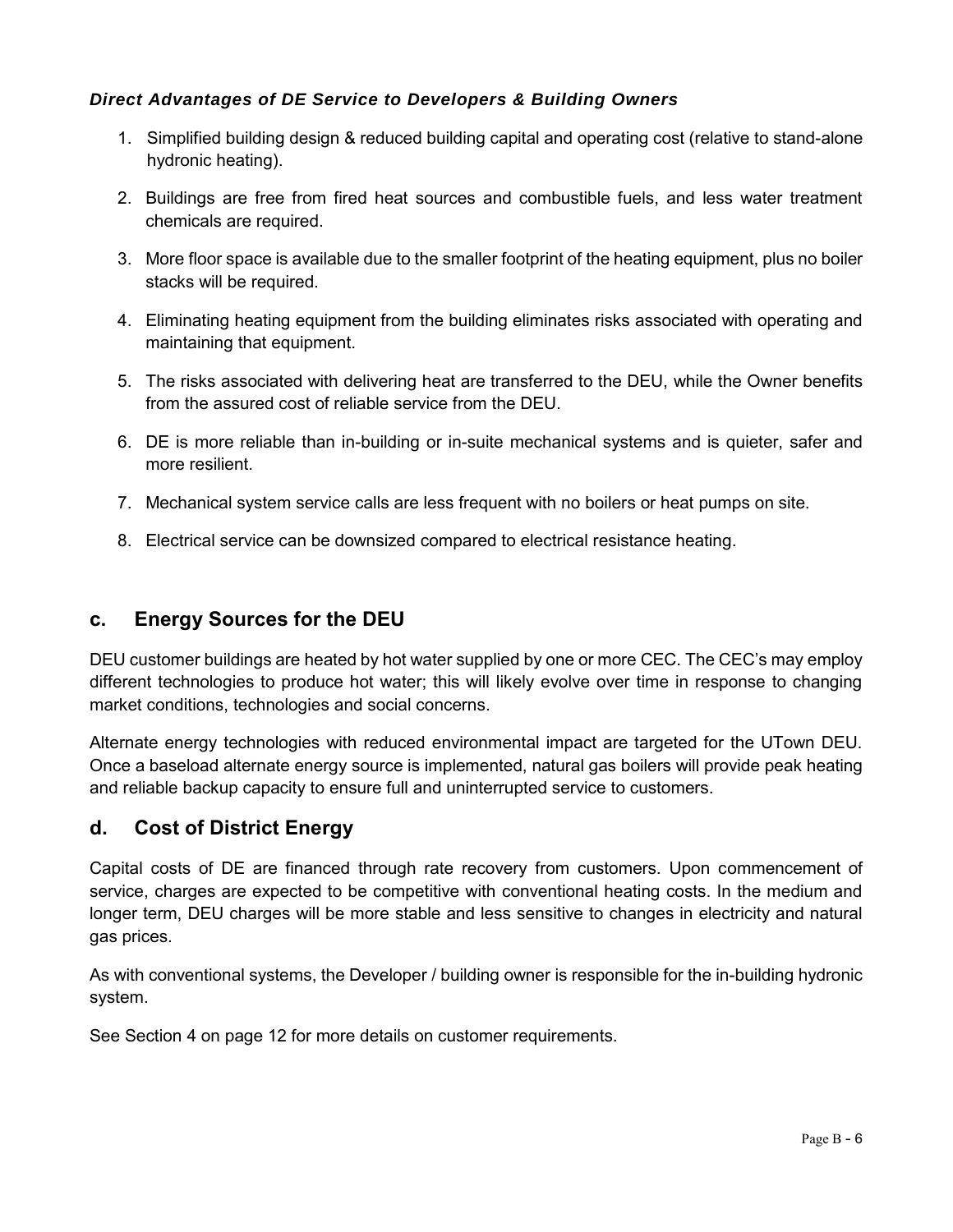***Direct Advantages of DE Service to Developers & Building Owners***

1. Simplified building design & reduced building capital and operating cost (relative to stand-alone hydronic heating).
2. Buildings are free from fired heat sources and combustible fuels, and less water treatment chemicals are required.
3. More floor space is available due to the smaller footprint of the heating equipment, plus no boiler stacks will be required.
4. Eliminating heating equipment from the building eliminates risks associated with operating and maintaining that equipment.
5. The risks associated with delivering heat are transferred to the DEU, while the Owner benefits from the assured cost of reliable service from the DEU.
6. DE is more reliable than in-building or in-suite mechanical systems and is quieter, safer and more resilient.
7. Mechanical system service calls are less frequent with no boilers or heat pumps on site.
8. Electrical service can be downsized compared to electrical resistance heating.

## c. Energy Sources for the DEU

DEU customer buildings are heated by hot water supplied by one or more CEC. The CEC's may employ different technologies to produce hot water; this will likely evolve over time in response to changing market conditions, technologies and social concerns.

Alternate energy technologies with reduced environmental impact are targeted for the UTown DEU. Once a baseload alternate energy source is implemented, natural gas boilers will provide peak heating and reliable backup capacity to ensure full and uninterrupted service to customers.

## d. Cost of District Energy

Capital costs of DE are financed through rate recovery from customers. Upon commencement of service, charges are expected to be competitive with conventional heating costs. In the medium and longer term, DEU charges will be more stable and less sensitive to changes in electricity and natural gas prices.

As with conventional systems, the Developer / building owner is responsible for the in-building hydronic system.

See Section 4 on page 12 for more details on customer requirements.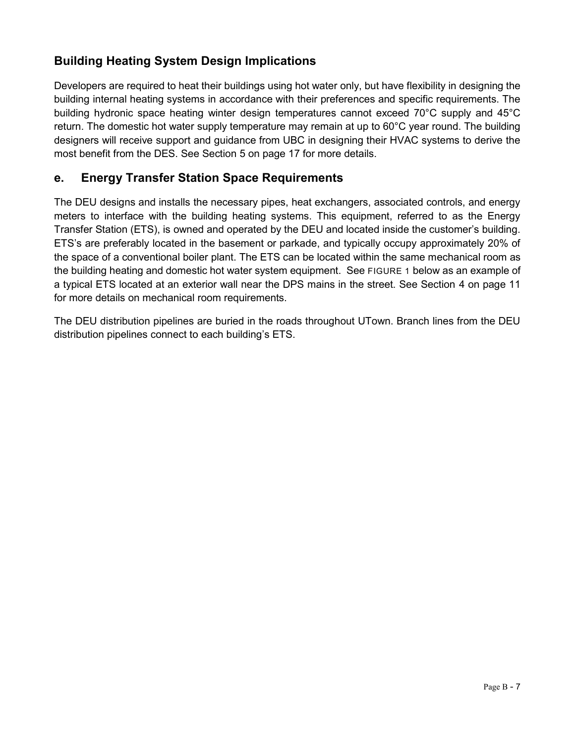### Building Heating System Design Implications

Developers are required to heat their buildings using hot water only, but have flexibility in designing the building internal heating systems in accordance with their preferences and specific requirements. The building hydronic space heating winter design temperatures cannot exceed 70°C supply and 45°C return. The domestic hot water supply temperature may remain at up to 60°C year round. The building designers will receive support and guidance from UBC in designing their HVAC systems to derive the most benefit from the DES. See Section 5 on page 17 for more details.

## e. Energy Transfer Station Space Requirements

The DEU designs and installs the necessary pipes, heat exchangers, associated controls, and energy meters to interface with the building heating systems. This equipment, referred to as the Energy Transfer Station (ETS), is owned and operated by the DEU and located inside the customer's building. ETS's are preferably located in the basement or parkade, and typically occupy approximately 20% of the space of a conventional boiler plant. The ETS can be located within the same mechanical room as the building heating and domestic hot water system equipment. See FIGURE 1 below as an example of a typical ETS located at an exterior wall near the DPS mains in the street. See Section 4 on page 11 for more details on mechanical room requirements.

The DEU distribution pipelines are buried in the roads throughout UTown. Branch lines from the DEU distribution pipelines connect to each building's ETS.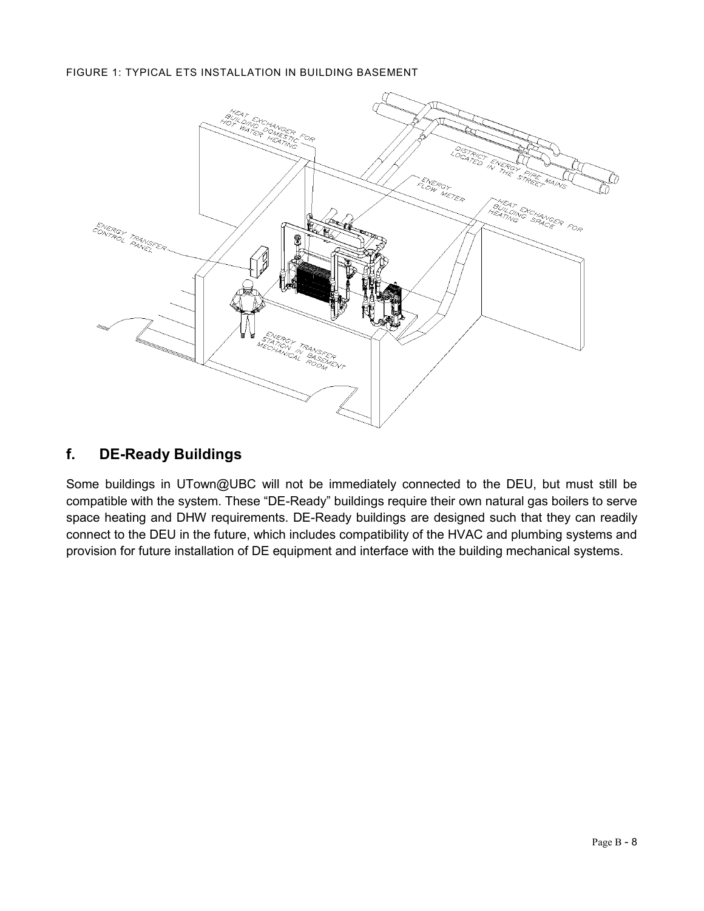FIGURE 1: TYPICAL ETS INSTALLATION IN BUILDING BASEMENT

## f. DE-Ready Buildings

Some buildings in UTown@UBC will not be immediately connected to the DEU, but must still be compatible with the system. These “DE-Ready” buildings require their own natural gas boilers to serve space heating and DHW requirements. DE-Ready buildings are designed such that they can readily connect to the DEU in the future, which includes compatibility of the HVAC and plumbing systems and provision for future installation of DE equipment and interface with the building mechanical systems.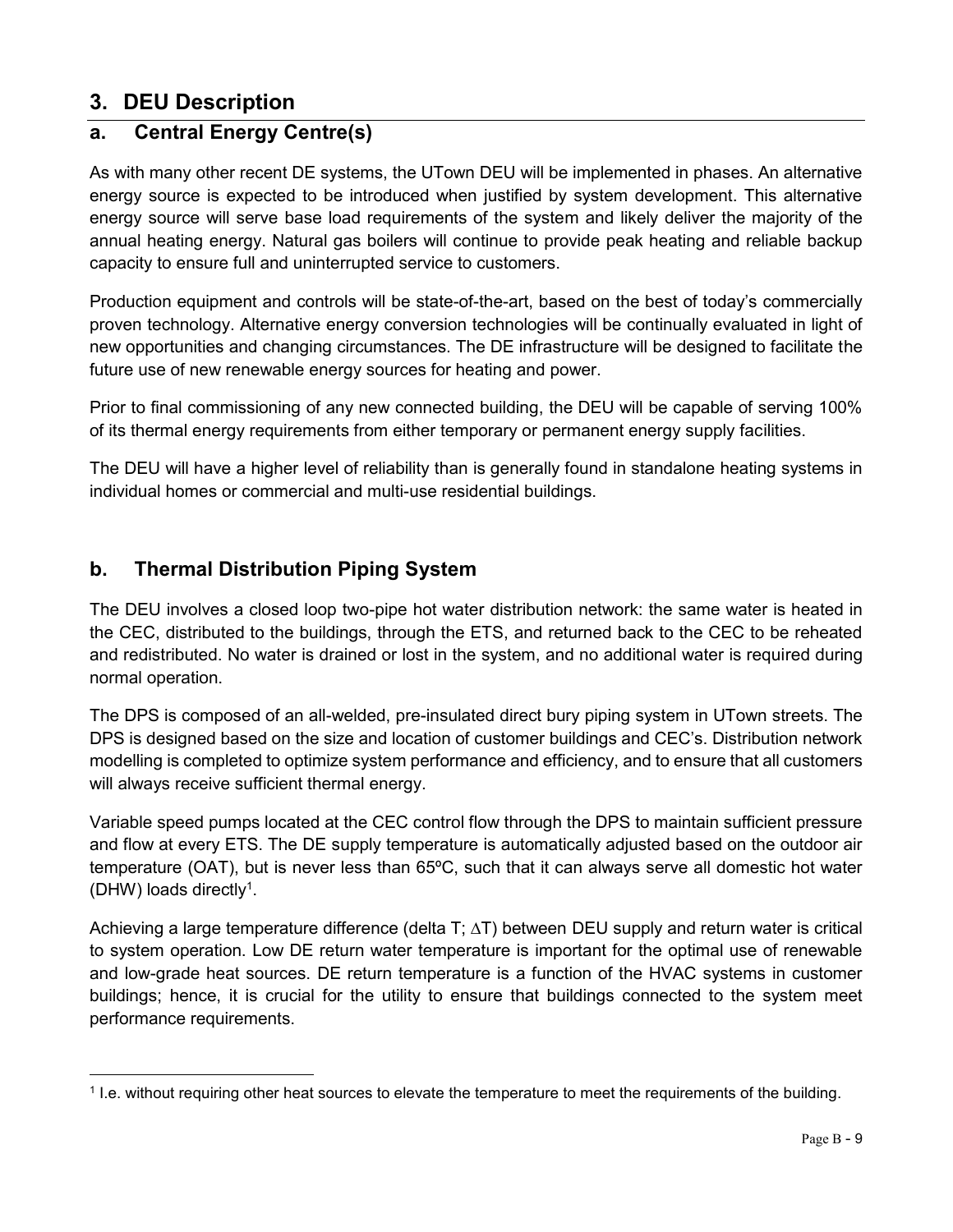## 3. DEU Description

### a. Central Energy Centre(s)

As with many other recent DE systems, the UTown DEU will be implemented in phases. An alternative energy source is expected to be introduced when justified by system development. This alternative energy source will serve base load requirements of the system and likely deliver the majority of the annual heating energy. Natural gas boilers will continue to provide peak heating and reliable backup capacity to ensure full and uninterrupted service to customers.

Production equipment and controls will be state-of-the-art, based on the best of today's commercially proven technology. Alternative energy conversion technologies will be continually evaluated in light of new opportunities and changing circumstances. The DE infrastructure will be designed to facilitate the future use of new renewable energy sources for heating and power.

Prior to final commissioning of any new connected building, the DEU will be capable of serving 100% of its thermal energy requirements from either temporary or permanent energy supply facilities.

The DEU will have a higher level of reliability than is generally found in standalone heating systems in individual homes or commercial and multi-use residential buildings.

### b. Thermal Distribution Piping System

The DEU involves a closed loop two-pipe hot water distribution network: the same water is heated in the CEC, distributed to the buildings, through the ETS, and returned back to the CEC to be reheated and redistributed. No water is drained or lost in the system, and no additional water is required during normal operation.

The DPS is composed of an all-welded, pre-insulated direct bury piping system in UTown streets. The DPS is designed based on the size and location of customer buildings and CEC's. Distribution network modelling is completed to optimize system performance and efficiency, and to ensure that all customers will always receive sufficient thermal energy.

Variable speed pumps located at the CEC control flow through the DPS to maintain sufficient pressure and flow at every ETS. The DE supply temperature is automatically adjusted based on the outdoor air temperature (OAT), but is never less than 65ºC, such that it can always serve all domestic hot water (DHW) loads directly[1].

Achieving a large temperature difference (delta T; $\Delta$T) between DEU supply and return water is critical to system operation. Low DE return water temperature is important for the optimal use of renewable and low-grade heat sources. DE return temperature is a function of the HVAC systems in customer buildings; hence, it is crucial for the utility to ensure that buildings connected to the system meet performance requirements.

[1] I.e. without requiring other heat sources to elevate the temperature to meet the requirements of the building.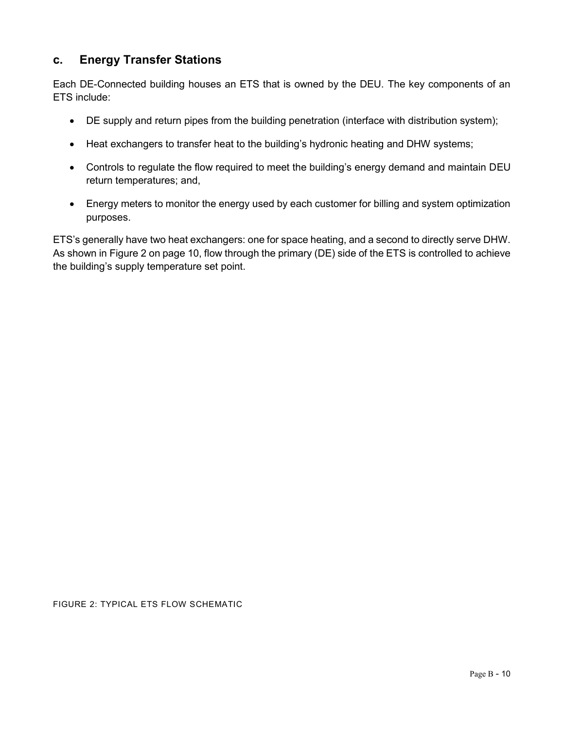## c. Energy Transfer Stations

Each DE-Connected building houses an ETS that is owned by the DEU. The key components of an ETS include:

- DE supply and return pipes from the building penetration (interface with distribution system);
- Heat exchangers to transfer heat to the building's hydronic heating and DHW systems;
- Controls to regulate the flow required to meet the building's energy demand and maintain DEU return temperatures; and,
- Energy meters to monitor the energy used by each customer for billing and system optimization purposes.

ETS's generally have two heat exchangers: one for space heating, and a second to directly serve DHW. As shown in Figure 2 on page 10, flow through the primary (DE) side of the ETS is controlled to achieve the building's supply temperature set point.

FIGURE 2: TYPICAL ETS FLOW SCHEMATIC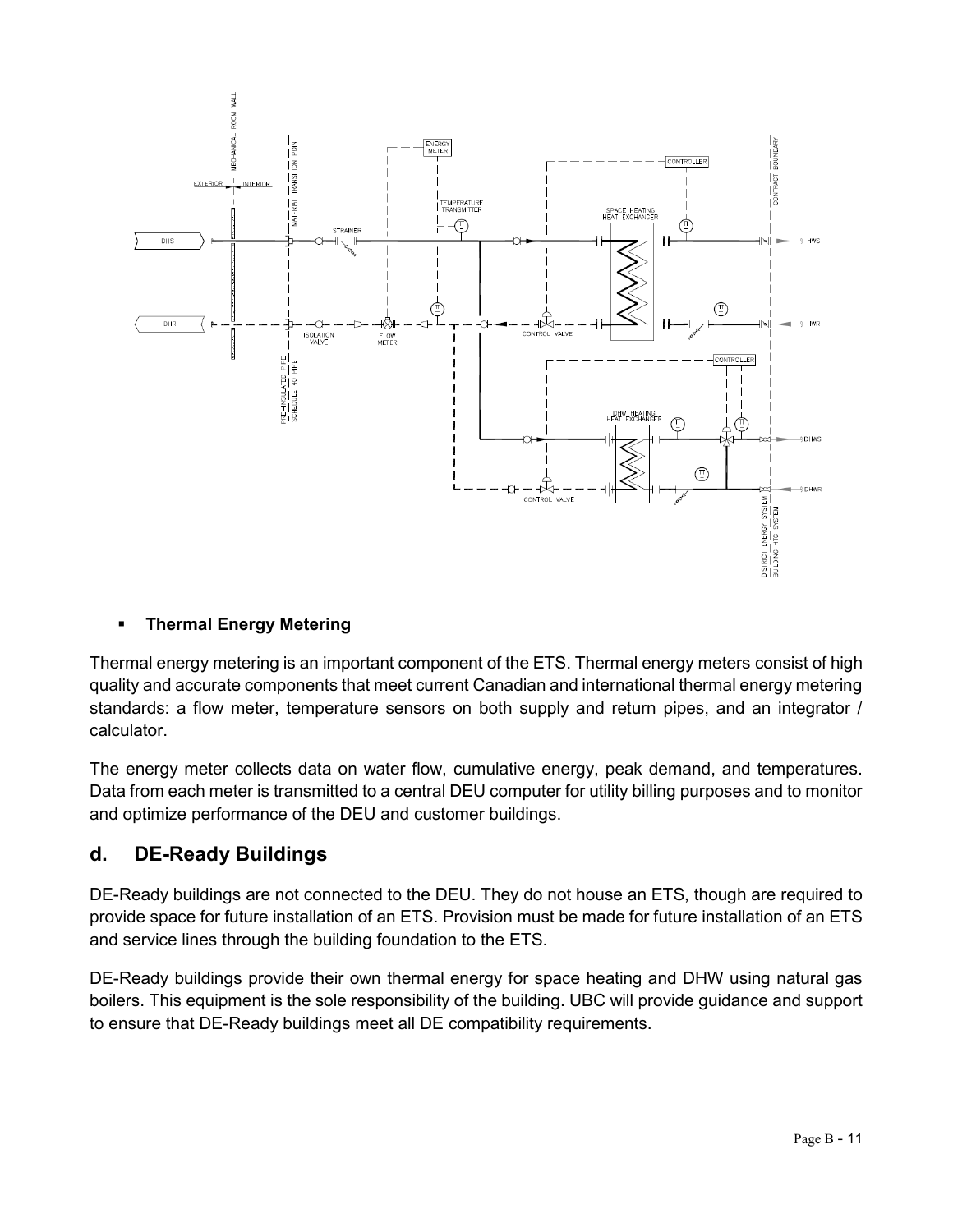- **Thermal Energy Metering**

Thermal energy metering is an important component of the ETS. Thermal energy meters consist of high quality and accurate components that meet current Canadian and international thermal energy metering standards: a flow meter, temperature sensors on both supply and return pipes, and an integrator / calculator.

The energy meter collects data on water flow, cumulative energy, peak demand, and temperatures. Data from each meter is transmitted to a central DEU computer for utility billing purposes and to monitor and optimize performance of the DEU and customer buildings.

## d. DE-Ready Buildings

DE-Ready buildings are not connected to the DEU. They do not house an ETS, though are required to provide space for future installation of an ETS. Provision must be made for future installation of an ETS and service lines through the building foundation to the ETS.

DE-Ready buildings provide their own thermal energy for space heating and DHW using natural gas boilers. This equipment is the sole responsibility of the building. UBC will provide guidance and support to ensure that DE-Ready buildings meet all DE compatibility requirements.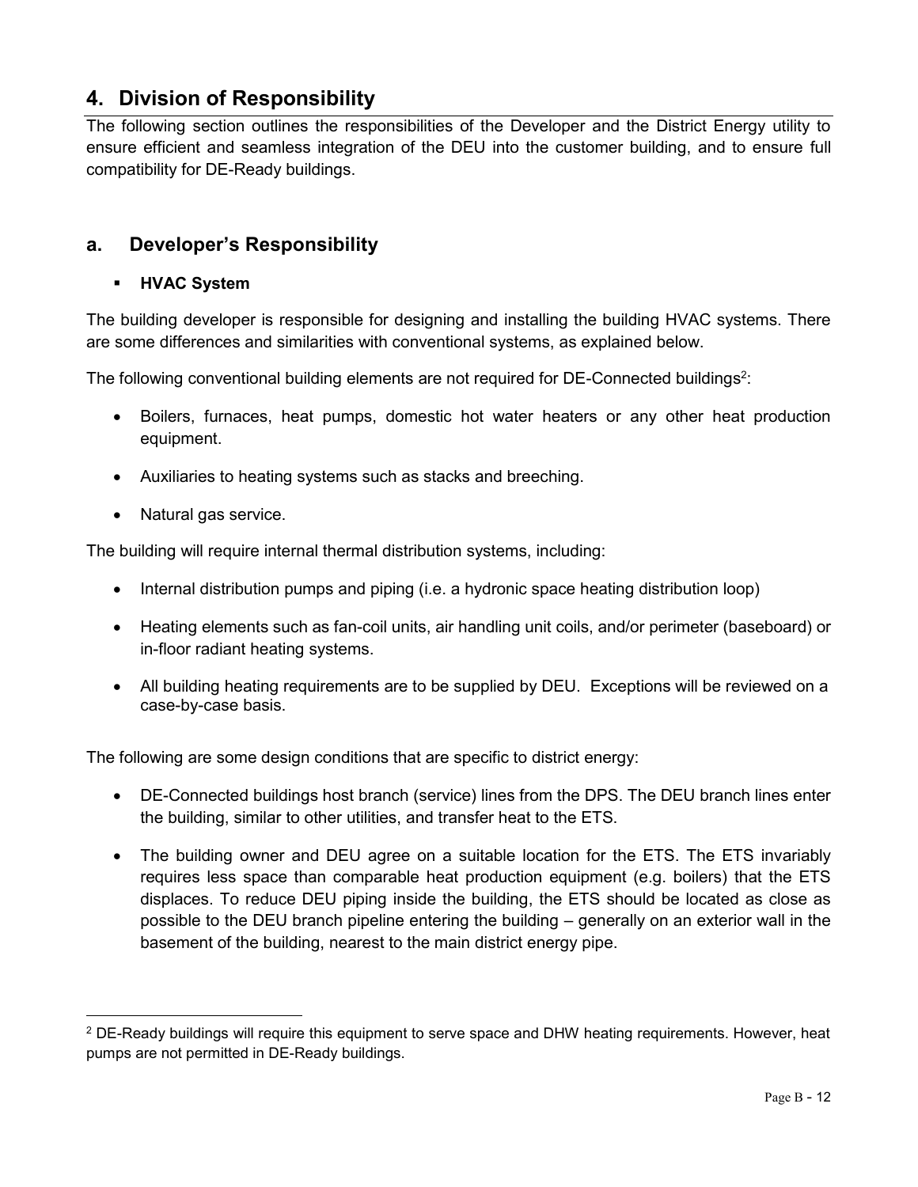## 4. Division of Responsibility

The following section outlines the responsibilities of the Developer and the District Energy utility to ensure efficient and seamless integration of the DEU into the customer building, and to ensure full compatibility for DE-Ready buildings.

### a. Developer's Responsibility

- **HVAC System**

The building developer is responsible for designing and installing the building HVAC systems. There are some differences and similarities with conventional systems, as explained below.

The following conventional building elements are not required for DE-Connected buildings[2]:

- Boilers, furnaces, heat pumps, domestic hot water heaters or any other heat production equipment.
- Auxiliaries to heating systems such as stacks and breeching.
- Natural gas service.

The building will require internal thermal distribution systems, including:

- Internal distribution pumps and piping (i.e. a hydronic space heating distribution loop)
- Heating elements such as fan-coil units, air handling unit coils, and/or perimeter (baseboard) or in-floor radiant heating systems.
- All building heating requirements are to be supplied by DEU. Exceptions will be reviewed on a case-by-case basis.

The following are some design conditions that are specific to district energy:

- DE-Connected buildings host branch (service) lines from the DPS. The DEU branch lines enter the building, similar to other utilities, and transfer heat to the ETS.
- The building owner and DEU agree on a suitable location for the ETS. The ETS invariably requires less space than comparable heat production equipment (e.g. boilers) that the ETS displaces. To reduce DEU piping inside the building, the ETS should be located as close as possible to the DEU branch pipeline entering the building – generally on an exterior wall in the basement of the building, nearest to the main district energy pipe.

[2] DE-Ready buildings will require this equipment to serve space and DHW heating requirements. However, heat pumps are not permitted in DE-Ready buildings.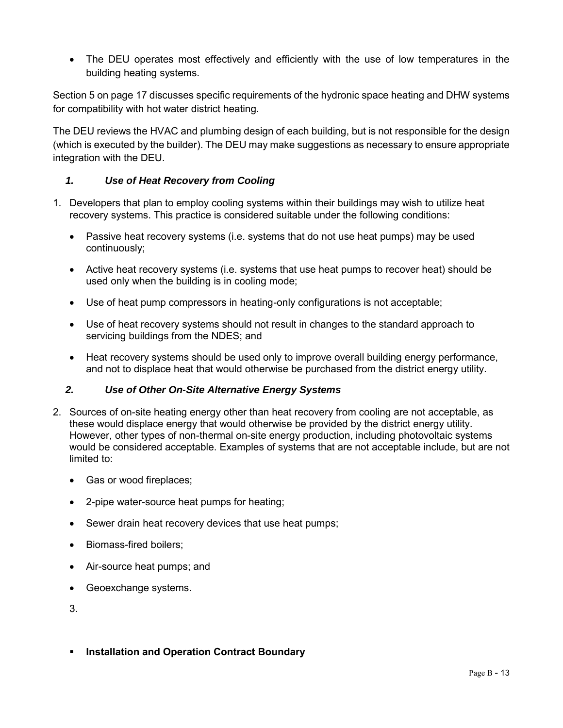- The DEU operates most effectively and efficiently with the use of low temperatures in the building heating systems.

Section 5 on page 17 discusses specific requirements of the hydronic space heating and DHW systems for compatibility with hot water district heating.

The DEU reviews the HVAC and plumbing design of each building, but is not responsible for the design (which is executed by the builder). The DEU may make suggestions as necessary to ensure appropriate integration with the DEU.

### *1. Use of Heat Recovery from Cooling*

1. Developers that plan to employ cooling systems within their buildings may wish to utilize heat recovery systems. This practice is considered suitable under the following conditions:
   - Passive heat recovery systems (i.e. systems that do not use heat pumps) may be used continuously;
   - Active heat recovery systems (i.e. systems that use heat pumps to recover heat) should be used only when the building is in cooling mode;
   - Use of heat pump compressors in heating-only configurations is not acceptable;
   - Use of heat recovery systems should not result in changes to the standard approach to servicing buildings from the NDES; and
   - Heat recovery systems should be used only to improve overall building energy performance, and not to displace heat that would otherwise be purchased from the district energy utility.

### *2. Use of Other On-Site Alternative Energy Systems*

2. Sources of on-site heating energy other than heat recovery from cooling are not acceptable, as these would displace energy that would otherwise be provided by the district energy utility. However, other types of non-thermal on-site energy production, including photovoltaic systems would be considered acceptable. Examples of systems that are not acceptable include, but are not limited to:
   - Gas or wood fireplaces;
   - 2-pipe water-source heat pumps for heating;
   - Sewer drain heat recovery devices that use heat pumps;
   - Biomass-fired boilers;
   - Air-source heat pumps; and
   - Geoexchange systems.

3.

- **Installation and Operation Contract Boundary**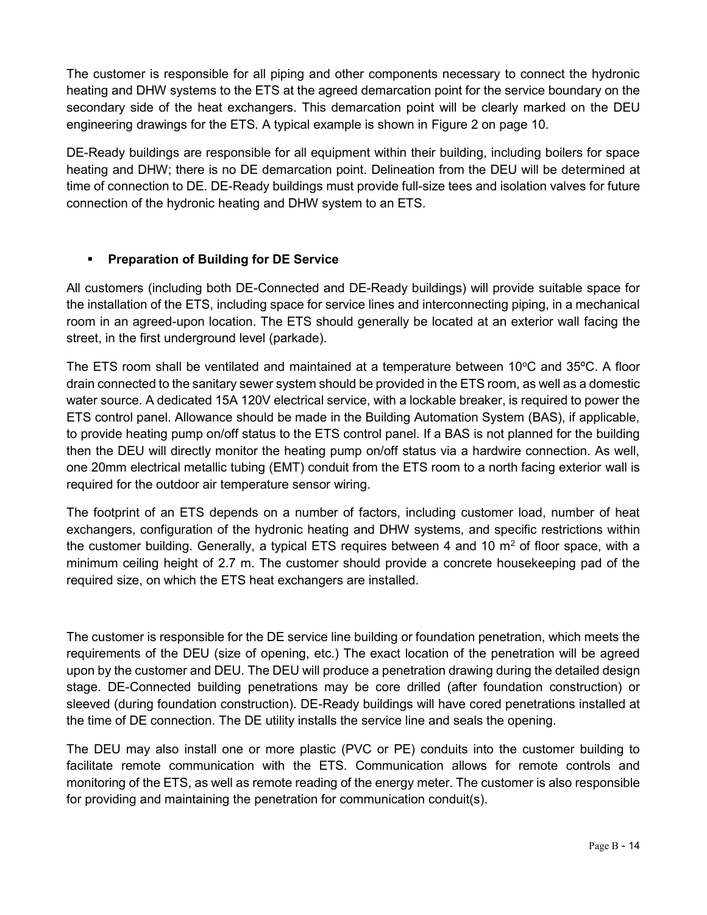The customer is responsible for all piping and other components necessary to connect the hydronic heating and DHW systems to the ETS at the agreed demarcation point for the service boundary on the secondary side of the heat exchangers. This demarcation point will be clearly marked on the DEU engineering drawings for the ETS. A typical example is shown in Figure 2 on page 10.

DE-Ready buildings are responsible for all equipment within their building, including boilers for space heating and DHW; there is no DE demarcation point. Delineation from the DEU will be determined at time of connection to DE. DE-Ready buildings must provide full-size tees and isolation valves for future connection of the hydronic heating and DHW system to an ETS.

- **Preparation of Building for DE Service**

All customers (including both DE-Connected and DE-Ready buildings) will provide suitable space for the installation of the ETS, including space for service lines and interconnecting piping, in a mechanical room in an agreed-upon location. The ETS should generally be located at an exterior wall facing the street, in the first underground level (parkade).

The ETS room shall be ventilated and maintained at a temperature between 10°C and 35ºC. A floor drain connected to the sanitary sewer system should be provided in the ETS room, as well as a domestic water source. A dedicated 15A 120V electrical service, with a lockable breaker, is required to power the ETS control panel. Allowance should be made in the Building Automation System (BAS), if applicable, to provide heating pump on/off status to the ETS control panel. If a BAS is not planned for the building then the DEU will directly monitor the heating pump on/off status via a hardwire connection. As well, one 20mm electrical metallic tubing (EMT) conduit from the ETS room to a north facing exterior wall is required for the outdoor air temperature sensor wiring.

The footprint of an ETS depends on a number of factors, including customer load, number of heat exchangers, configuration of the hydronic heating and DHW systems, and specific restrictions within the customer building. Generally, a typical ETS requires between 4 and 10 $m^2$ of floor space, with a minimum ceiling height of 2.7 m. The customer should provide a concrete housekeeping pad of the required size, on which the ETS heat exchangers are installed.

The customer is responsible for the DE service line building or foundation penetration, which meets the requirements of the DEU (size of opening, etc.) The exact location of the penetration will be agreed upon by the customer and DEU. The DEU will produce a penetration drawing during the detailed design stage. DE-Connected building penetrations may be core drilled (after foundation construction) or sleeved (during foundation construction). DE-Ready buildings will have cored penetrations installed at the time of DE connection. The DE utility installs the service line and seals the opening.

The DEU may also install one or more plastic (PVC or PE) conduits into the customer building to facilitate remote communication with the ETS. Communication allows for remote controls and monitoring of the ETS, as well as remote reading of the energy meter. The customer is also responsible for providing and maintaining the penetration for communication conduit(s).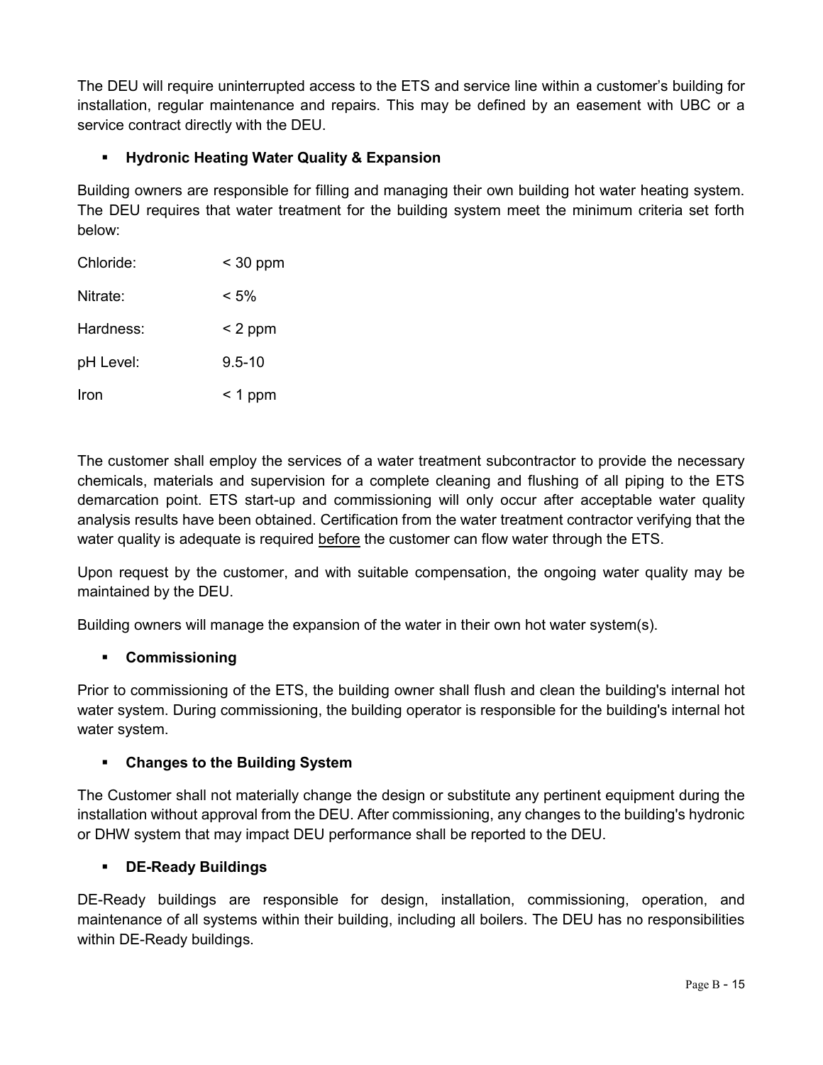The DEU will require uninterrupted access to the ETS and service line within a customer's building for installation, regular maintenance and repairs. This may be defined by an easement with UBC or a service contract directly with the DEU.

- **Hydronic Heating Water Quality & Expansion**

Building owners are responsible for filling and managing their own building hot water heating system. The DEU requires that water treatment for the building system meet the minimum criteria set forth below:

| | |
|---|---|
| Chloride: | < 30 ppm |
| Nitrate: | < 5% |
| Hardness: | < 2 ppm |
| pH Level: | 9.5-10 |
| Iron | < 1 ppm |

The customer shall employ the services of a water treatment subcontractor to provide the necessary chemicals, materials and supervision for a complete cleaning and flushing of all piping to the ETS demarcation point. ETS start-up and commissioning will only occur after acceptable water quality analysis results have been obtained. Certification from the water treatment contractor verifying that the water quality is adequate is required <u>before</u> the customer can flow water through the ETS.

Upon request by the customer, and with suitable compensation, the ongoing water quality may be maintained by the DEU.

Building owners will manage the expansion of the water in their own hot water system(s).

- **Commissioning**

Prior to commissioning of the ETS, the building owner shall flush and clean the building's internal hot water system. During commissioning, the building operator is responsible for the building's internal hot water system.

- **Changes to the Building System**

The Customer shall not materially change the design or substitute any pertinent equipment during the installation without approval from the DEU. After commissioning, any changes to the building's hydronic or DHW system that may impact DEU performance shall be reported to the DEU.

- **DE-Ready Buildings**

DE-Ready buildings are responsible for design, installation, commissioning, operation, and maintenance of all systems within their building, including all boilers. The DEU has no responsibilities within DE-Ready buildings.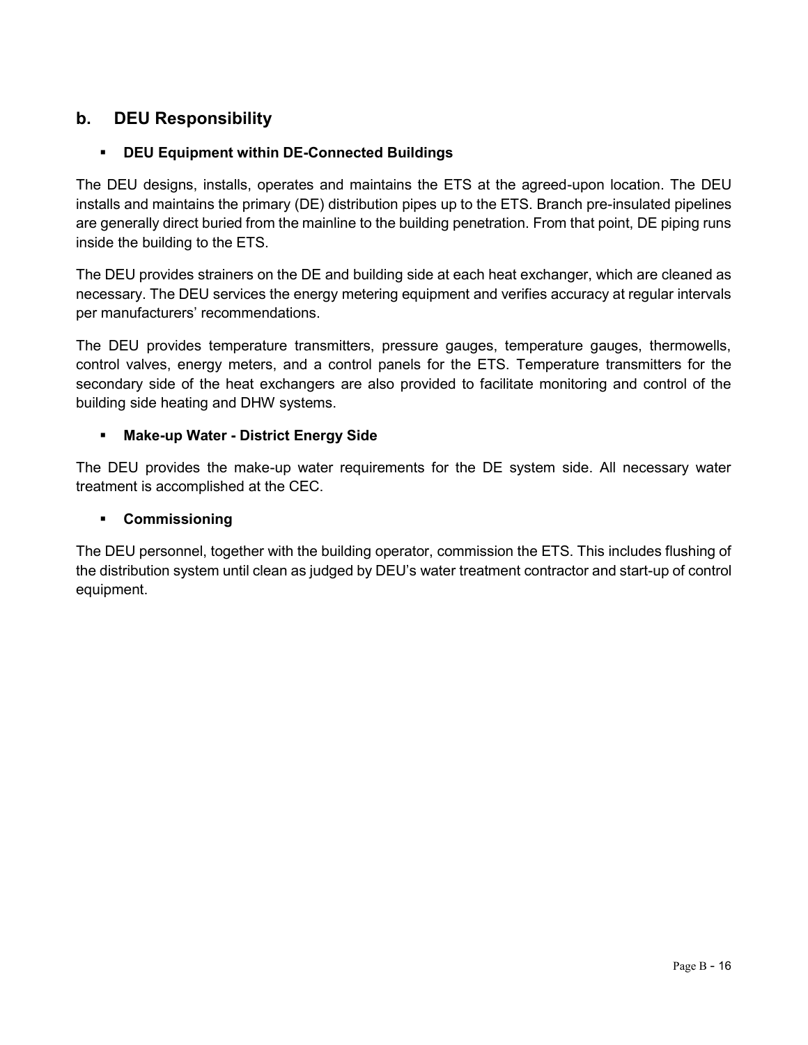## b. DEU Responsibility

- **DEU Equipment within DE-Connected Buildings**

The DEU designs, installs, operates and maintains the ETS at the agreed-upon location. The DEU installs and maintains the primary (DE) distribution pipes up to the ETS. Branch pre-insulated pipelines are generally direct buried from the mainline to the building penetration. From that point, DE piping runs inside the building to the ETS.

The DEU provides strainers on the DE and building side at each heat exchanger, which are cleaned as necessary. The DEU services the energy metering equipment and verifies accuracy at regular intervals per manufacturers' recommendations.

The DEU provides temperature transmitters, pressure gauges, temperature gauges, thermowells, control valves, energy meters, and a control panels for the ETS. Temperature transmitters for the secondary side of the heat exchangers are also provided to facilitate monitoring and control of the building side heating and DHW systems.

- **Make-up Water - District Energy Side**

The DEU provides the make-up water requirements for the DE system side. All necessary water treatment is accomplished at the CEC.

- **Commissioning**

The DEU personnel, together with the building operator, commission the ETS. This includes flushing of the distribution system until clean as judged by DEU's water treatment contractor and start-up of control equipment.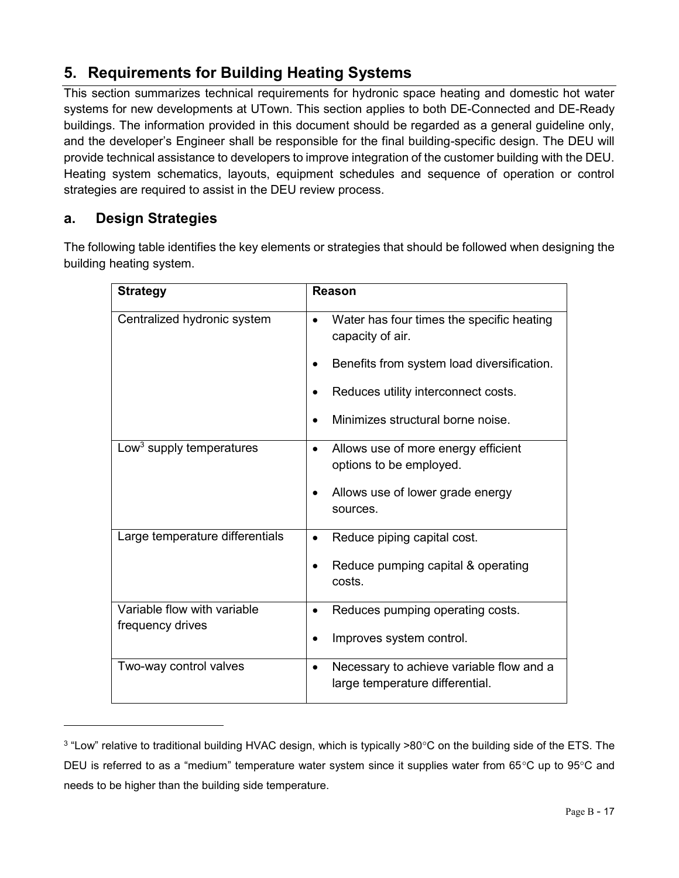## 5. Requirements for Building Heating Systems

This section summarizes technical requirements for hydronic space heating and domestic hot water systems for new developments at UTown. This section applies to both DE-Connected and DE-Ready buildings. The information provided in this document should be regarded as a general guideline only, and the developer's Engineer shall be responsible for the final building-specific design. The DEU will provide technical assistance to developers to improve integration of the customer building with the DEU. Heating system schematics, layouts, equipment schedules and sequence of operation or control strategies are required to assist in the DEU review process.

### a. Design Strategies

The following table identifies the key elements or strategies that should be followed when designing the building heating system.

| Strategy | Reason |
|---|---|
| Centralized hydronic system | • Water has four times the specific heating capacity of air.<br>• Benefits from system load diversification.<br>• Reduces utility interconnect costs.<br>• Minimizes structural borne noise. |
| Low[3] supply temperatures | • Allows use of more energy efficient options to be employed.<br>• Allows use of lower grade energy sources. |
| Large temperature differentials | • Reduce piping capital cost.<br>• Reduce pumping capital & operating costs. |
| Variable flow with variable frequency drives | • Reduces pumping operating costs.<br>• Improves system control. |
| Two-way control valves | • Necessary to achieve variable flow and a large temperature differential. |

[3] "Low" relative to traditional building HVAC design, which is typically >80°C on the building side of the ETS. The DEU is referred to as a "medium" temperature water system since it supplies water from 65°C up to 95°C and needs to be higher than the building side temperature.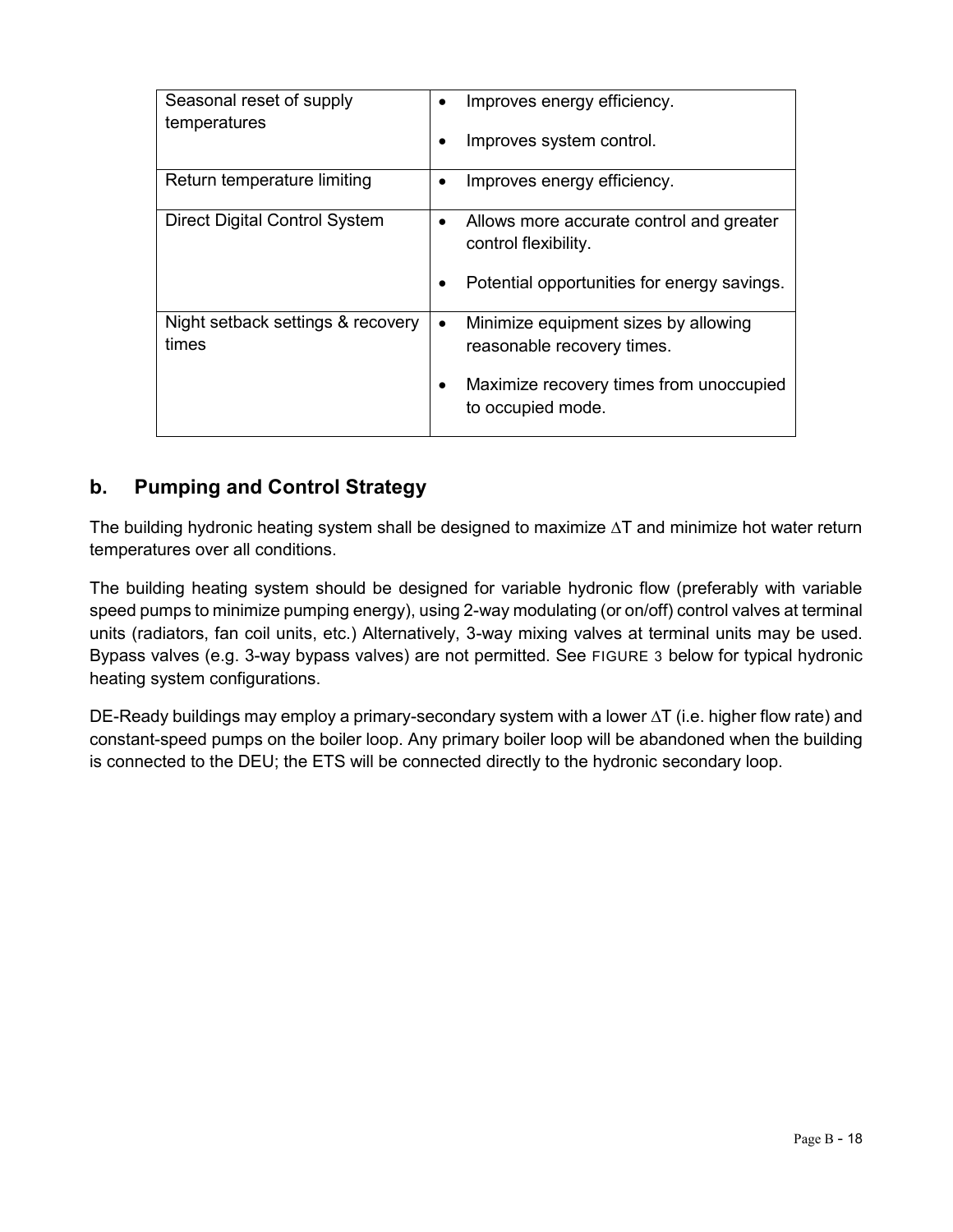| | |
|---|---|
| Seasonal reset of supply temperatures | • Improves energy efficiency.<br>• Improves system control. |
| Return temperature limiting | • Improves energy efficiency. |
| Direct Digital Control System | • Allows more accurate control and greater control flexibility.<br>• Potential opportunities for energy savings. |
| Night setback settings & recovery times | • Minimize equipment sizes by allowing reasonable recovery times.<br>• Maximize recovery times from unoccupied to occupied mode. |

## b. Pumping and Control Strategy

The building hydronic heating system shall be designed to maximize $\Delta T$ and minimize hot water return temperatures over all conditions.

The building heating system should be designed for variable hydronic flow (preferably with variable speed pumps to minimize pumping energy), using 2-way modulating (or on/off) control valves at terminal units (radiators, fan coil units, etc.) Alternatively, 3-way mixing valves at terminal units may be used. Bypass valves (e.g. 3-way bypass valves) are not permitted. See FIGURE 3 below for typical hydronic heating system configurations.

DE-Ready buildings may employ a primary-secondary system with a lower $\Delta T$ (i.e. higher flow rate) and constant-speed pumps on the boiler loop. Any primary boiler loop will be abandoned when the building is connected to the DEU; the ETS will be connected directly to the hydronic secondary loop.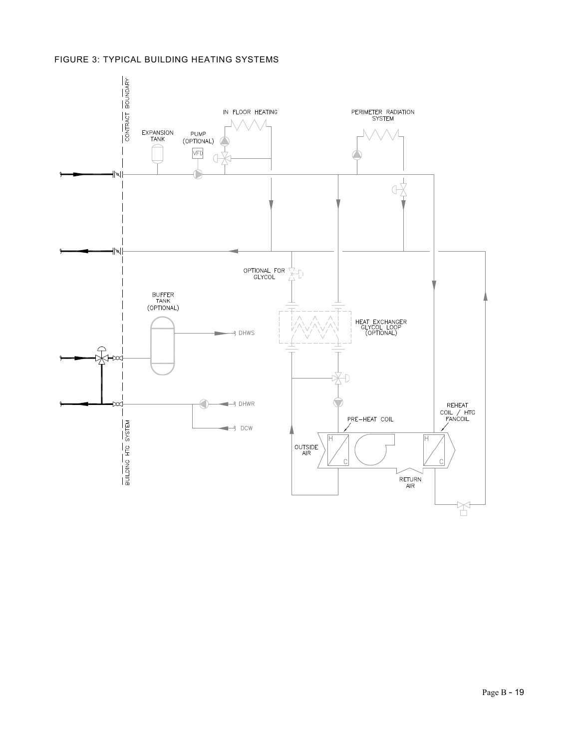FIGURE 3: TYPICAL BUILDING HEATING SYSTEMS

CONTRACT BOUNDARY

EXPANSION TANK

PUMP (OPTIONAL)

VFD

IN FLOOR HEATING

PERIMETER RADIATION SYSTEM

OPTIONAL FOR GLYCOL

BUFFER TANK (OPTIONAL)

DHWS

HEAT EXCHANGER GLYCOL LOOP (OPTIONAL)

DHWR

DCW

PRE-HEAT COIL

REHEAT COIL / HTG FANCOIL

OUTSIDE AIR

RETURN AIR

BUILDING HTG SYSTEM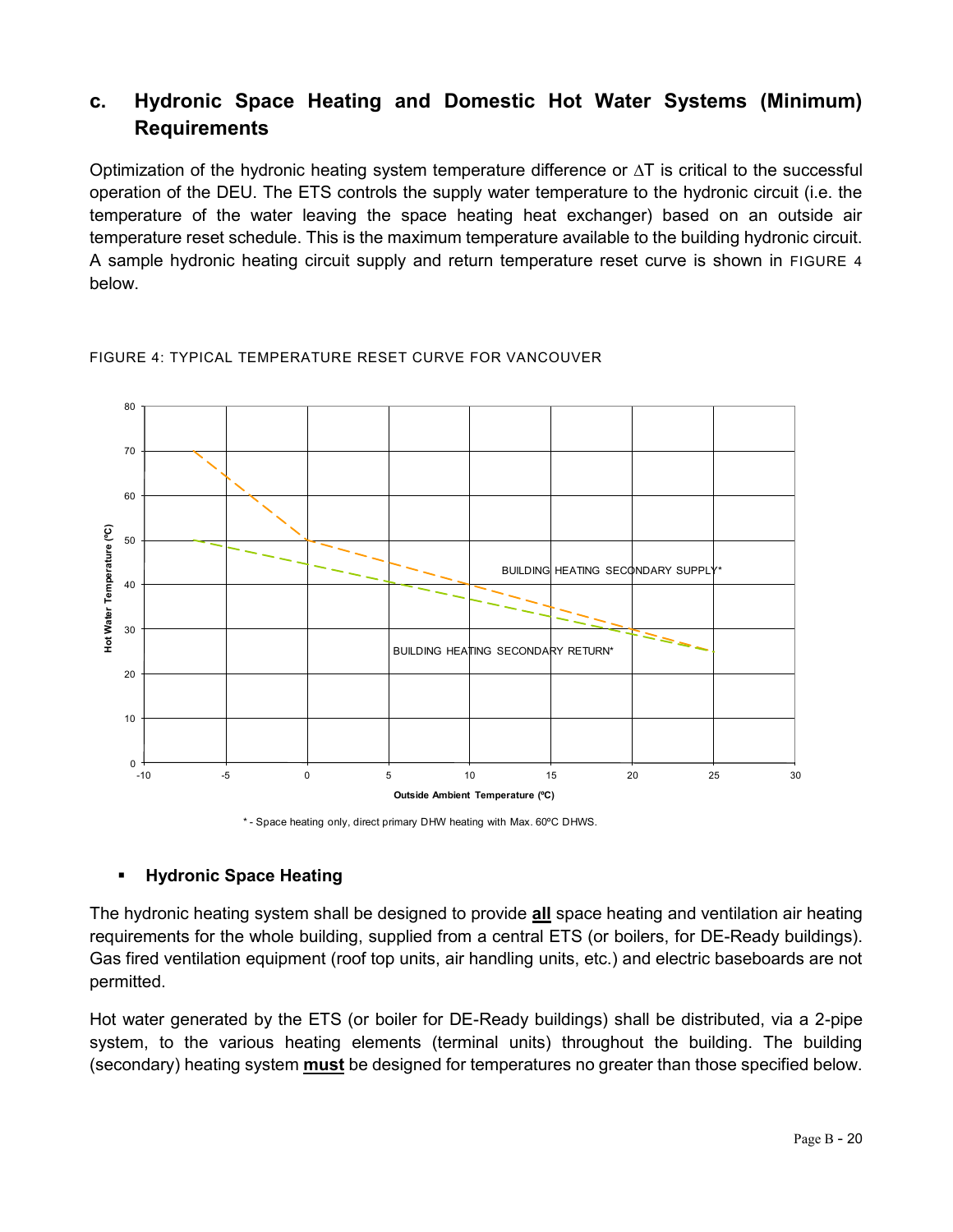## c. Hydronic Space Heating and Domestic Hot Water Systems (Minimum) Requirements

Optimization of the hydronic heating system temperature difference or ∆T is critical to the successful operation of the DEU. The ETS controls the supply water temperature to the hydronic circuit (i.e. the temperature of the water leaving the space heating heat exchanger) based on an outside air temperature reset schedule. This is the maximum temperature available to the building hydronic circuit. A sample hydronic heating circuit supply and return temperature reset curve is shown in FIGURE 4 below.

FIGURE 4: TYPICAL TEMPERATURE RESET CURVE FOR VANCOUVER

BUILDING HEATING SECONDARY SUPPLY*

BUILDING HEATING SECONDARY RETURN*

Hot Water Temperature (ºC)

Outside Ambient Temperature (ºC)

\* - Space heating only, direct primary DHW heating with Max. 60ºC DHWS.

- **Hydronic Space Heating**

The hydronic heating system shall be designed to provide **all** space heating and ventilation air heating requirements for the whole building, supplied from a central ETS (or boilers, for DE-Ready buildings). Gas fired ventilation equipment (roof top units, air handling units, etc.) and electric baseboards are not permitted.

Hot water generated by the ETS (or boiler for DE-Ready buildings) shall be distributed, via a 2-pipe system, to the various heating elements (terminal units) throughout the building. The building (secondary) heating system **must** be designed for temperatures no greater than those specified below.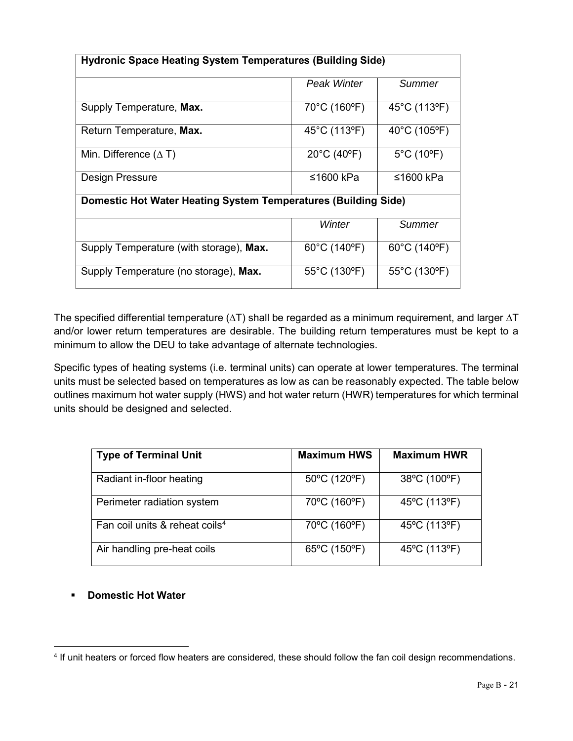| Hydronic Space Heating System Temperatures (Building Side) | | |
|---|---|---|
| | *Peak Winter* | *Summer* |
| Supply Temperature, **Max.** | 70°C (160ºF) | 45°C (113ºF) |
| Return Temperature, **Max.** | 45°C (113ºF) | 40°C (105ºF) |
| Min. Difference (∆ T) | 20°C (40ºF) | 5°C (10ºF) |
| Design Pressure | ≤1600 kPa | ≤1600 kPa |
| **Domestic Hot Water Heating System Temperatures (Building Side)** | | |
| | *Winter* | *Summer* |
| Supply Temperature (with storage), **Max.** | 60°C (140ºF) | 60°C (140ºF) |
| Supply Temperature (no storage), **Max.** | 55°C (130ºF) | 55°C (130ºF) |

The specified differential temperature (∆T) shall be regarded as a minimum requirement, and larger ∆T and/or lower return temperatures are desirable. The building return temperatures must be kept to a minimum to allow the DEU to take advantage of alternate technologies.

Specific types of heating systems (i.e. terminal units) can operate at lower temperatures. The terminal units must be selected based on temperatures as low as can be reasonably expected. The table below outlines maximum hot water supply (HWS) and hot water return (HWR) temperatures for which terminal units should be designed and selected.

| Type of Terminal Unit | Maximum HWS | Maximum HWR |
|---|---|---|
| Radiant in-floor heating | 50ºC (120ºF) | 38ºC (100ºF) |
| Perimeter radiation system | 70ºC (160ºF) | 45ºC (113ºF) |
| Fan coil units & reheat coils[4] | 70ºC (160ºF) | 45ºC (113ºF) |
| Air handling pre-heat coils | 65ºC (150ºF) | 45ºC (113ºF) |

- **Domestic Hot Water**

[4] If unit heaters or forced flow heaters are considered, these should follow the fan coil design recommendations.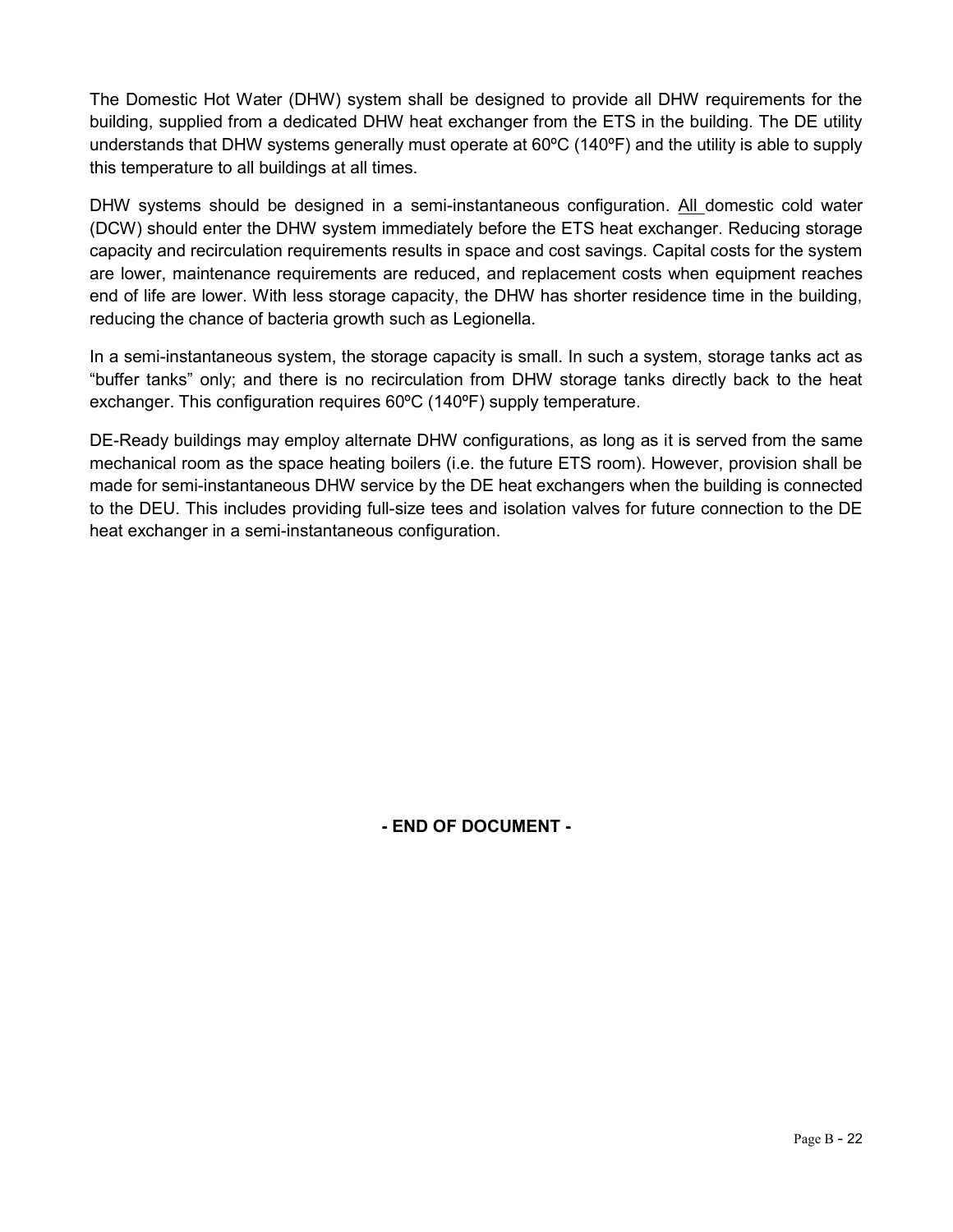The Domestic Hot Water (DHW) system shall be designed to provide all DHW requirements for the building, supplied from a dedicated DHW heat exchanger from the ETS in the building. The DE utility understands that DHW systems generally must operate at 60ºC (140ºF) and the utility is able to supply this temperature to all buildings at all times.

DHW systems should be designed in a semi-instantaneous configuration. All domestic cold water (DCW) should enter the DHW system immediately before the ETS heat exchanger. Reducing storage capacity and recirculation requirements results in space and cost savings. Capital costs for the system are lower, maintenance requirements are reduced, and replacement costs when equipment reaches end of life are lower. With less storage capacity, the DHW has shorter residence time in the building, reducing the chance of bacteria growth such as Legionella.

In a semi-instantaneous system, the storage capacity is small. In such a system, storage tanks act as "buffer tanks" only; and there is no recirculation from DHW storage tanks directly back to the heat exchanger. This configuration requires 60ºC (140ºF) supply temperature.

DE-Ready buildings may employ alternate DHW configurations, as long as it is served from the same mechanical room as the space heating boilers (i.e. the future ETS room). However, provision shall be made for semi-instantaneous DHW service by the DE heat exchangers when the building is connected to the DEU. This includes providing full-size tees and isolation valves for future connection to the DE heat exchanger in a semi-instantaneous configuration.

**- END OF DOCUMENT -**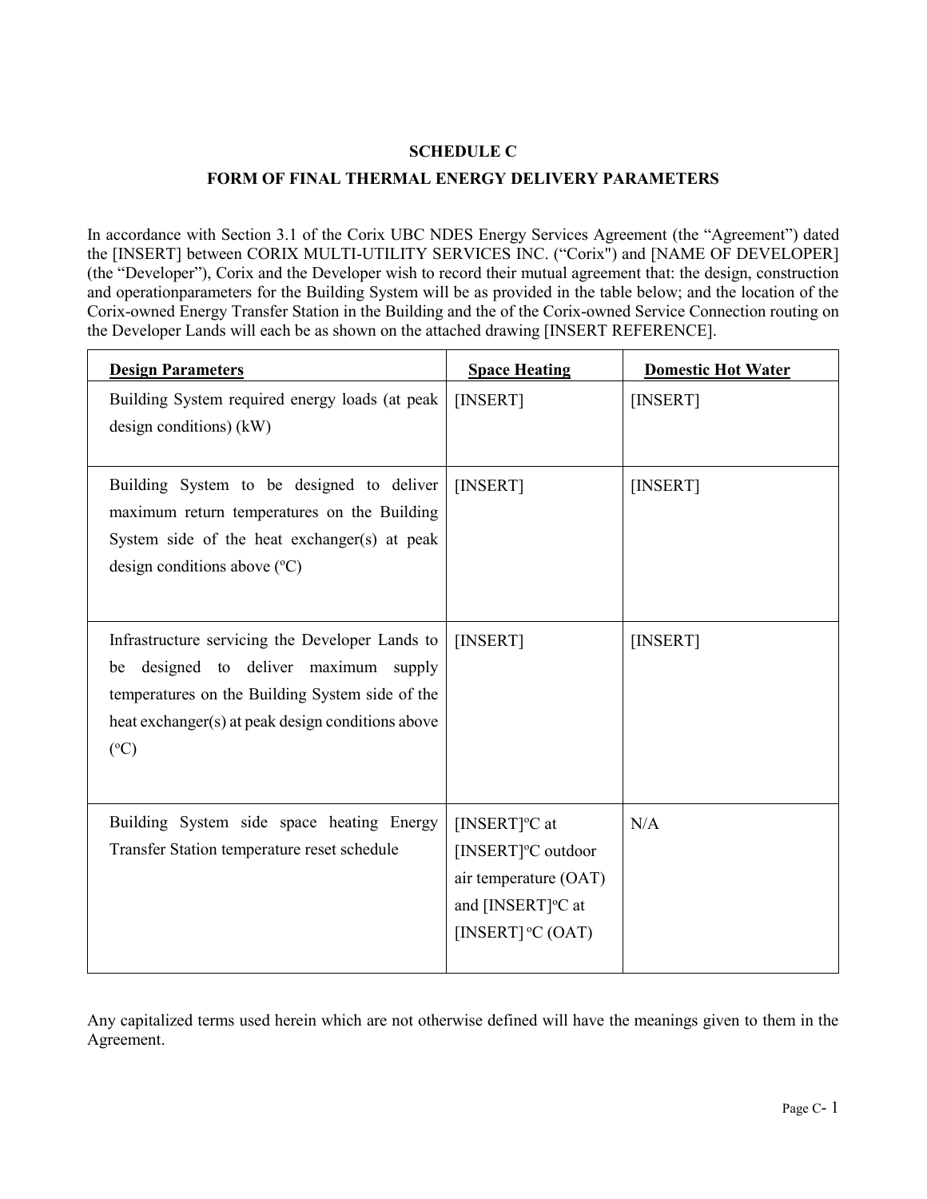# SCHEDULE C

## FORM OF FINAL THERMAL ENERGY DELIVERY PARAMETERS

In accordance with Section 3.1 of the Corix UBC NDES Energy Services Agreement (the "Agreement") dated the [INSERT] between CORIX MULTI-UTILITY SERVICES INC. ("Corix") and [NAME OF DEVELOPER] (the "Developer"), Corix and the Developer wish to record their mutual agreement that: the design, construction and operationparameters for the Building System will be as provided in the table below; and the location of the Corix-owned Energy Transfer Station in the Building and the of the Corix-owned Service Connection routing on the Developer Lands will each be as shown on the attached drawing [INSERT REFERENCE].

| **Design Parameters** | **Space Heating** | **Domestic Hot Water** |
|---|---|---|
| Building System required energy loads (at peak design conditions) (kW) | [INSERT] | [INSERT] |
| Building System to be designed to deliver maximum return temperatures on the Building System side of the heat exchanger(s) at peak design conditions above (°C) | [INSERT] | [INSERT] |
| Infrastructure servicing the Developer Lands to be designed to deliver maximum supply temperatures on the Building System side of the heat exchanger(s) at peak design conditions above (°C) | [INSERT] | [INSERT] |
| Building System side space heating Energy Transfer Station temperature reset schedule | [INSERT]°C at [INSERT]°C outdoor air temperature (OAT) and [INSERT]°C at [INSERT] °C (OAT) | N/A |

Any capitalized terms used herein which are not otherwise defined will have the meanings given to them in the Agreement.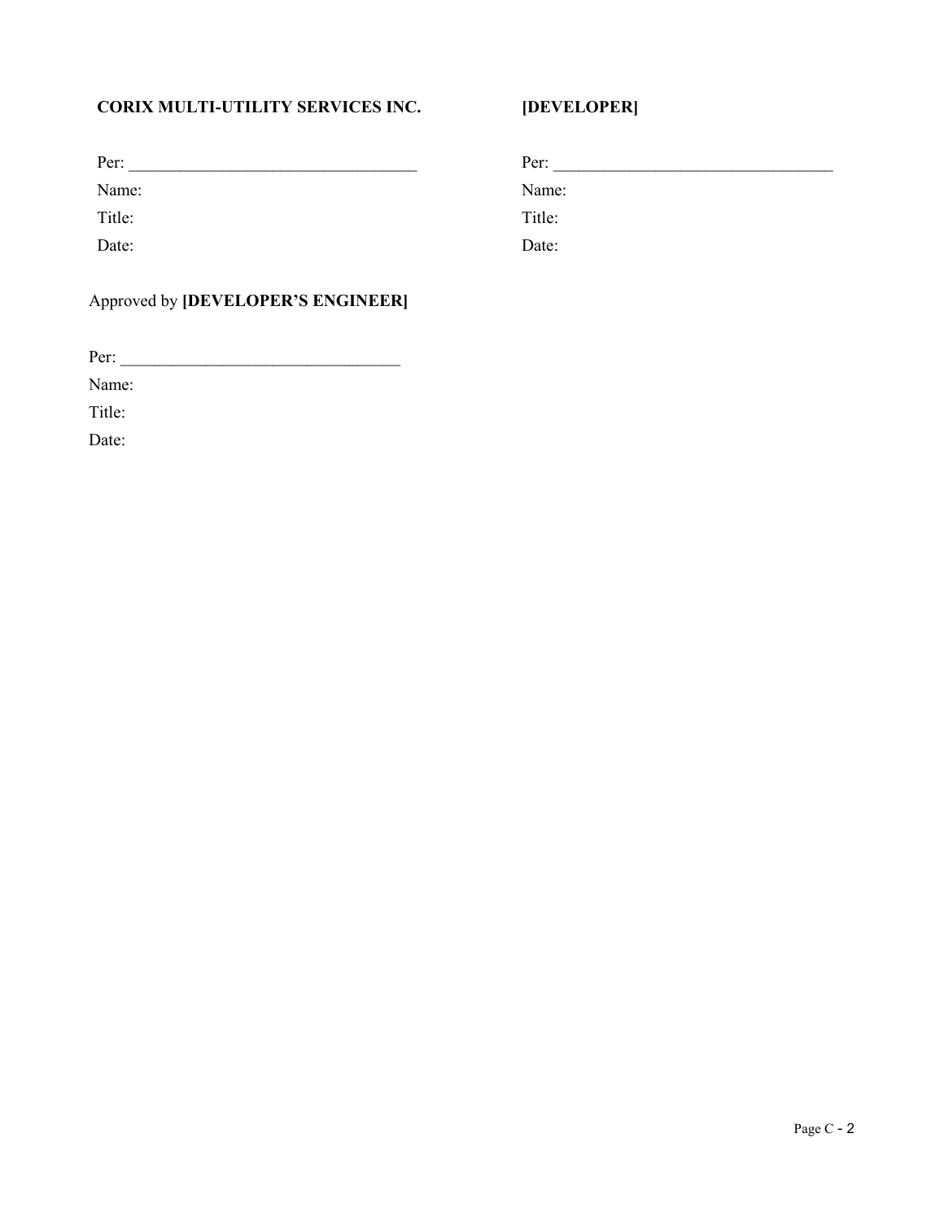**CORIX MULTI-UTILITY SERVICES INC.**

Per: ___________________________________

Name:

Title:

Date:

**[DEVELOPER]**

Per: ___________________________________

Name:

Title:

Date:

Approved by **[DEVELOPER'S ENGINEER]**

Per: _________________________________

Name:

Title:

Date: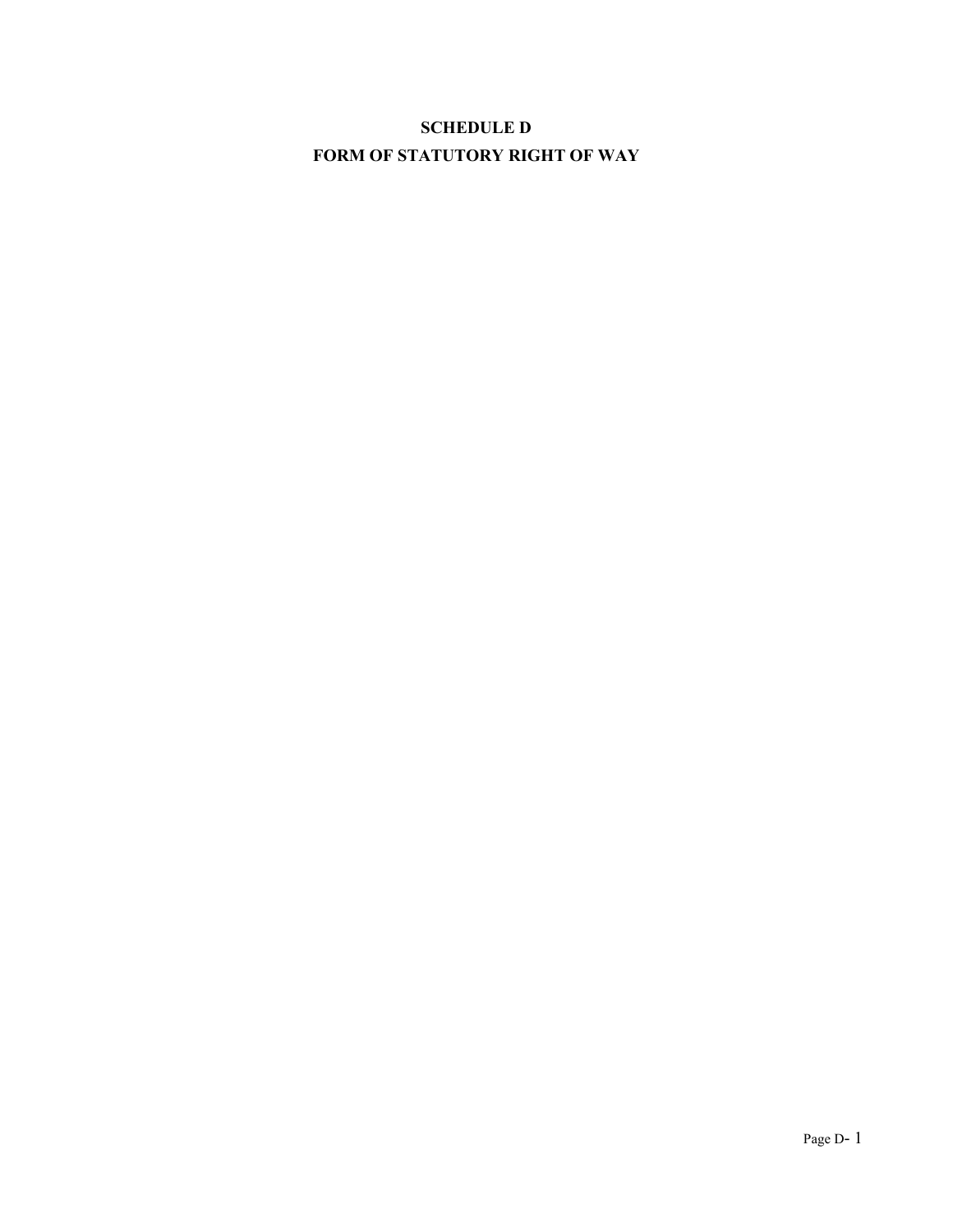# SCHEDULE D

# FORM OF STATUTORY RIGHT OF WAY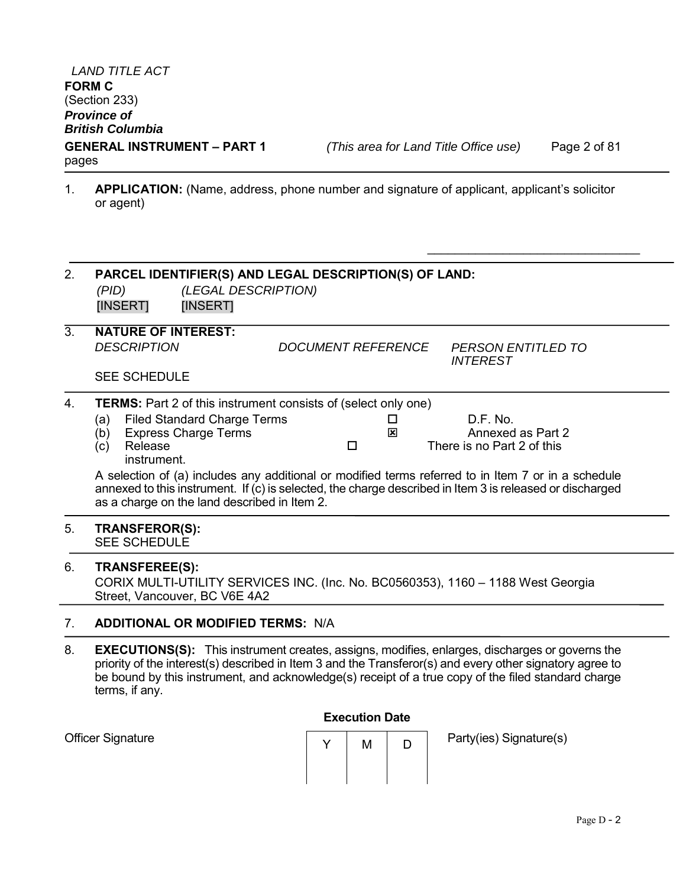*LAND TITLE ACT*
**FORM C**
(Section 233)
***Province of British Columbia***
**GENERAL INSTRUMENT – PART 1** *(This area for Land Title Office use)* Page 2 of 81 pages

1. **APPLICATION:** (Name, address, phone number and signature of applicant, applicant's solicitor or agent)

   \_\_\_\_\_\_\_\_\_\_\_\_\_\_\_\_\_\_\_\_\_\_\_\_\_\_\_\_\_\_\_\_

2. **PARCEL IDENTIFIER(S) AND LEGAL DESCRIPTION(S) OF LAND:**

   *(PID)* *(LEGAL DESCRIPTION)*
   [INSERT] [INSERT]

3. **NATURE OF INTEREST:**

   *DESCRIPTION* *DOCUMENT REFERENCE* *PERSON ENTITLED TO INTEREST*

   SEE SCHEDULE

4. **TERMS:** Part 2 of this instrument consists of (select only one)

   (a) Filed Standard Charge Terms ☐ D.F. No.
   (b) Express Charge Terms ☒ Annexed as Part 2
   (c) Release ☐ There is no Part 2 of this instrument.

   A selection of (a) includes any additional or modified terms referred to in Item 7 or in a schedule annexed to this instrument. If (c) is selected, the charge described in Item 3 is released or discharged as a charge on the land described in Item 2.

5. **TRANSFEROR(S):**
   SEE SCHEDULE

6. **TRANSFEREE(S):**
   CORIX MULTI-UTILITY SERVICES INC. (Inc. No. BC0560353), 1160 – 1188 West Georgia Street, Vancouver, BC V6E 4A2

7. **ADDITIONAL OR MODIFIED TERMS:** N/A

8. **EXECUTIONS(S):** This instrument creates, assigns, modifies, enlarges, discharges or governs the priority of the interest(s) described in Item 3 and the Transferor(s) and every other signatory agree to be bound by this instrument, and acknowledge(s) receipt of a true copy of the filed standard charge terms, if any.

| Officer Signature | Execution Date | | | Party(ies) Signature(s) |
|---|---|---|---|---|
| | Y | M | D | |
| | | | | |

Page D - 2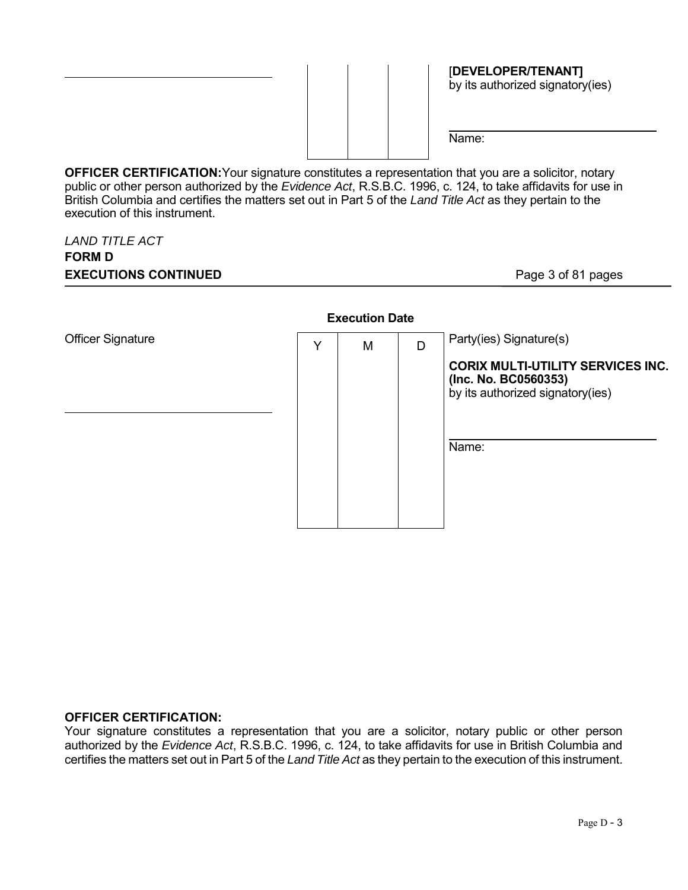| | Y | M | D | [**DEVELOPER/TENANT]** by its authorized signatory(ies) |
|---|---|---|---|---|
| | | | | Name: |

**OFFICER CERTIFICATION:** Your signature constitutes a representation that you are a solicitor, notary public or other person authorized by the *Evidence Act*, R.S.B.C. 1996, c. 124, to take affidavits for use in British Columbia and certifies the matters set out in Part 5 of the *Land Title Act* as they pertain to the execution of this instrument.

*LAND TITLE ACT*

**FORM D**

**EXECUTIONS CONTINUED**

Page 3 of 81 pages

| Officer Signature | Execution Date | | | Party(ies) Signature(s) |
|---|---|---|---|---|
| | Y | M | D | **CORIX MULTI-UTILITY SERVICES INC. (Inc. No. BC0560353)** by its authorized signatory(ies) |
| | | | | Name: |

**OFFICER CERTIFICATION:**

Your signature constitutes a representation that you are a solicitor, notary public or other person authorized by the *Evidence Act*, R.S.B.C. 1996, c. 124, to take affidavits for use in British Columbia and certifies the matters set out in Part 5 of the *Land Title Act* as they pertain to the execution of this instrument.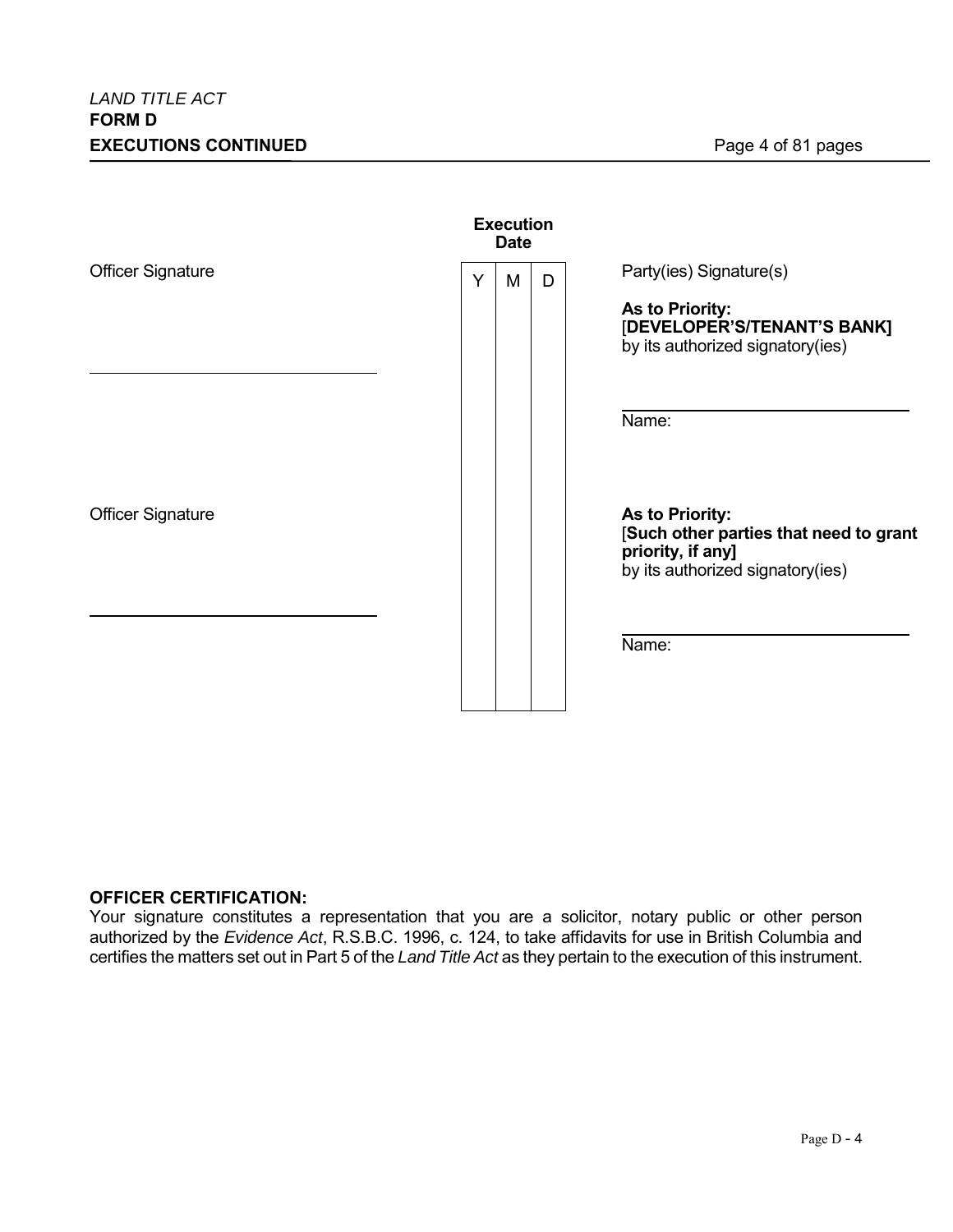*LAND TITLE ACT*
**FORM D**
**EXECUTIONS CONTINUED**

| Officer Signature | Execution Date | | | Party(ies) Signature(s) |
|---|---|---|---|---|
| | Y | M | D | |
| Officer Signature<br><br>_______________________________ | | | | **As to Priority:**<br>[**DEVELOPER'S/TENANT'S BANK]**<br>by its authorized signatory(ies)<br><br>_______________________________<br>Name: |
| Officer Signature<br><br>_______________________________ | | | | **As to Priority:**<br>[**Such other parties that need to grant priority, if any]**<br>by its authorized signatory(ies)<br><br>_______________________________<br>Name: |

**OFFICER CERTIFICATION:**
Your signature constitutes a representation that you are a solicitor, notary public or other person authorized by the *Evidence Act*, R.S.B.C. 1996, c. 124, to take affidavits for use in British Columbia and certifies the matters set out in Part 5 of the *Land Title Act* as they pertain to the execution of this instrument.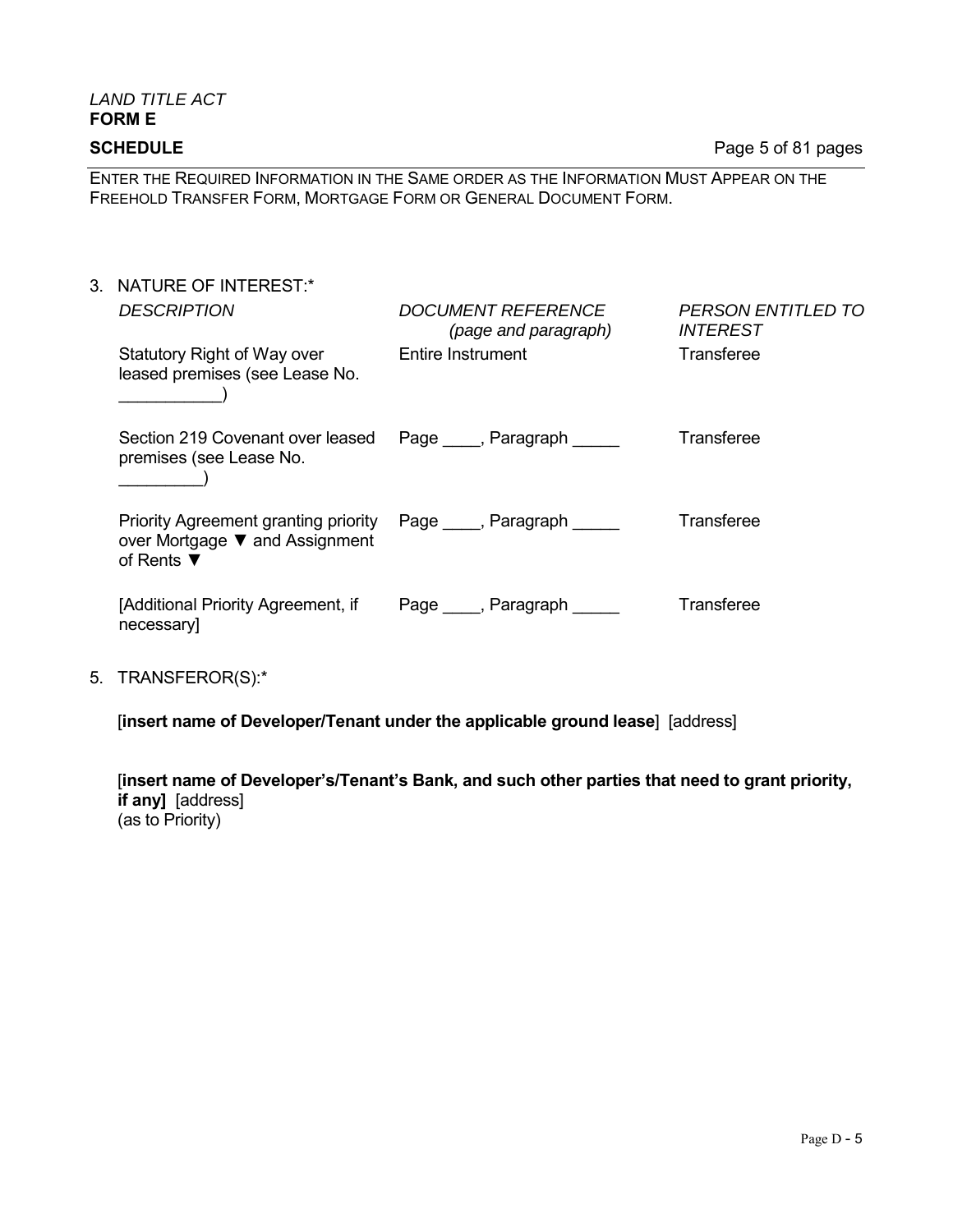*LAND TITLE ACT*
**FORM E**

**SCHEDULE**

ENTER THE REQUIRED INFORMATION IN THE SAME ORDER AS THE INFORMATION MUST APPEAR ON THE FREEHOLD TRANSFER FORM, MORTGAGE FORM OR GENERAL DOCUMENT FORM.

3. NATURE OF INTEREST:*

| *DESCRIPTION* | *DOCUMENT REFERENCE (page and paragraph)* | *PERSON ENTITLED TO INTEREST* |
|---|---|---|
| Statutory Right of Way over leased premises (see Lease No. ___________) | Entire Instrument | Transferee |
| Section 219 Covenant over leased premises (see Lease No. _________) | Page ____, Paragraph _____ | Transferee |
| Priority Agreement granting priority over Mortgage ▼ and Assignment of Rents ▼ | Page ____, Paragraph _____ | Transferee |
| [Additional Priority Agreement, if necessary] | Page ____, Paragraph _____ | Transferee |

5. TRANSFEROR(S):*

   [**insert name of Developer/Tenant under the applicable ground lease**] [address]

   [**insert name of Developer's/Tenant's Bank, and such other parties that need to grant priority, if any]** [address]
   (as to Priority)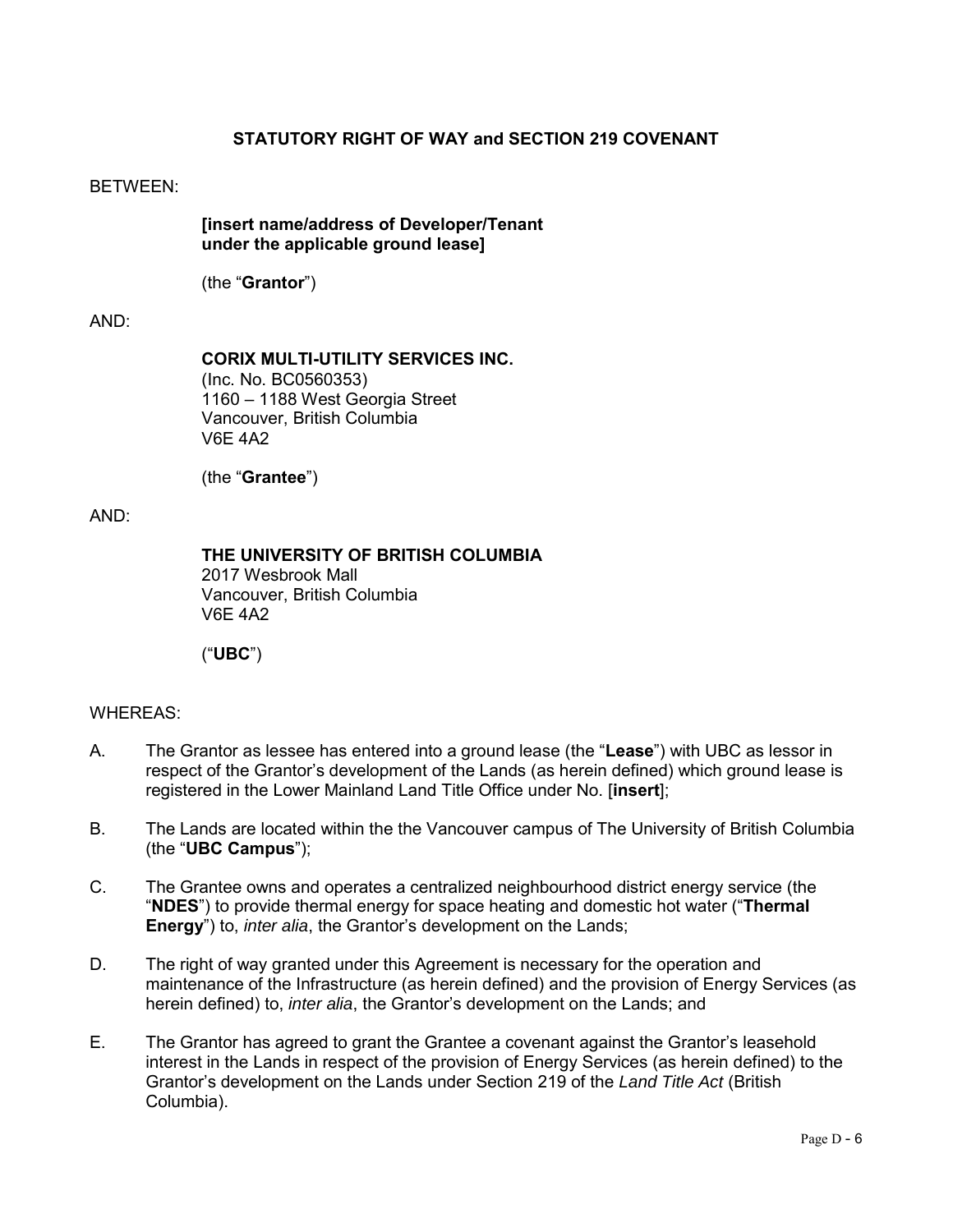**STATUTORY RIGHT OF WAY and SECTION 219 COVENANT**

BETWEEN:

**[insert name/address of Developer/Tenant under the applicable ground lease]**

(the "**Grantor**")

AND:

**CORIX MULTI-UTILITY SERVICES INC.**
(Inc. No. BC0560353)
1160 – 1188 West Georgia Street
Vancouver, British Columbia
V6E 4A2

(the "**Grantee**")

AND:

**THE UNIVERSITY OF BRITISH COLUMBIA**
2017 Wesbrook Mall
Vancouver, British Columbia
V6E 4A2

("**UBC**")

WHEREAS:

A. The Grantor as lessee has entered into a ground lease (the "**Lease**") with UBC as lessor in respect of the Grantor's development of the Lands (as herein defined) which ground lease is registered in the Lower Mainland Land Title Office under No. [**insert**];

B. The Lands are located within the the Vancouver campus of The University of British Columbia (the "**UBC Campus**");

C. The Grantee owns and operates a centralized neighbourhood district energy service (the "**NDES**") to provide thermal energy for space heating and domestic hot water ("**Thermal Energy**") to, *inter alia*, the Grantor's development on the Lands;

D. The right of way granted under this Agreement is necessary for the operation and maintenance of the Infrastructure (as herein defined) and the provision of Energy Services (as herein defined) to, *inter alia*, the Grantor's development on the Lands; and

E. The Grantor has agreed to grant the Grantee a covenant against the Grantor's leasehold interest in the Lands in respect of the provision of Energy Services (as herein defined) to the Grantor's development on the Lands under Section 219 of the *Land Title Act* (British Columbia).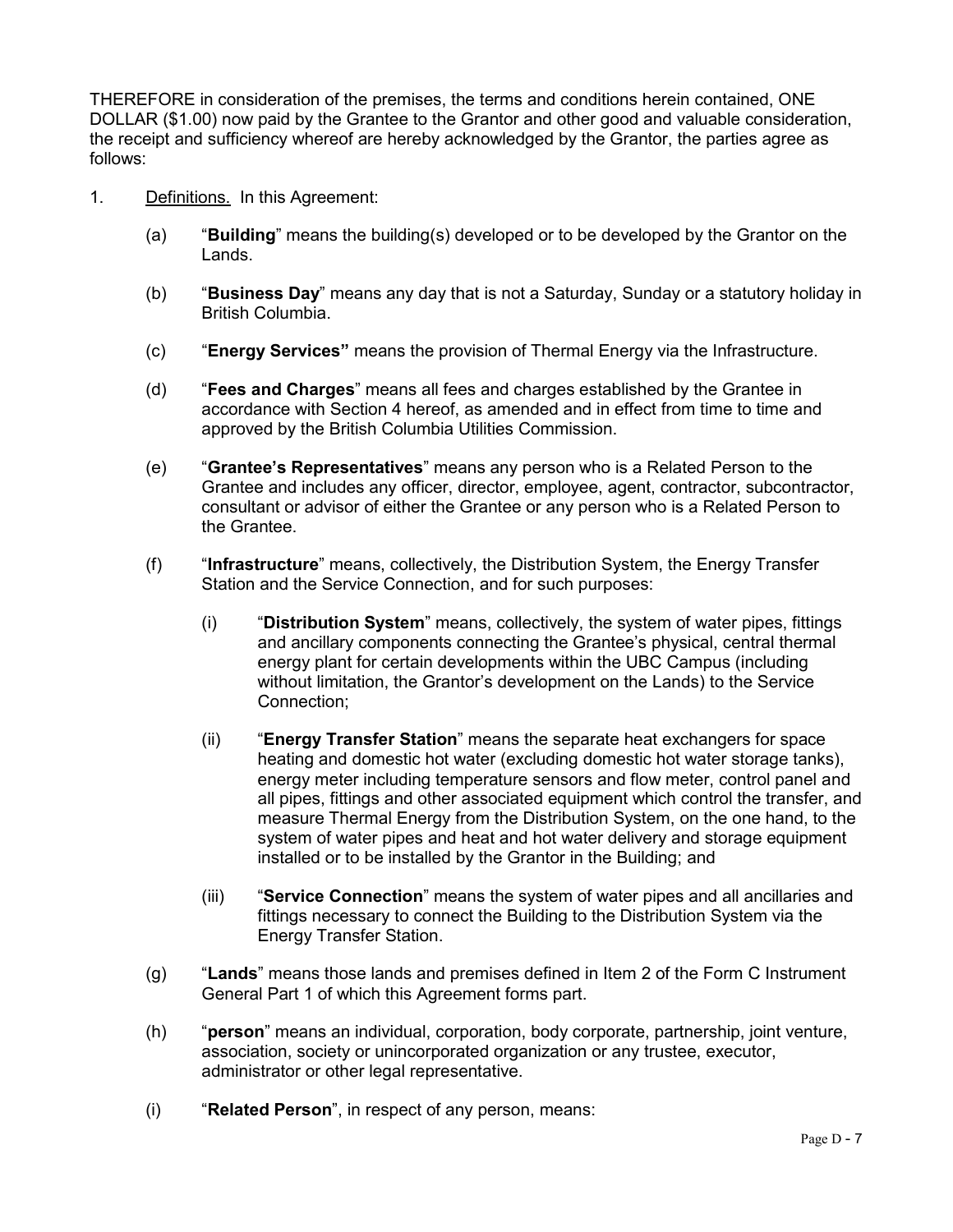THEREFORE in consideration of the premises, the terms and conditions herein contained, ONE DOLLAR ($1.00) now paid by the Grantee to the Grantor and other good and valuable consideration, the receipt and sufficiency whereof are hereby acknowledged by the Grantor, the parties agree as follows:

1. <u>Definitions.</u> In this Agreement:

   (a) "**Building**" means the building(s) developed or to be developed by the Grantor on the Lands.

   (b) "**Business Day**" means any day that is not a Saturday, Sunday or a statutory holiday in British Columbia.

   (c) "**Energy Services"** means the provision of Thermal Energy via the Infrastructure.

   (d) "**Fees and Charges**" means all fees and charges established by the Grantee in accordance with Section 4 hereof, as amended and in effect from time to time and approved by the British Columbia Utilities Commission.

   (e) "**Grantee's Representatives**" means any person who is a Related Person to the Grantee and includes any officer, director, employee, agent, contractor, subcontractor, consultant or advisor of either the Grantee or any person who is a Related Person to the Grantee.

   (f) "**Infrastructure**" means, collectively, the Distribution System, the Energy Transfer Station and the Service Connection, and for such purposes:

      (i) "**Distribution System**" means, collectively, the system of water pipes, fittings and ancillary components connecting the Grantee's physical, central thermal energy plant for certain developments within the UBC Campus (including without limitation, the Grantor's development on the Lands) to the Service Connection;

      (ii) "**Energy Transfer Station**" means the separate heat exchangers for space heating and domestic hot water (excluding domestic hot water storage tanks), energy meter including temperature sensors and flow meter, control panel and all pipes, fittings and other associated equipment which control the transfer, and measure Thermal Energy from the Distribution System, on the one hand, to the system of water pipes and heat and hot water delivery and storage equipment installed or to be installed by the Grantor in the Building; and

      (iii) "**Service Connection**" means the system of water pipes and all ancillaries and fittings necessary to connect the Building to the Distribution System via the Energy Transfer Station.

   (g) "**Lands**" means those lands and premises defined in Item 2 of the Form C Instrument General Part 1 of which this Agreement forms part.

   (h) "**person**" means an individual, corporation, body corporate, partnership, joint venture, association, society or unincorporated organization or any trustee, executor, administrator or other legal representative.

   (i) "**Related Person**", in respect of any person, means: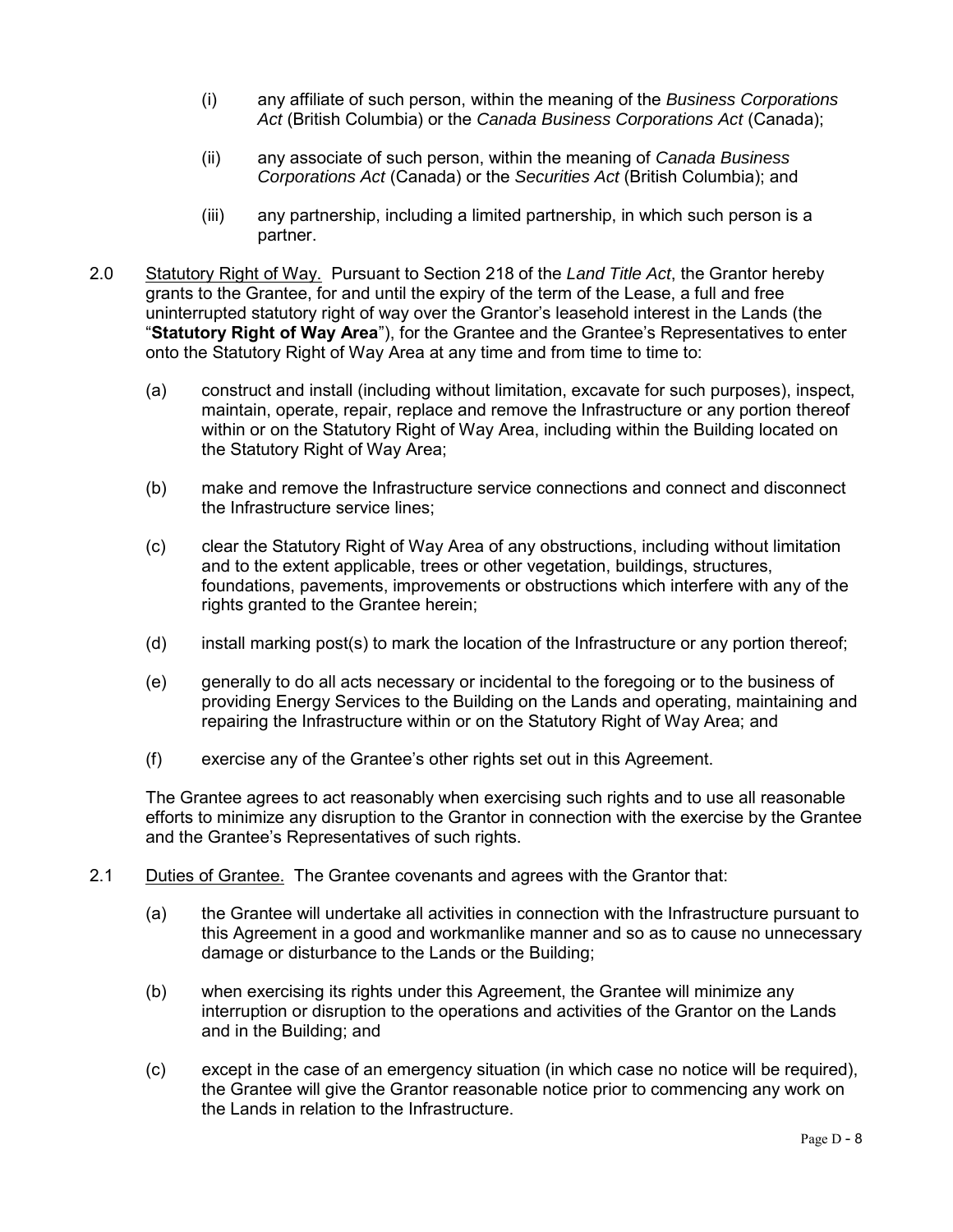(i) any affiliate of such person, within the meaning of the *Business Corporations Act* (British Columbia) or the *Canada Business Corporations Act* (Canada);

(ii) any associate of such person, within the meaning of *Canada Business Corporations Act* (Canada) or the *Securities Act* (British Columbia); and

(iii) any partnership, including a limited partnership, in which such person is a partner.

2.0 Statutory Right of Way. Pursuant to Section 218 of the *Land Title Act*, the Grantor hereby grants to the Grantee, for and until the expiry of the term of the Lease, a full and free uninterrupted statutory right of way over the Grantor's leasehold interest in the Lands (the "**Statutory Right of Way Area**"), for the Grantee and the Grantee's Representatives to enter onto the Statutory Right of Way Area at any time and from time to time to:

(a) construct and install (including without limitation, excavate for such purposes), inspect, maintain, operate, repair, replace and remove the Infrastructure or any portion thereof within or on the Statutory Right of Way Area, including within the Building located on the Statutory Right of Way Area;

(b) make and remove the Infrastructure service connections and connect and disconnect the Infrastructure service lines;

(c) clear the Statutory Right of Way Area of any obstructions, including without limitation and to the extent applicable, trees or other vegetation, buildings, structures, foundations, pavements, improvements or obstructions which interfere with any of the rights granted to the Grantee herein;

(d) install marking post(s) to mark the location of the Infrastructure or any portion thereof;

(e) generally to do all acts necessary or incidental to the foregoing or to the business of providing Energy Services to the Building on the Lands and operating, maintaining and repairing the Infrastructure within or on the Statutory Right of Way Area; and

(f) exercise any of the Grantee's other rights set out in this Agreement.

The Grantee agrees to act reasonably when exercising such rights and to use all reasonable efforts to minimize any disruption to the Grantor in connection with the exercise by the Grantee and the Grantee's Representatives of such rights.

2.1 Duties of Grantee. The Grantee covenants and agrees with the Grantor that:

(a) the Grantee will undertake all activities in connection with the Infrastructure pursuant to this Agreement in a good and workmanlike manner and so as to cause no unnecessary damage or disturbance to the Lands or the Building;

(b) when exercising its rights under this Agreement, the Grantee will minimize any interruption or disruption to the operations and activities of the Grantor on the Lands and in the Building; and

(c) except in the case of an emergency situation (in which case no notice will be required), the Grantee will give the Grantor reasonable notice prior to commencing any work on the Lands in relation to the Infrastructure.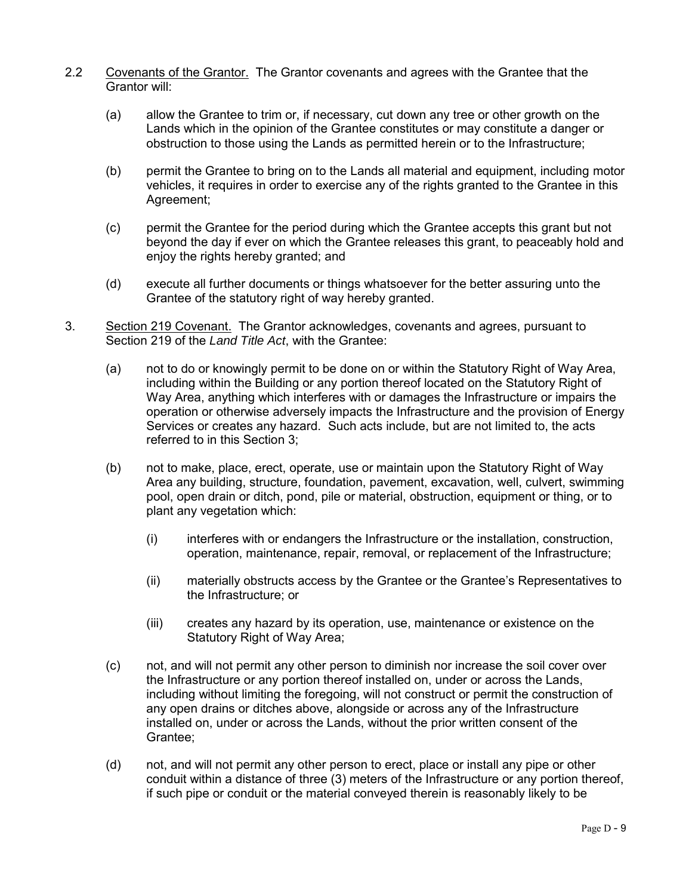2.2 Covenants of the Grantor. The Grantor covenants and agrees with the Grantee that the Grantor will:

(a) allow the Grantee to trim or, if necessary, cut down any tree or other growth on the Lands which in the opinion of the Grantee constitutes or may constitute a danger or obstruction to those using the Lands as permitted herein or to the Infrastructure;

(b) permit the Grantee to bring on to the Lands all material and equipment, including motor vehicles, it requires in order to exercise any of the rights granted to the Grantee in this Agreement;

(c) permit the Grantee for the period during which the Grantee accepts this grant but not beyond the day if ever on which the Grantee releases this grant, to peaceably hold and enjoy the rights hereby granted; and

(d) execute all further documents or things whatsoever for the better assuring unto the Grantee of the statutory right of way hereby granted.

3. Section 219 Covenant. The Grantor acknowledges, covenants and agrees, pursuant to Section 219 of the *Land Title Act*, with the Grantee:

(a) not to do or knowingly permit to be done on or within the Statutory Right of Way Area, including within the Building or any portion thereof located on the Statutory Right of Way Area, anything which interferes with or damages the Infrastructure or impairs the operation or otherwise adversely impacts the Infrastructure and the provision of Energy Services or creates any hazard. Such acts include, but are not limited to, the acts referred to in this Section 3;

(b) not to make, place, erect, operate, use or maintain upon the Statutory Right of Way Area any building, structure, foundation, pavement, excavation, well, culvert, swimming pool, open drain or ditch, pond, pile or material, obstruction, equipment or thing, or to plant any vegetation which:

   (i) interferes with or endangers the Infrastructure or the installation, construction, operation, maintenance, repair, removal, or replacement of the Infrastructure;

   (ii) materially obstructs access by the Grantee or the Grantee's Representatives to the Infrastructure; or

   (iii) creates any hazard by its operation, use, maintenance or existence on the Statutory Right of Way Area;

(c) not, and will not permit any other person to diminish nor increase the soil cover over the Infrastructure or any portion thereof installed on, under or across the Lands, including without limiting the foregoing, will not construct or permit the construction of any open drains or ditches above, alongside or across any of the Infrastructure installed on, under or across the Lands, without the prior written consent of the Grantee;

(d) not, and will not permit any other person to erect, place or install any pipe or other conduit within a distance of three (3) meters of the Infrastructure or any portion thereof, if such pipe or conduit or the material conveyed therein is reasonably likely to be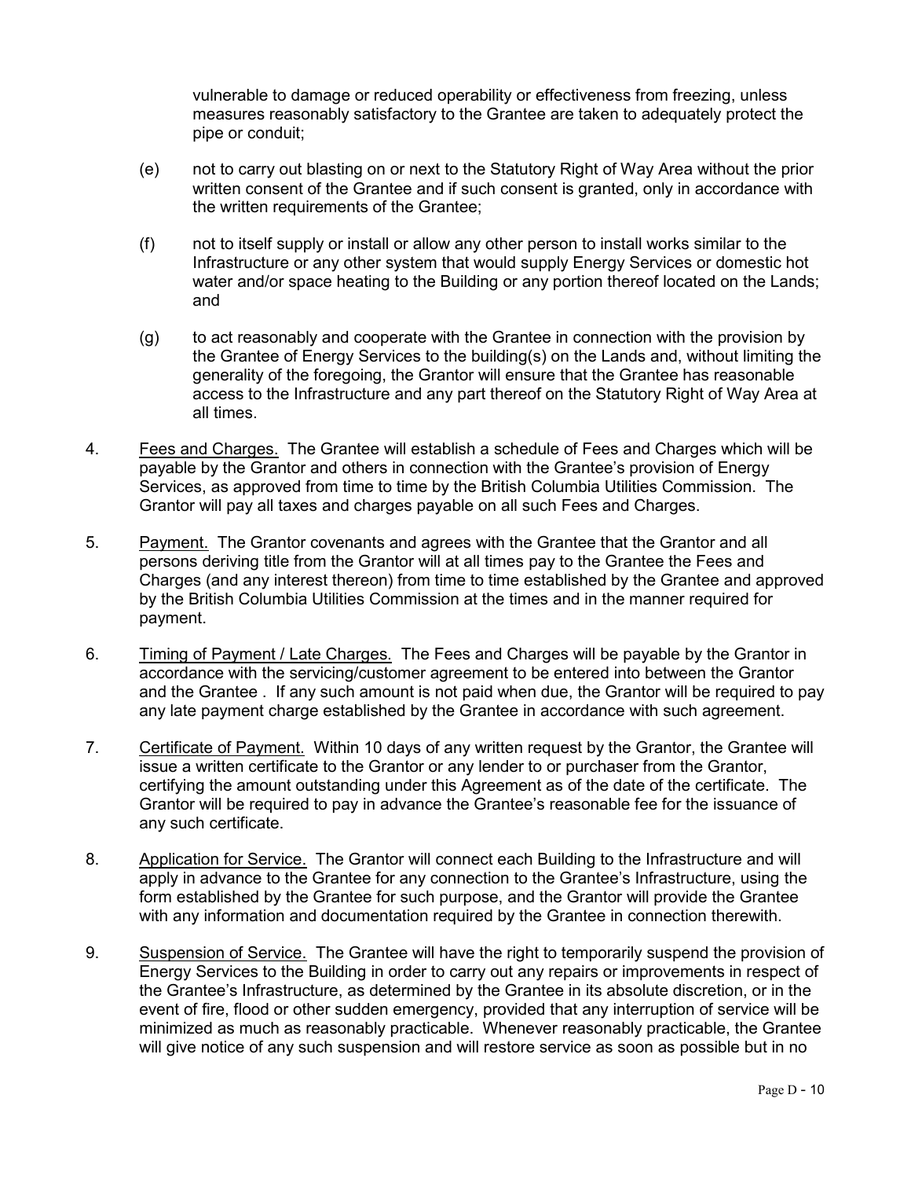vulnerable to damage or reduced operability or effectiveness from freezing, unless measures reasonably satisfactory to the Grantee are taken to adequately protect the pipe or conduit;

(e) not to carry out blasting on or next to the Statutory Right of Way Area without the prior written consent of the Grantee and if such consent is granted, only in accordance with the written requirements of the Grantee;

(f) not to itself supply or install or allow any other person to install works similar to the Infrastructure or any other system that would supply Energy Services or domestic hot water and/or space heating to the Building or any portion thereof located on the Lands; and

(g) to act reasonably and cooperate with the Grantee in connection with the provision by the Grantee of Energy Services to the building(s) on the Lands and, without limiting the generality of the foregoing, the Grantor will ensure that the Grantee has reasonable access to the Infrastructure and any part thereof on the Statutory Right of Way Area at all times.

4. Fees and Charges. The Grantee will establish a schedule of Fees and Charges which will be payable by the Grantor and others in connection with the Grantee's provision of Energy Services, as approved from time to time by the British Columbia Utilities Commission. The Grantor will pay all taxes and charges payable on all such Fees and Charges.

5. Payment. The Grantor covenants and agrees with the Grantee that the Grantor and all persons deriving title from the Grantor will at all times pay to the Grantee the Fees and Charges (and any interest thereon) from time to time established by the Grantee and approved by the British Columbia Utilities Commission at the times and in the manner required for payment.

6. Timing of Payment / Late Charges. The Fees and Charges will be payable by the Grantor in accordance with the servicing/customer agreement to be entered into between the Grantor and the Grantee . If any such amount is not paid when due, the Grantor will be required to pay any late payment charge established by the Grantee in accordance with such agreement.

7. Certificate of Payment. Within 10 days of any written request by the Grantor, the Grantee will issue a written certificate to the Grantor or any lender to or purchaser from the Grantor, certifying the amount outstanding under this Agreement as of the date of the certificate. The Grantor will be required to pay in advance the Grantee's reasonable fee for the issuance of any such certificate.

8. Application for Service. The Grantor will connect each Building to the Infrastructure and will apply in advance to the Grantee for any connection to the Grantee's Infrastructure, using the form established by the Grantee for such purpose, and the Grantor will provide the Grantee with any information and documentation required by the Grantee in connection therewith.

9. Suspension of Service. The Grantee will have the right to temporarily suspend the provision of Energy Services to the Building in order to carry out any repairs or improvements in respect of the Grantee's Infrastructure, as determined by the Grantee in its absolute discretion, or in the event of fire, flood or other sudden emergency, provided that any interruption of service will be minimized as much as reasonably practicable. Whenever reasonably practicable, the Grantee will give notice of any such suspension and will restore service as soon as possible but in no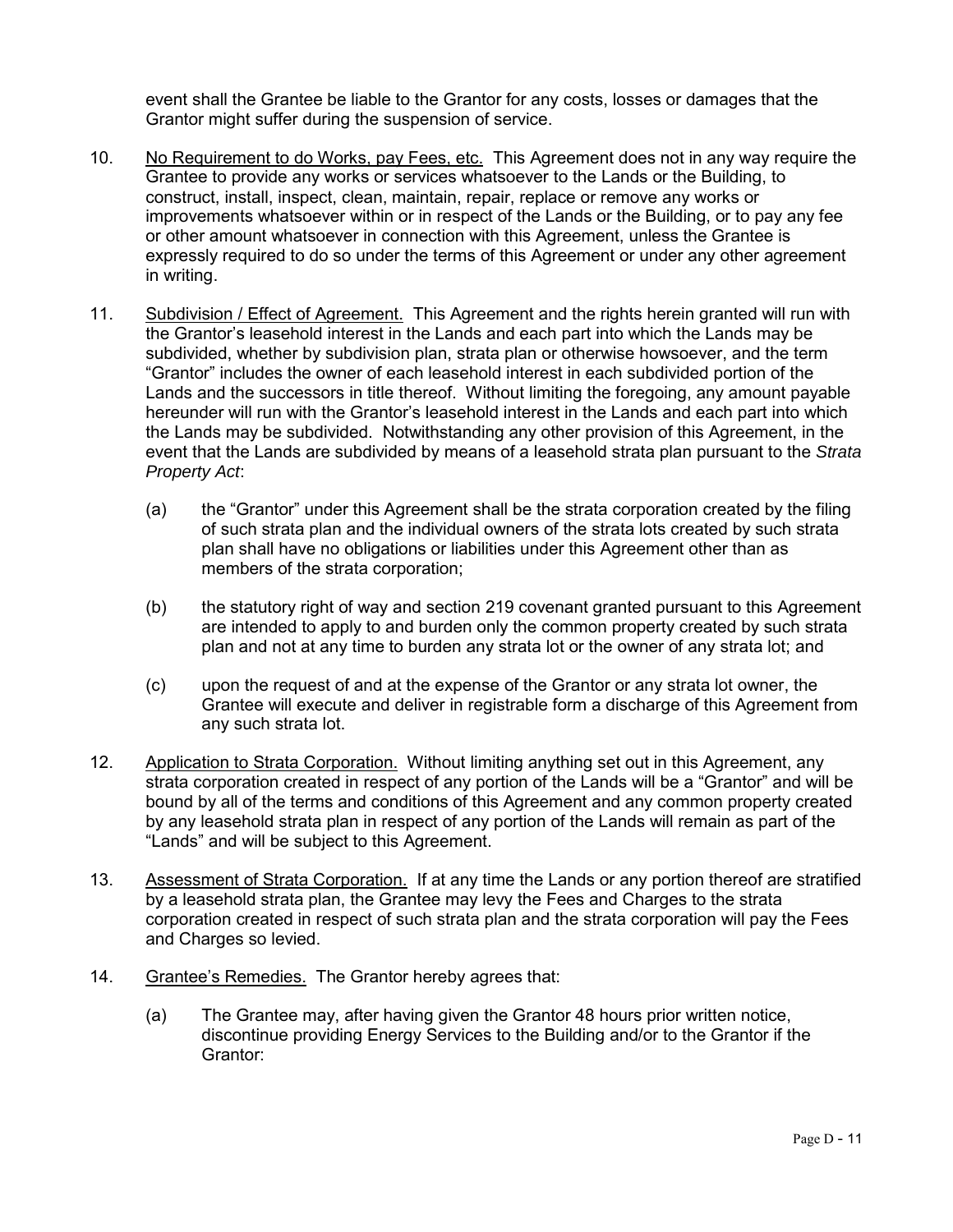event shall the Grantee be liable to the Grantor for any costs, losses or damages that the Grantor might suffer during the suspension of service.

10. No Requirement to do Works, pay Fees, etc. This Agreement does not in any way require the Grantee to provide any works or services whatsoever to the Lands or the Building, to construct, install, inspect, clean, maintain, repair, replace or remove any works or improvements whatsoever within or in respect of the Lands or the Building, or to pay any fee or other amount whatsoever in connection with this Agreement, unless the Grantee is expressly required to do so under the terms of this Agreement or under any other agreement in writing.

11. Subdivision / Effect of Agreement. This Agreement and the rights herein granted will run with the Grantor's leasehold interest in the Lands and each part into which the Lands may be subdivided, whether by subdivision plan, strata plan or otherwise howsoever, and the term "Grantor" includes the owner of each leasehold interest in each subdivided portion of the Lands and the successors in title thereof. Without limiting the foregoing, any amount payable hereunder will run with the Grantor's leasehold interest in the Lands and each part into which the Lands may be subdivided. Notwithstanding any other provision of this Agreement, in the event that the Lands are subdivided by means of a leasehold strata plan pursuant to the *Strata Property Act*:

    (a) the "Grantor" under this Agreement shall be the strata corporation created by the filing of such strata plan and the individual owners of the strata lots created by such strata plan shall have no obligations or liabilities under this Agreement other than as members of the strata corporation;

    (b) the statutory right of way and section 219 covenant granted pursuant to this Agreement are intended to apply to and burden only the common property created by such strata plan and not at any time to burden any strata lot or the owner of any strata lot; and

    (c) upon the request of and at the expense of the Grantor or any strata lot owner, the Grantee will execute and deliver in registrable form a discharge of this Agreement from any such strata lot.

12. Application to Strata Corporation. Without limiting anything set out in this Agreement, any strata corporation created in respect of any portion of the Lands will be a "Grantor" and will be bound by all of the terms and conditions of this Agreement and any common property created by any leasehold strata plan in respect of any portion of the Lands will remain as part of the "Lands" and will be subject to this Agreement.

13. Assessment of Strata Corporation. If at any time the Lands or any portion thereof are stratified by a leasehold strata plan, the Grantee may levy the Fees and Charges to the strata corporation created in respect of such strata plan and the strata corporation will pay the Fees and Charges so levied.

14. Grantee's Remedies. The Grantor hereby agrees that:

    (a) The Grantee may, after having given the Grantor 48 hours prior written notice, discontinue providing Energy Services to the Building and/or to the Grantor if the Grantor: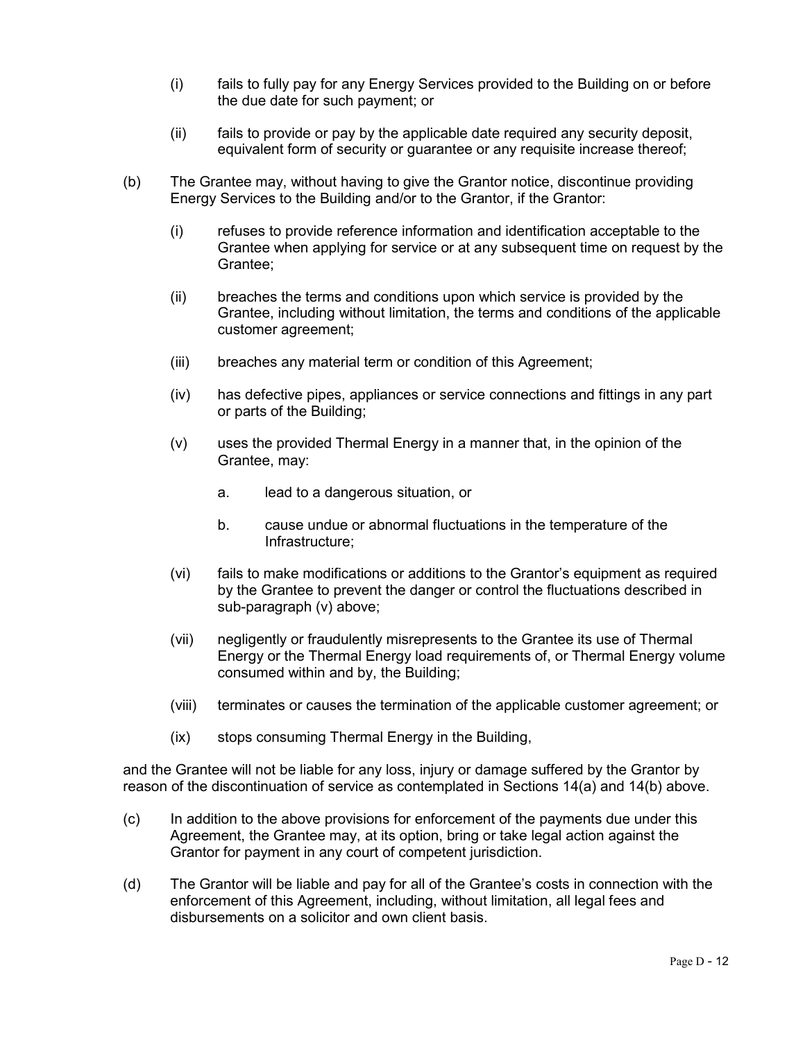(i) fails to fully pay for any Energy Services provided to the Building on or before the due date for such payment; or

(ii) fails to provide or pay by the applicable date required any security deposit, equivalent form of security or guarantee or any requisite increase thereof;

(b) The Grantee may, without having to give the Grantor notice, discontinue providing Energy Services to the Building and/or to the Grantor, if the Grantor:

(i) refuses to provide reference information and identification acceptable to the Grantee when applying for service or at any subsequent time on request by the Grantee;

(ii) breaches the terms and conditions upon which service is provided by the Grantee, including without limitation, the terms and conditions of the applicable customer agreement;

(iii) breaches any material term or condition of this Agreement;

(iv) has defective pipes, appliances or service connections and fittings in any part or parts of the Building;

(v) uses the provided Thermal Energy in a manner that, in the opinion of the Grantee, may:

a. lead to a dangerous situation, or

b. cause undue or abnormal fluctuations in the temperature of the Infrastructure;

(vi) fails to make modifications or additions to the Grantor's equipment as required by the Grantee to prevent the danger or control the fluctuations described in sub-paragraph (v) above;

(vii) negligently or fraudulently misrepresents to the Grantee its use of Thermal Energy or the Thermal Energy load requirements of, or Thermal Energy volume consumed within and by, the Building;

(viii) terminates or causes the termination of the applicable customer agreement; or

(ix) stops consuming Thermal Energy in the Building,

and the Grantee will not be liable for any loss, injury or damage suffered by the Grantor by reason of the discontinuation of service as contemplated in Sections 14(a) and 14(b) above.

(c) In addition to the above provisions for enforcement of the payments due under this Agreement, the Grantee may, at its option, bring or take legal action against the Grantor for payment in any court of competent jurisdiction.

(d) The Grantor will be liable and pay for all of the Grantee's costs in connection with the enforcement of this Agreement, including, without limitation, all legal fees and disbursements on a solicitor and own client basis.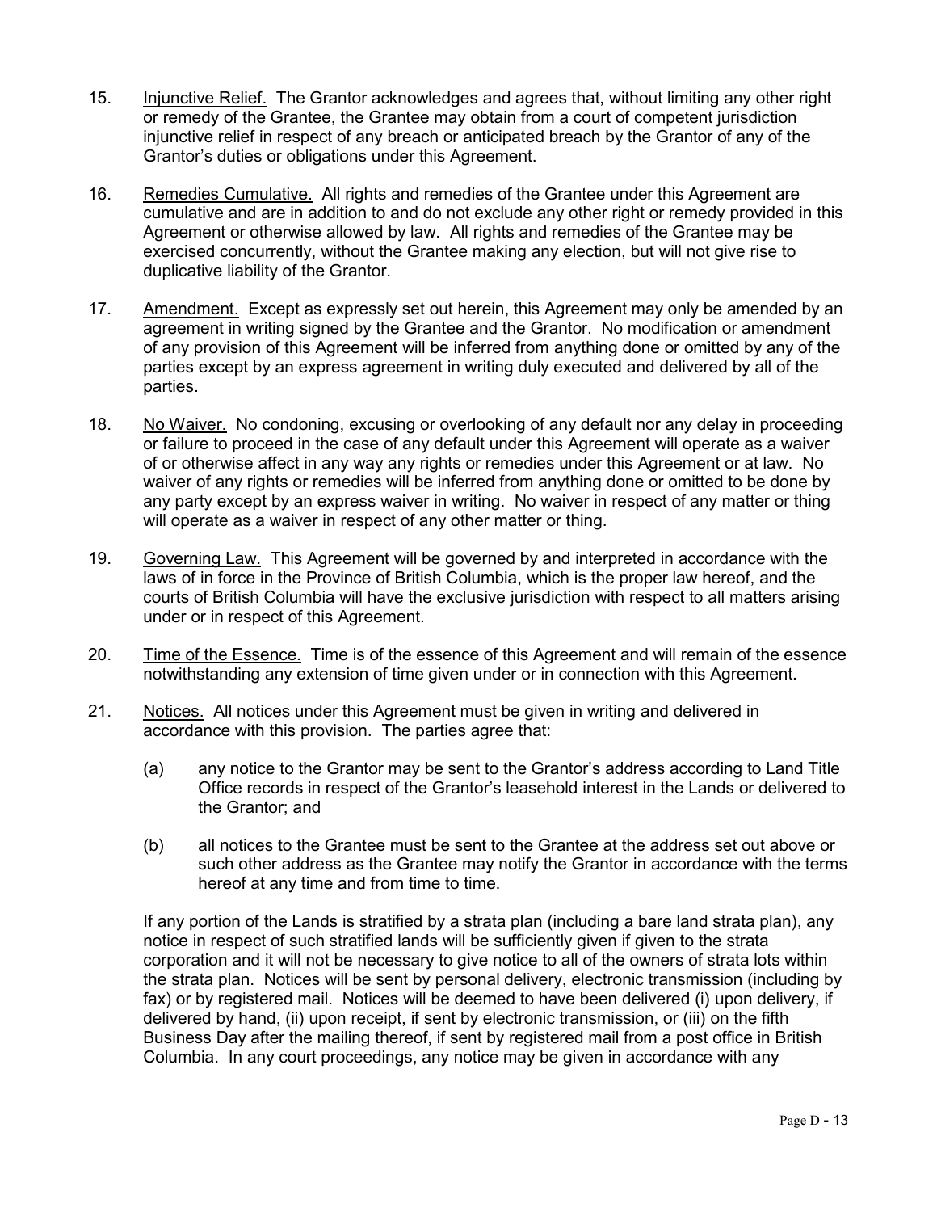15. <u>Injunctive Relief.</u> The Grantor acknowledges and agrees that, without limiting any other right or remedy of the Grantee, the Grantee may obtain from a court of competent jurisdiction injunctive relief in respect of any breach or anticipated breach by the Grantor of any of the Grantor's duties or obligations under this Agreement.

16. <u>Remedies Cumulative.</u> All rights and remedies of the Grantee under this Agreement are cumulative and are in addition to and do not exclude any other right or remedy provided in this Agreement or otherwise allowed by law. All rights and remedies of the Grantee may be exercised concurrently, without the Grantee making any election, but will not give rise to duplicative liability of the Grantor.

17. <u>Amendment.</u> Except as expressly set out herein, this Agreement may only be amended by an agreement in writing signed by the Grantee and the Grantor. No modification or amendment of any provision of this Agreement will be inferred from anything done or omitted by any of the parties except by an express agreement in writing duly executed and delivered by all of the parties.

18. <u>No Waiver.</u> No condoning, excusing or overlooking of any default nor any delay in proceeding or failure to proceed in the case of any default under this Agreement will operate as a waiver of or otherwise affect in any way any rights or remedies under this Agreement or at law. No waiver of any rights or remedies will be inferred from anything done or omitted to be done by any party except by an express waiver in writing. No waiver in respect of any matter or thing will operate as a waiver in respect of any other matter or thing.

19. <u>Governing Law.</u> This Agreement will be governed by and interpreted in accordance with the laws of in force in the Province of British Columbia, which is the proper law hereof, and the courts of British Columbia will have the exclusive jurisdiction with respect to all matters arising under or in respect of this Agreement.

20. <u>Time of the Essence.</u> Time is of the essence of this Agreement and will remain of the essence notwithstanding any extension of time given under or in connection with this Agreement.

21. <u>Notices.</u> All notices under this Agreement must be given in writing and delivered in accordance with this provision. The parties agree that:

    (a) any notice to the Grantor may be sent to the Grantor's address according to Land Title Office records in respect of the Grantor's leasehold interest in the Lands or delivered to the Grantor; and

    (b) all notices to the Grantee must be sent to the Grantee at the address set out above or such other address as the Grantee may notify the Grantor in accordance with the terms hereof at any time and from time to time.

    If any portion of the Lands is stratified by a strata plan (including a bare land strata plan), any notice in respect of such stratified lands will be sufficiently given if given to the strata corporation and it will not be necessary to give notice to all of the owners of strata lots within the strata plan. Notices will be sent by personal delivery, electronic transmission (including by fax) or by registered mail. Notices will be deemed to have been delivered (i) upon delivery, if delivered by hand, (ii) upon receipt, if sent by electronic transmission, or (iii) on the fifth Business Day after the mailing thereof, if sent by registered mail from a post office in British Columbia. In any court proceedings, any notice may be given in accordance with any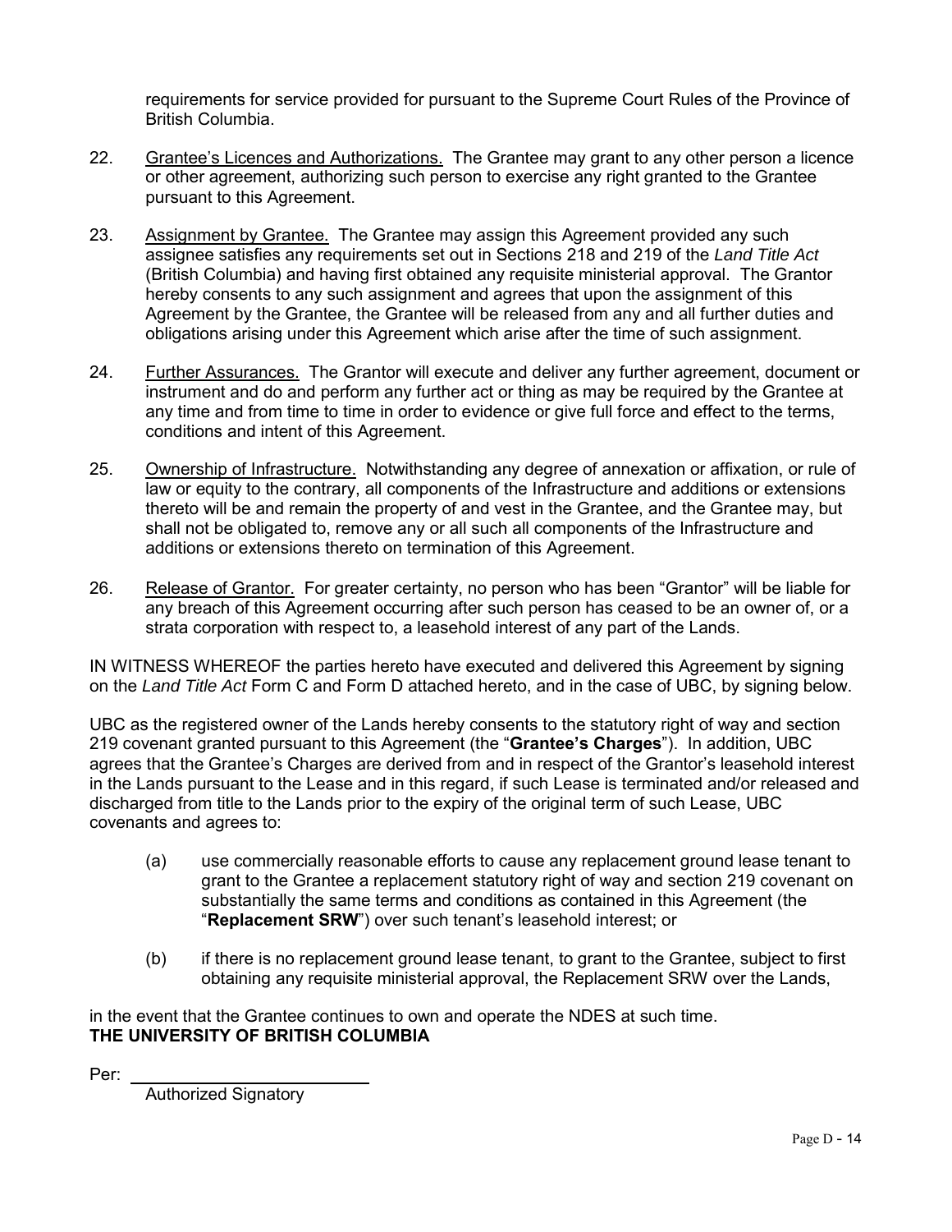requirements for service provided for pursuant to the Supreme Court Rules of the Province of British Columbia.

22. Grantee's Licences and Authorizations. The Grantee may grant to any other person a licence or other agreement, authorizing such person to exercise any right granted to the Grantee pursuant to this Agreement.

23. Assignment by Grantee. The Grantee may assign this Agreement provided any such assignee satisfies any requirements set out in Sections 218 and 219 of the *Land Title Act* (British Columbia) and having first obtained any requisite ministerial approval. The Grantor hereby consents to any such assignment and agrees that upon the assignment of this Agreement by the Grantee, the Grantee will be released from any and all further duties and obligations arising under this Agreement which arise after the time of such assignment.

24. Further Assurances. The Grantor will execute and deliver any further agreement, document or instrument and do and perform any further act or thing as may be required by the Grantee at any time and from time to time in order to evidence or give full force and effect to the terms, conditions and intent of this Agreement.

25. Ownership of Infrastructure. Notwithstanding any degree of annexation or affixation, or rule of law or equity to the contrary, all components of the Infrastructure and additions or extensions thereto will be and remain the property of and vest in the Grantee, and the Grantee may, but shall not be obligated to, remove any or all such all components of the Infrastructure and additions or extensions thereto on termination of this Agreement.

26. Release of Grantor. For greater certainty, no person who has been "Grantor" will be liable for any breach of this Agreement occurring after such person has ceased to be an owner of, or a strata corporation with respect to, a leasehold interest of any part of the Lands.

IN WITNESS WHEREOF the parties hereto have executed and delivered this Agreement by signing on the *Land Title Act* Form C and Form D attached hereto, and in the case of UBC, by signing below.

UBC as the registered owner of the Lands hereby consents to the statutory right of way and section 219 covenant granted pursuant to this Agreement (the "**Grantee's Charges**"). In addition, UBC agrees that the Grantee's Charges are derived from and in respect of the Grantor's leasehold interest in the Lands pursuant to the Lease and in this regard, if such Lease is terminated and/or released and discharged from title to the Lands prior to the expiry of the original term of such Lease, UBC covenants and agrees to:

(a) use commercially reasonable efforts to cause any replacement ground lease tenant to grant to the Grantee a replacement statutory right of way and section 219 covenant on substantially the same terms and conditions as contained in this Agreement (the "**Replacement SRW**") over such tenant's leasehold interest; or

(b) if there is no replacement ground lease tenant, to grant to the Grantee, subject to first obtaining any requisite ministerial approval, the Replacement SRW over the Lands,

in the event that the Grantee continues to own and operate the NDES at such time.

**THE UNIVERSITY OF BRITISH COLUMBIA**

Per: \_\_\_\_\_\_\_\_\_\_\_\_\_\_\_\_\_\_\_\_\_\_\_\_\_

Authorized Signatory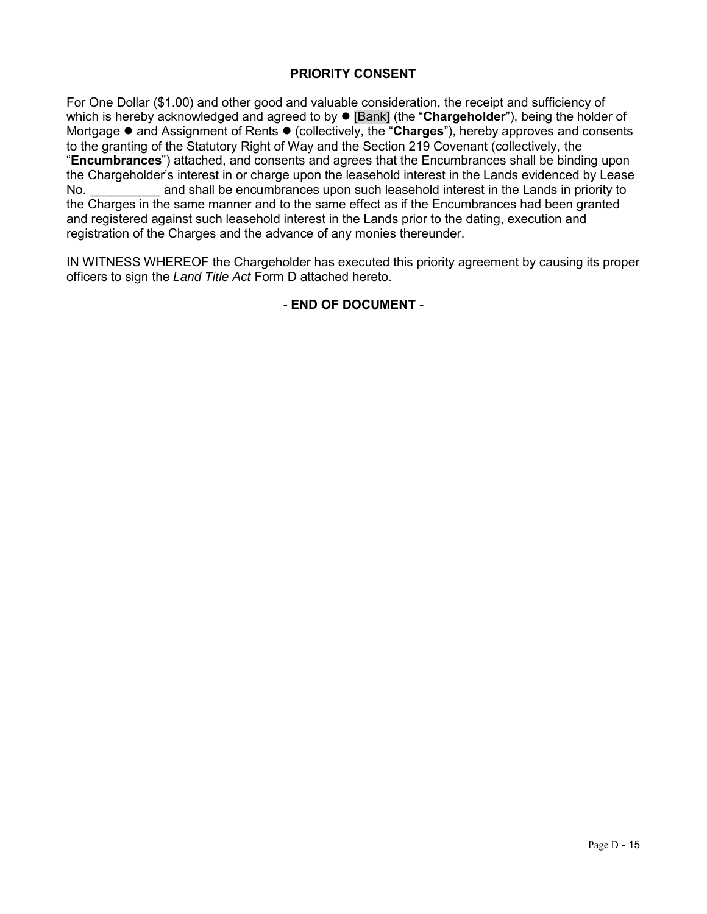## PRIORITY CONSENT

For One Dollar ($1.00) and other good and valuable consideration, the receipt and sufficiency of which is hereby acknowledged and agreed to by ● [Bank] (the "**Chargeholder**"), being the holder of Mortgage ● and Assignment of Rents ● (collectively, the "**Charges**"), hereby approves and consents to the granting of the Statutory Right of Way and the Section 219 Covenant (collectively, the "**Encumbrances**") attached, and consents and agrees that the Encumbrances shall be binding upon the Chargeholder's interest in or charge upon the leasehold interest in the Lands evidenced by Lease No. __________ and shall be encumbrances upon such leasehold interest in the Lands in priority to the Charges in the same manner and to the same effect as if the Encumbrances had been granted and registered against such leasehold interest in the Lands prior to the dating, execution and registration of the Charges and the advance of any monies thereunder.

IN WITNESS WHEREOF the Chargeholder has executed this priority agreement by causing its proper officers to sign the *Land Title Act* Form D attached hereto.

**- END OF DOCUMENT -**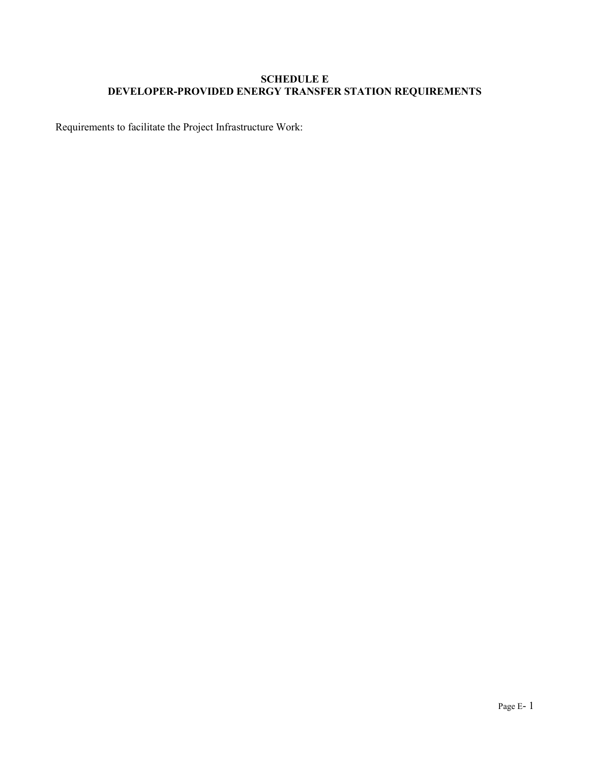# SCHEDULE E
# DEVELOPER-PROVIDED ENERGY TRANSFER STATION REQUIREMENTS

Requirements to facilitate the Project Infrastructure Work: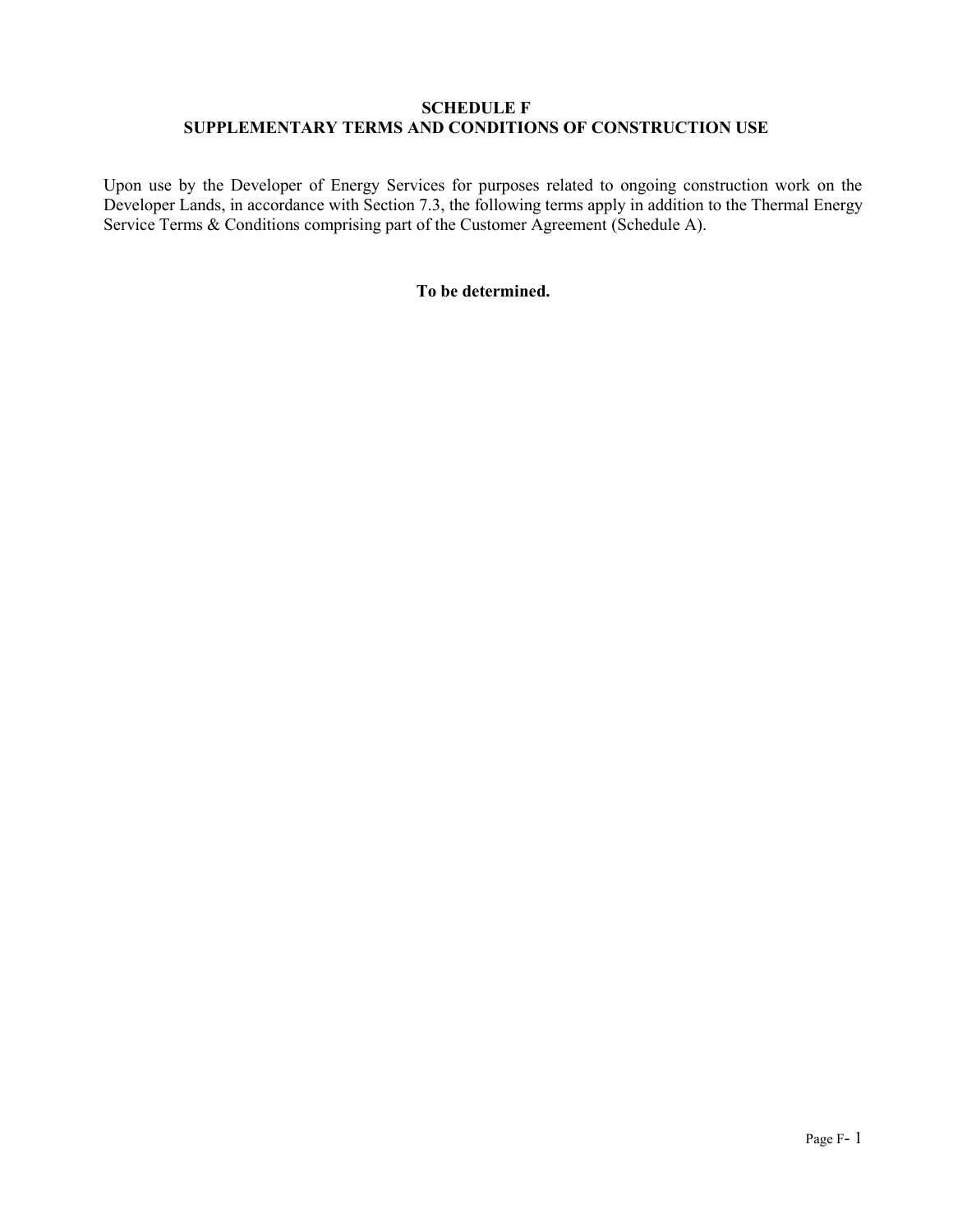# SCHEDULE F
# SUPPLEMENTARY TERMS AND CONDITIONS OF CONSTRUCTION USE

Upon use by the Developer of Energy Services for purposes related to ongoing construction work on the Developer Lands, in accordance with Section 7.3, the following terms apply in addition to the Thermal Energy Service Terms & Conditions comprising part of the Customer Agreement (Schedule A).

**To be determined.**